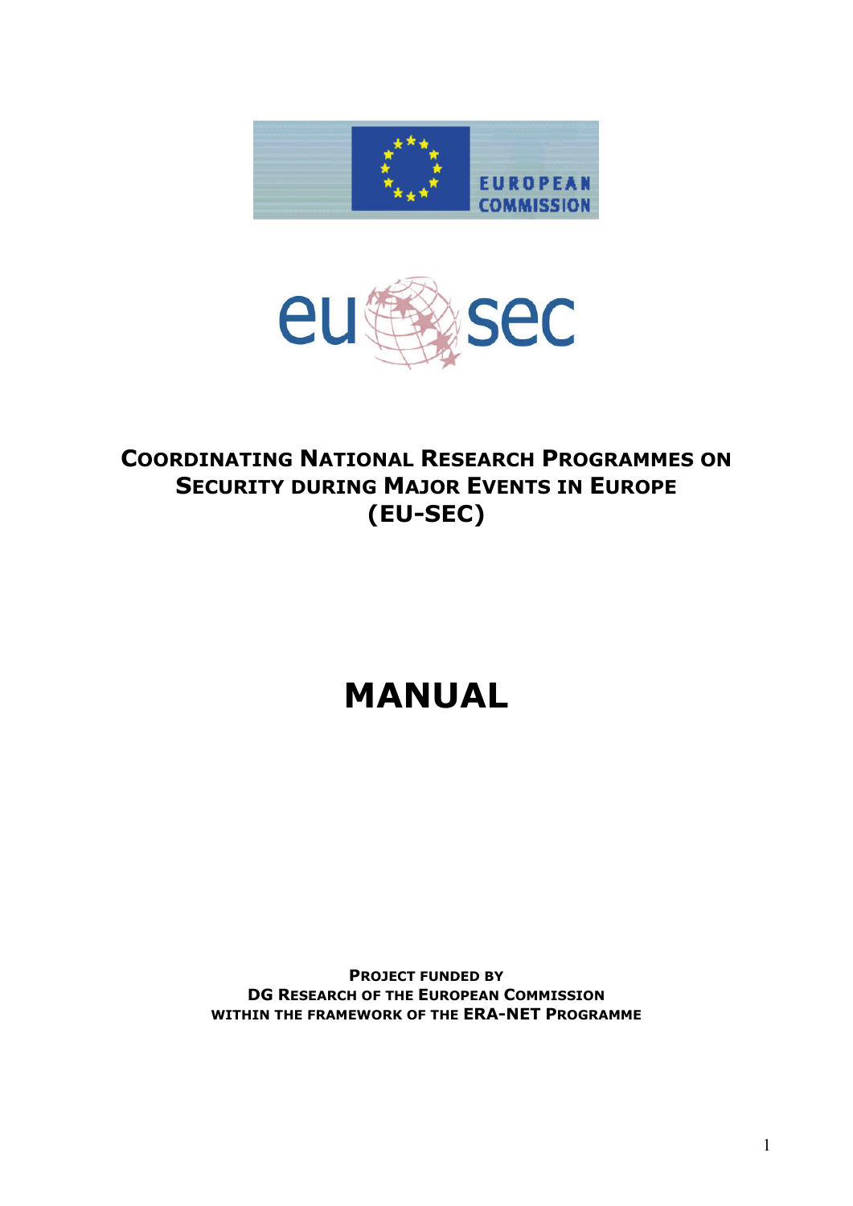# COORDINATING NATIONAL RESEARCH PROGRAMMES ON SECURITY DURING MAJOR EVENTS IN EUROPE (EU-SEC)

# MANUAL

**PROJECT FUNDED BY**
**DG RESEARCH OF THE EUROPEAN COMMISSION**
**WITHIN THE FRAMEWORK OF THE ERA-NET PROGRAMME**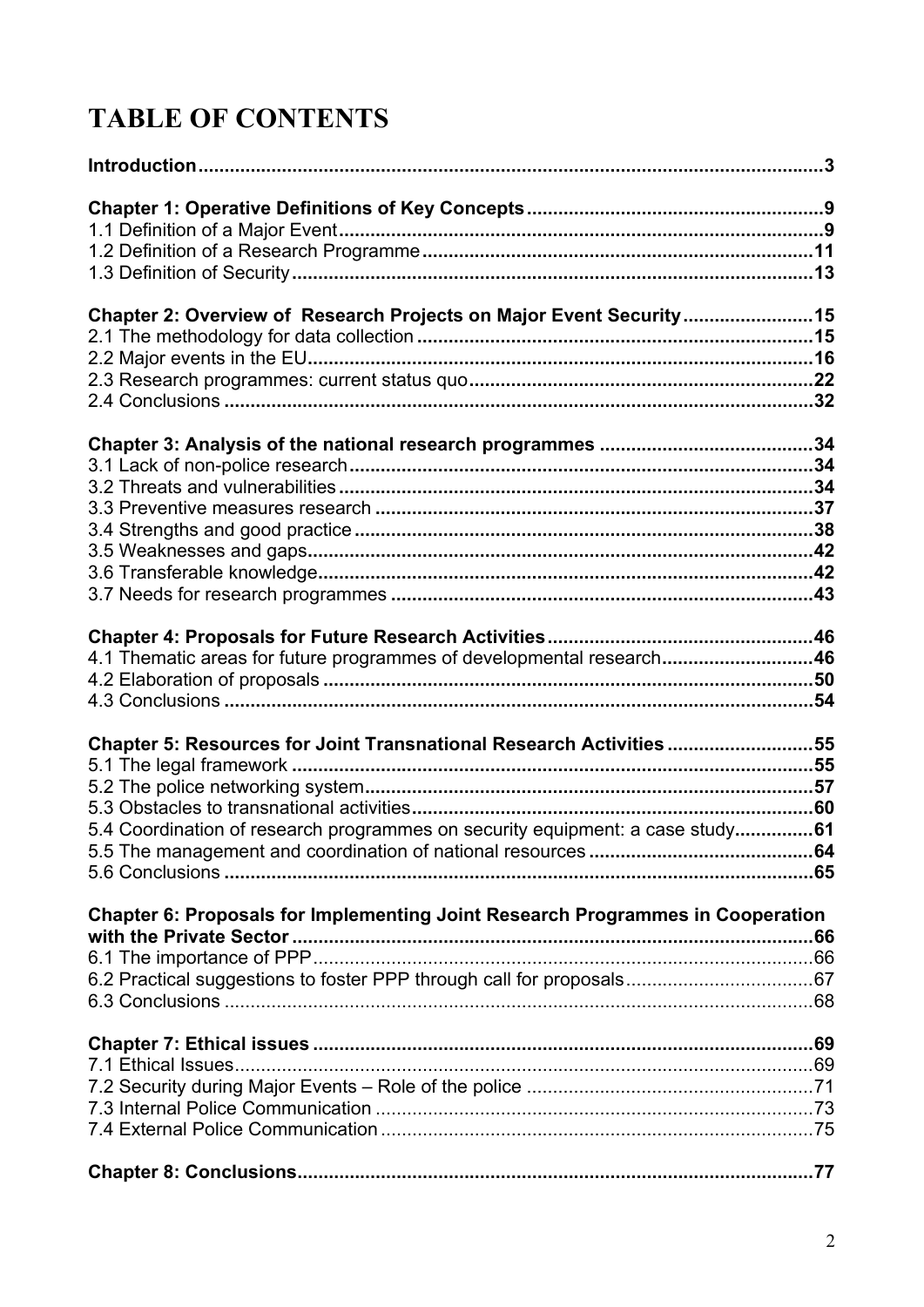# TABLE OF CONTENTS

**Introduction** ... **3**

**Chapter 1: Operative Definitions of Key Concepts** ... **9**
1.1 Definition of a Major Event ... **9**
1.2 Definition of a Research Programme ... **11**
1.3 Definition of Security ... **13**

**Chapter 2: Overview of Research Projects on Major Event Security** ... **15**
2.1 The methodology for data collection ... **15**
2.2 Major events in the EU ... **16**
2.3 Research programmes: current status quo ... **22**
2.4 Conclusions ... **32**

**Chapter 3: Analysis of the national research programmes** ... **34**
3.1 Lack of non-police research ... **34**
3.2 Threats and vulnerabilities ... **34**
3.3 Preventive measures research ... **37**
3.4 Strengths and good practice ... **38**
3.5 Weaknesses and gaps ... **42**
3.6 Transferable knowledge ... **42**
3.7 Needs for research programmes ... **43**

**Chapter 4: Proposals for Future Research Activities** ... **46**
4.1 Thematic areas for future programmes of developmental research ... **46**
4.2 Elaboration of proposals ... **50**
4.3 Conclusions ... **54**

**Chapter 5: Resources for Joint Transnational Research Activities** ... **55**
5.1 The legal framework ... **55**
5.2 The police networking system ... **57**
5.3 Obstacles to transnational activities ... **60**
5.4 Coordination of research programmes on security equipment: a case study ... **61**
5.5 The management and coordination of national resources ... **64**
5.6 Conclusions ... **65**

**Chapter 6: Proposals for Implementing Joint Research Programmes in Cooperation with the Private Sector** ... **66**
6.1 The importance of PPP ... 66
6.2 Practical suggestions to foster PPP through call for proposals ... 67
6.3 Conclusions ... 68

**Chapter 7: Ethical issues** ... **69**
7.1 Ethical Issues ... 69
7.2 Security during Major Events – Role of the police ... 71
7.3 Internal Police Communication ... 73
7.4 External Police Communication ... 75

**Chapter 8: Conclusions** ... **77**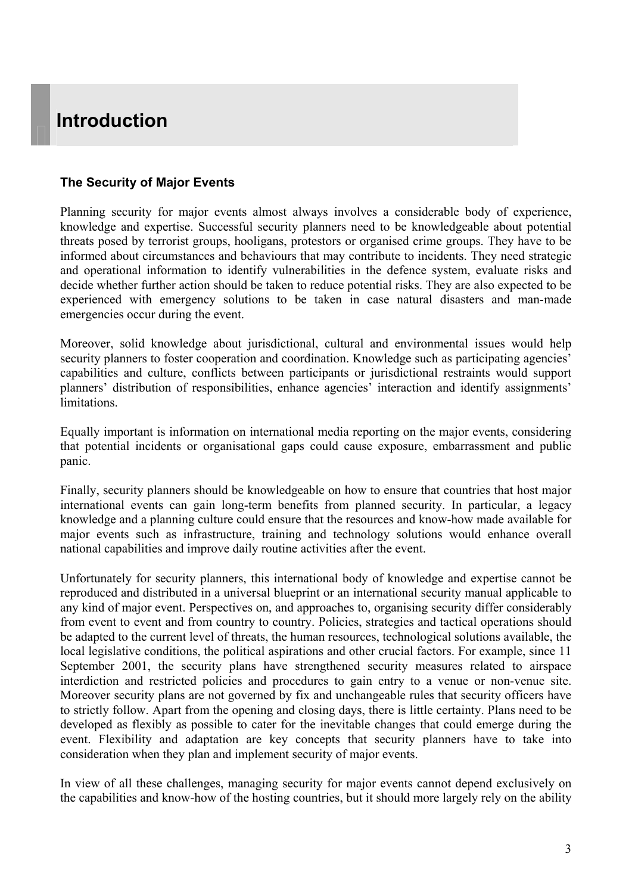# Introduction

### The Security of Major Events

Planning security for major events almost always involves a considerable body of experience, knowledge and expertise. Successful security planners need to be knowledgeable about potential threats posed by terrorist groups, hooligans, protestors or organised crime groups. They have to be informed about circumstances and behaviours that may contribute to incidents. They need strategic and operational information to identify vulnerabilities in the defence system, evaluate risks and decide whether further action should be taken to reduce potential risks. They are also expected to be experienced with emergency solutions to be taken in case natural disasters and man-made emergencies occur during the event.

Moreover, solid knowledge about jurisdictional, cultural and environmental issues would help security planners to foster cooperation and coordination. Knowledge such as participating agencies' capabilities and culture, conflicts between participants or jurisdictional restraints would support planners' distribution of responsibilities, enhance agencies' interaction and identify assignments' limitations.

Equally important is information on international media reporting on the major events, considering that potential incidents or organisational gaps could cause exposure, embarrassment and public panic.

Finally, security planners should be knowledgeable on how to ensure that countries that host major international events can gain long-term benefits from planned security. In particular, a legacy knowledge and a planning culture could ensure that the resources and know-how made available for major events such as infrastructure, training and technology solutions would enhance overall national capabilities and improve daily routine activities after the event.

Unfortunately for security planners, this international body of knowledge and expertise cannot be reproduced and distributed in a universal blueprint or an international security manual applicable to any kind of major event. Perspectives on, and approaches to, organising security differ considerably from event to event and from country to country. Policies, strategies and tactical operations should be adapted to the current level of threats, the human resources, technological solutions available, the local legislative conditions, the political aspirations and other crucial factors. For example, since 11 September 2001, the security plans have strengthened security measures related to airspace interdiction and restricted policies and procedures to gain entry to a venue or non-venue site. Moreover security plans are not governed by fix and unchangeable rules that security officers have to strictly follow. Apart from the opening and closing days, there is little certainty. Plans need to be developed as flexibly as possible to cater for the inevitable changes that could emerge during the event. Flexibility and adaptation are key concepts that security planners have to take into consideration when they plan and implement security of major events.

In view of all these challenges, managing security for major events cannot depend exclusively on the capabilities and know-how of the hosting countries, but it should more largely rely on the ability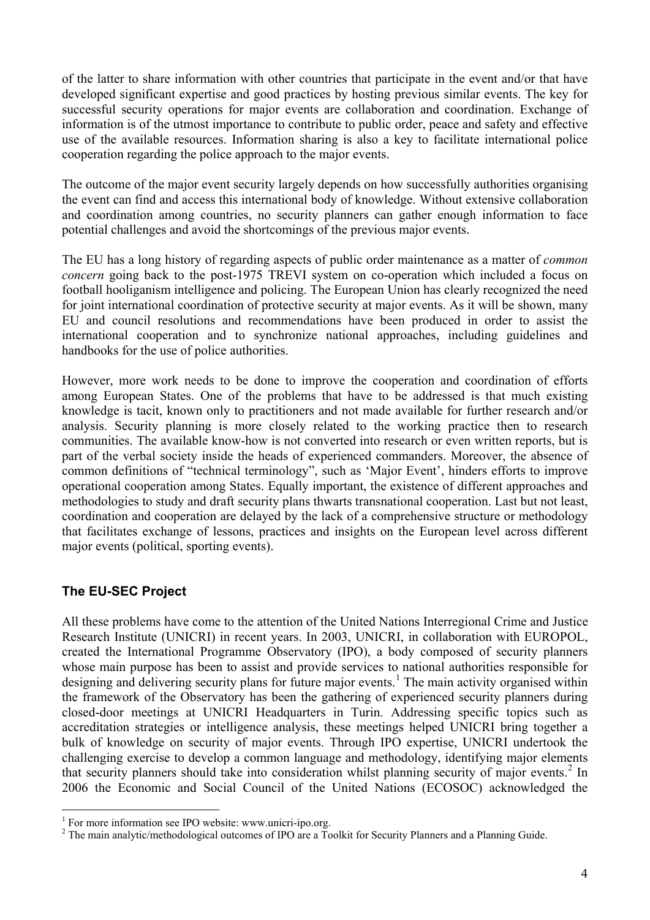of the latter to share information with other countries that participate in the event and/or that have developed significant expertise and good practices by hosting previous similar events. The key for successful security operations for major events are collaboration and coordination. Exchange of information is of the utmost importance to contribute to public order, peace and safety and effective use of the available resources. Information sharing is also a key to facilitate international police cooperation regarding the police approach to the major events.

The outcome of the major event security largely depends on how successfully authorities organising the event can find and access this international body of knowledge. Without extensive collaboration and coordination among countries, no security planners can gather enough information to face potential challenges and avoid the shortcomings of the previous major events.

The EU has a long history of regarding aspects of public order maintenance as a matter of *common concern* going back to the post-1975 TREVI system on co-operation which included a focus on football hooliganism intelligence and policing. The European Union has clearly recognized the need for joint international coordination of protective security at major events. As it will be shown, many EU and council resolutions and recommendations have been produced in order to assist the international cooperation and to synchronize national approaches, including guidelines and handbooks for the use of police authorities.

However, more work needs to be done to improve the cooperation and coordination of efforts among European States. One of the problems that have to be addressed is that much existing knowledge is tacit, known only to practitioners and not made available for further research and/or analysis. Security planning is more closely related to the working practice then to research communities. The available know-how is not converted into research or even written reports, but is part of the verbal society inside the heads of experienced commanders. Moreover, the absence of common definitions of "technical terminology", such as 'Major Event', hinders efforts to improve operational cooperation among States. Equally important, the existence of different approaches and methodologies to study and draft security plans thwarts transnational cooperation. Last but not least, coordination and cooperation are delayed by the lack of a comprehensive structure or methodology that facilitates exchange of lessons, practices and insights on the European level across different major events (political, sporting events).

## The EU-SEC Project

All these problems have come to the attention of the United Nations Interregional Crime and Justice Research Institute (UNICRI) in recent years. In 2003, UNICRI, in collaboration with EUROPOL, created the International Programme Observatory (IPO), a body composed of security planners whose main purpose has been to assist and provide services to national authorities responsible for designing and delivering security plans for future major events.[1] The main activity organised within the framework of the Observatory has been the gathering of experienced security planners during closed-door meetings at UNICRI Headquarters in Turin. Addressing specific topics such as accreditation strategies or intelligence analysis, these meetings helped UNICRI bring together a bulk of knowledge on security of major events. Through IPO expertise, UNICRI undertook the challenging exercise to develop a common language and methodology, identifying major elements that security planners should take into consideration whilst planning security of major events.[2] In 2006 the Economic and Social Council of the United Nations (ECOSOC) acknowledged the

[1] For more information see IPO website: www.unicri-ipo.org.

[2] The main analytic/methodological outcomes of IPO are a Toolkit for Security Planners and a Planning Guide.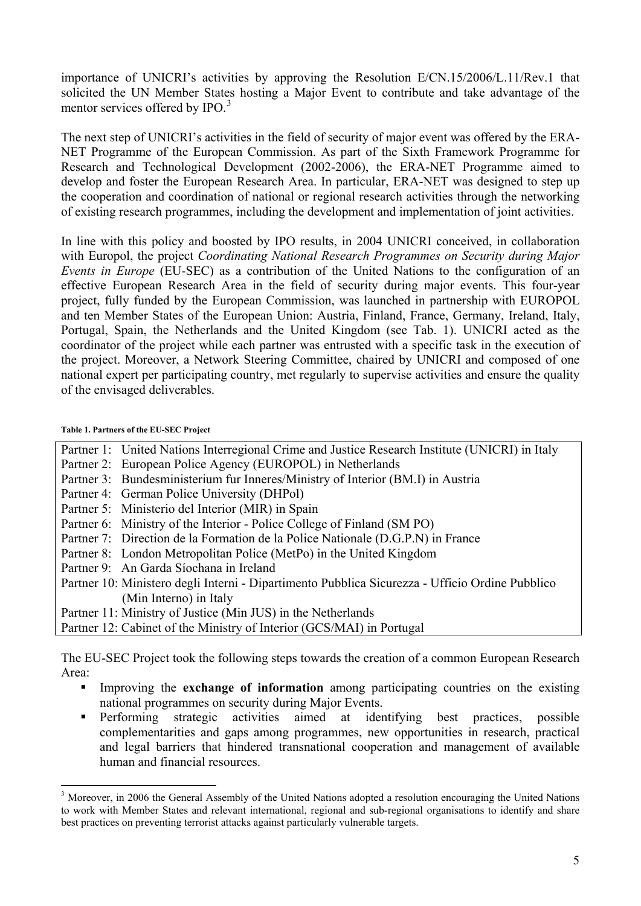importance of UNICRI's activities by approving the Resolution E/CN.15/2006/L.11/Rev.1 that solicited the UN Member States hosting a Major Event to contribute and take advantage of the mentor services offered by IPO.[3]

The next step of UNICRI's activities in the field of security of major event was offered by the ERA-NET Programme of the European Commission. As part of the Sixth Framework Programme for Research and Technological Development (2002-2006), the ERA-NET Programme aimed to develop and foster the European Research Area. In particular, ERA-NET was designed to step up the cooperation and coordination of national or regional research activities through the networking of existing research programmes, including the development and implementation of joint activities.

In line with this policy and boosted by IPO results, in 2004 UNICRI conceived, in collaboration with Europol, the project *Coordinating National Research Programmes on Security during Major Events in Europe* (EU-SEC) as a contribution of the United Nations to the configuration of an effective European Research Area in the field of security during major events. This four-year project, fully funded by the European Commission, was launched in partnership with EUROPOL and ten Member States of the European Union: Austria, Finland, France, Germany, Ireland, Italy, Portugal, Spain, the Netherlands and the United Kingdom (see Tab. 1). UNICRI acted as the coordinator of the project while each partner was entrusted with a specific task in the execution of the project. Moreover, a Network Steering Committee, chaired by UNICRI and composed of one national expert per participating country, met regularly to supervise activities and ensure the quality of the envisaged deliverables.

**Table 1. Partners of the EU-SEC Project**

| | |
|---|---|
| Partner 1: | United Nations Interregional Crime and Justice Research Institute (UNICRI) in Italy |
| Partner 2: | European Police Agency (EUROPOL) in Netherlands |
| Partner 3: | Bundesministerium fur Inneres/Ministry of Interior (BM.I) in Austria |
| Partner 4: | German Police University (DHPol) |
| Partner 5: | Ministerio del Interior (MIR) in Spain |
| Partner 6: | Ministry of the Interior - Police College of Finland (SM PO) |
| Partner 7: | Direction de la Formation de la Police Nationale (D.G.P.N) in France |
| Partner 8: | London Metropolitan Police (MetPo) in the United Kingdom |
| Partner 9: | An Garda Síochana in Ireland |
| Partner 10: | Ministero degli Interni - Dipartimento Pubblica Sicurezza - Ufficio Ordine Pubblico (Min Interno) in Italy |
| Partner 11: | Ministry of Justice (Min JUS) in the Netherlands |
| Partner 12: | Cabinet of the Ministry of Interior (GCS/MAI) in Portugal |

The EU-SEC Project took the following steps towards the creation of a common European Research Area:

- Improving the **exchange of information** among participating countries on the existing national programmes on security during Major Events.
- Performing strategic activities aimed at identifying best practices, possible complementarities and gaps among programmes, new opportunities in research, practical and legal barriers that hindered transnational cooperation and management of available human and financial resources.

[3] Moreover, in 2006 the General Assembly of the United Nations adopted a resolution encouraging the United Nations to work with Member States and relevant international, regional and sub-regional organisations to identify and share best practices on preventing terrorist attacks against particularly vulnerable targets.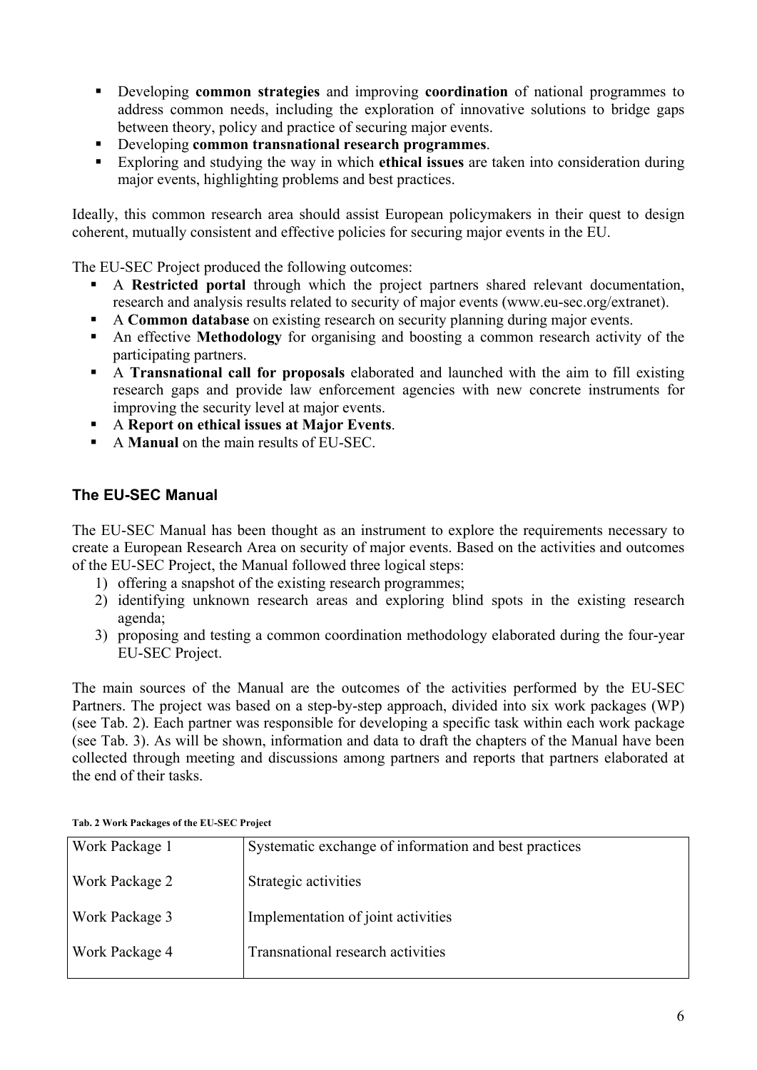- Developing **common strategies** and improving **coordination** of national programmes to address common needs, including the exploration of innovative solutions to bridge gaps between theory, policy and practice of securing major events.
- Developing **common transnational research programmes**.
- Exploring and studying the way in which **ethical issues** are taken into consideration during major events, highlighting problems and best practices.

Ideally, this common research area should assist European policymakers in their quest to design coherent, mutually consistent and effective policies for securing major events in the EU.

The EU-SEC Project produced the following outcomes:

- A **Restricted portal** through which the project partners shared relevant documentation, research and analysis results related to security of major events (www.eu-sec.org/extranet).
- A **Common database** on existing research on security planning during major events.
- An effective **Methodology** for organising and boosting a common research activity of the participating partners.
- A **Transnational call for proposals** elaborated and launched with the aim to fill existing research gaps and provide law enforcement agencies with new concrete instruments for improving the security level at major events.
- A **Report on ethical issues at Major Events**.
- A **Manual** on the main results of EU-SEC.

## The EU-SEC Manual

The EU-SEC Manual has been thought as an instrument to explore the requirements necessary to create a European Research Area on security of major events. Based on the activities and outcomes of the EU-SEC Project, the Manual followed three logical steps:

1) offering a snapshot of the existing research programmes;
2) identifying unknown research areas and exploring blind spots in the existing research agenda;
3) proposing and testing a common coordination methodology elaborated during the four-year EU-SEC Project.

The main sources of the Manual are the outcomes of the activities performed by the EU-SEC Partners. The project was based on a step-by-step approach, divided into six work packages (WP) (see Tab. 2). Each partner was responsible for developing a specific task within each work package (see Tab. 3). As will be shown, information and data to draft the chapters of the Manual have been collected through meeting and discussions among partners and reports that partners elaborated at the end of their tasks.

**Tab. 2 Work Packages of the EU-SEC Project**

| | |
|---|---|
| Work Package 1 | Systematic exchange of information and best practices |
| Work Package 2 | Strategic activities |
| Work Package 3 | Implementation of joint activities |
| Work Package 4 | Transnational research activities |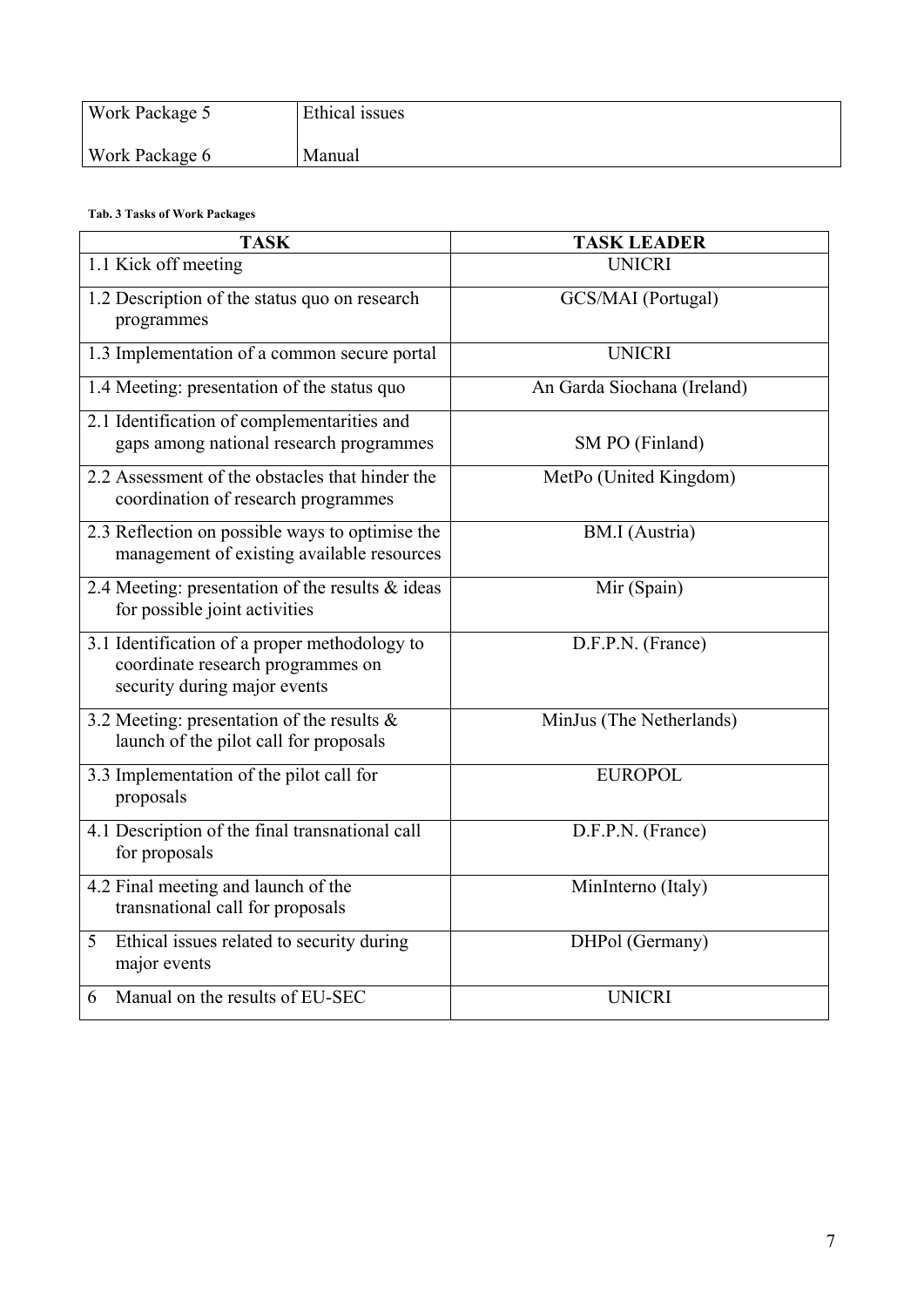| | |
|---|---|
| Work Package 5 | Ethical issues |
| Work Package 6 | Manual |

**Tab. 3 Tasks of Work Packages**

| TASK | TASK LEADER |
|---|---|
| 1.1 Kick off meeting | UNICRI |
| 1.2 Description of the status quo on research programmes | GCS/MAI (Portugal) |
| 1.3 Implementation of a common secure portal | UNICRI |
| 1.4 Meeting: presentation of the status quo | An Garda Siochana (Ireland) |
| 2.1 Identification of complementarities and gaps among national research programmes | SM PO (Finland) |
| 2.2 Assessment of the obstacles that hinder the coordination of research programmes | MetPo (United Kingdom) |
| 2.3 Reflection on possible ways to optimise the management of existing available resources | BM.I (Austria) |
| 2.4 Meeting: presentation of the results & ideas for possible joint activities | Mir (Spain) |
| 3.1 Identification of a proper methodology to coordinate research programmes on security during major events | D.F.P.N. (France) |
| 3.2 Meeting: presentation of the results & launch of the pilot call for proposals | MinJus (The Netherlands) |
| 3.3 Implementation of the pilot call for proposals | EUROPOL |
| 4.1 Description of the final transnational call for proposals | D.F.P.N. (France) |
| 4.2 Final meeting and launch of the transnational call for proposals | MinInterno (Italy) |
| 5 Ethical issues related to security during major events | DHPol (Germany) |
| 6 Manual on the results of EU-SEC | UNICRI |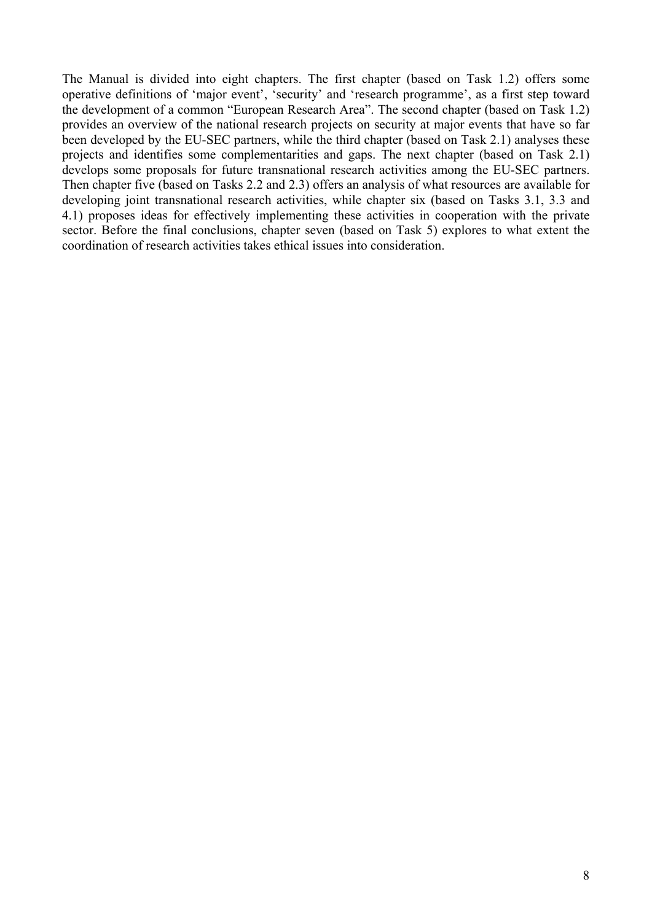The Manual is divided into eight chapters. The first chapter (based on Task 1.2) offers some operative definitions of 'major event', 'security' and 'research programme', as a first step toward the development of a common "European Research Area". The second chapter (based on Task 1.2) provides an overview of the national research projects on security at major events that have so far been developed by the EU-SEC partners, while the third chapter (based on Task 2.1) analyses these projects and identifies some complementarities and gaps. The next chapter (based on Task 2.1) develops some proposals for future transnational research activities among the EU-SEC partners. Then chapter five (based on Tasks 2.2 and 2.3) offers an analysis of what resources are available for developing joint transnational research activities, while chapter six (based on Tasks 3.1, 3.3 and 4.1) proposes ideas for effectively implementing these activities in cooperation with the private sector. Before the final conclusions, chapter seven (based on Task 5) explores to what extent the coordination of research activities takes ethical issues into consideration.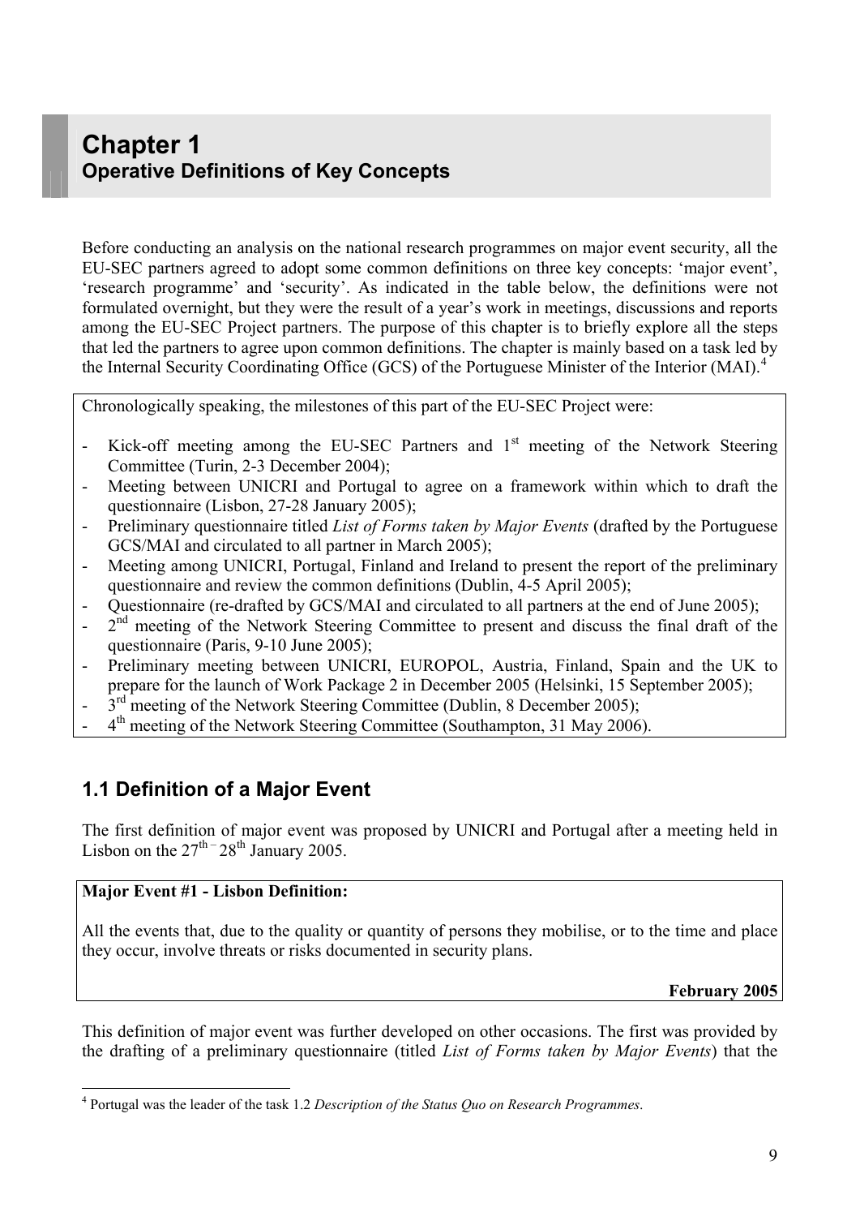# Chapter 1
## Operative Definitions of Key Concepts

Before conducting an analysis on the national research programmes on major event security, all the EU-SEC partners agreed to adopt some common definitions on three key concepts: 'major event', 'research programme' and 'security'. As indicated in the table below, the definitions were not formulated overnight, but they were the result of a year's work in meetings, discussions and reports among the EU-SEC Project partners. The purpose of this chapter is to briefly explore all the steps that led the partners to agree upon common definitions. The chapter is mainly based on a task led by the Internal Security Coordinating Office (GCS) of the Portuguese Minister of the Interior (MAI).[4]

Chronologically speaking, the milestones of this part of the EU-SEC Project were:

- Kick-off meeting among the EU-SEC Partners and 1st meeting of the Network Steering Committee (Turin, 2-3 December 2004);
- Meeting between UNICRI and Portugal to agree on a framework within which to draft the questionnaire (Lisbon, 27-28 January 2005);
- Preliminary questionnaire titled *List of Forms taken by Major Events* (drafted by the Portuguese GCS/MAI and circulated to all partner in March 2005);
- Meeting among UNICRI, Portugal, Finland and Ireland to present the report of the preliminary questionnaire and review the common definitions (Dublin, 4-5 April 2005);
- Questionnaire (re-drafted by GCS/MAI and circulated to all partners at the end of June 2005);
- 2nd meeting of the Network Steering Committee to present and discuss the final draft of the questionnaire (Paris, 9-10 June 2005);
- Preliminary meeting between UNICRI, EUROPOL, Austria, Finland, Spain and the UK to prepare for the launch of Work Package 2 in December 2005 (Helsinki, 15 September 2005);
- 3rd meeting of the Network Steering Committee (Dublin, 8 December 2005);
- 4th meeting of the Network Steering Committee (Southampton, 31 May 2006).

## 1.1 Definition of a Major Event

The first definition of major event was proposed by UNICRI and Portugal after a meeting held in Lisbon on the 27th – 28th January 2005.

**Major Event #1 - Lisbon Definition:**

All the events that, due to the quality or quantity of persons they mobilise, or to the time and place they occur, involve threats or risks documented in security plans.

**February 2005**

This definition of major event was further developed on other occasions. The first was provided by the drafting of a preliminary questionnaire (titled *List of Forms taken by Major Events*) that the

[4] Portugal was the leader of the task 1.2 *Description of the Status Quo on Research Programmes.*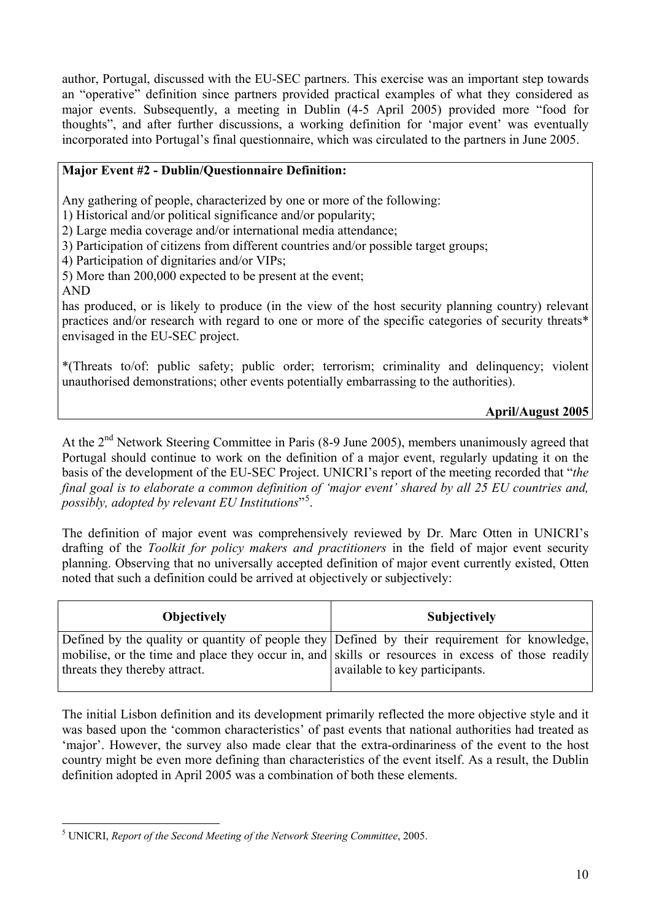author, Portugal, discussed with the EU-SEC partners. This exercise was an important step towards an "operative" definition since partners provided practical examples of what they considered as major events. Subsequently, a meeting in Dublin (4-5 April 2005) provided more "food for thoughts", and after further discussions, a working definition for 'major event' was eventually incorporated into Portugal's final questionnaire, which was circulated to the partners in June 2005.

> **Major Event #2 - Dublin/Questionnaire Definition:**
>
> Any gathering of people, characterized by one or more of the following:
> 1) Historical and/or political significance and/or popularity;
> 2) Large media coverage and/or international media attendance;
> 3) Participation of citizens from different countries and/or possible target groups;
> 4) Participation of dignitaries and/or VIPs;
> 5) More than 200,000 expected to be present at the event;
>
> AND
>
> has produced, or is likely to produce (in the view of the host security planning country) relevant practices and/or research with regard to one or more of the specific categories of security threats* envisaged in the EU-SEC project.
>
> *(Threats to/of: public safety; public order; terrorism; criminality and delinquency; violent unauthorised demonstrations; other events potentially embarrassing to the authorities).
>
> **April/August 2005**

At the 2nd Network Steering Committee in Paris (8-9 June 2005), members unanimously agreed that Portugal should continue to work on the definition of a major event, regularly updating it on the basis of the development of the EU-SEC Project. UNICRI's report of the meeting recorded that "*the final goal is to elaborate a common definition of 'major event' shared by all 25 EU countries and, possibly, adopted by relevant EU Institutions*"[5].

The definition of major event was comprehensively reviewed by Dr. Marc Otten in UNICRI's drafting of the *Toolkit for policy makers and practitioners* in the field of major event security planning. Observing that no universally accepted definition of major event currently existed, Otten noted that such a definition could be arrived at objectively or subjectively:

| **Objectively** | **Subjectively** |
| --- | --- |
| Defined by the quality or quantity of people they mobilise, or the time and place they occur in, and threats they thereby attract. | Defined by their requirement for knowledge, skills or resources in excess of those readily available to key participants. |

The initial Lisbon definition and its development primarily reflected the more objective style and it was based upon the 'common characteristics' of past events that national authorities had treated as 'major'. However, the survey also made clear that the extra-ordinariness of the event to the host country might be even more defining than characteristics of the event itself. As a result, the Dublin definition adopted in April 2005 was a combination of both these elements.

---

[5] UNICRI, *Report of the Second Meeting of the Network Steering Committee*, 2005.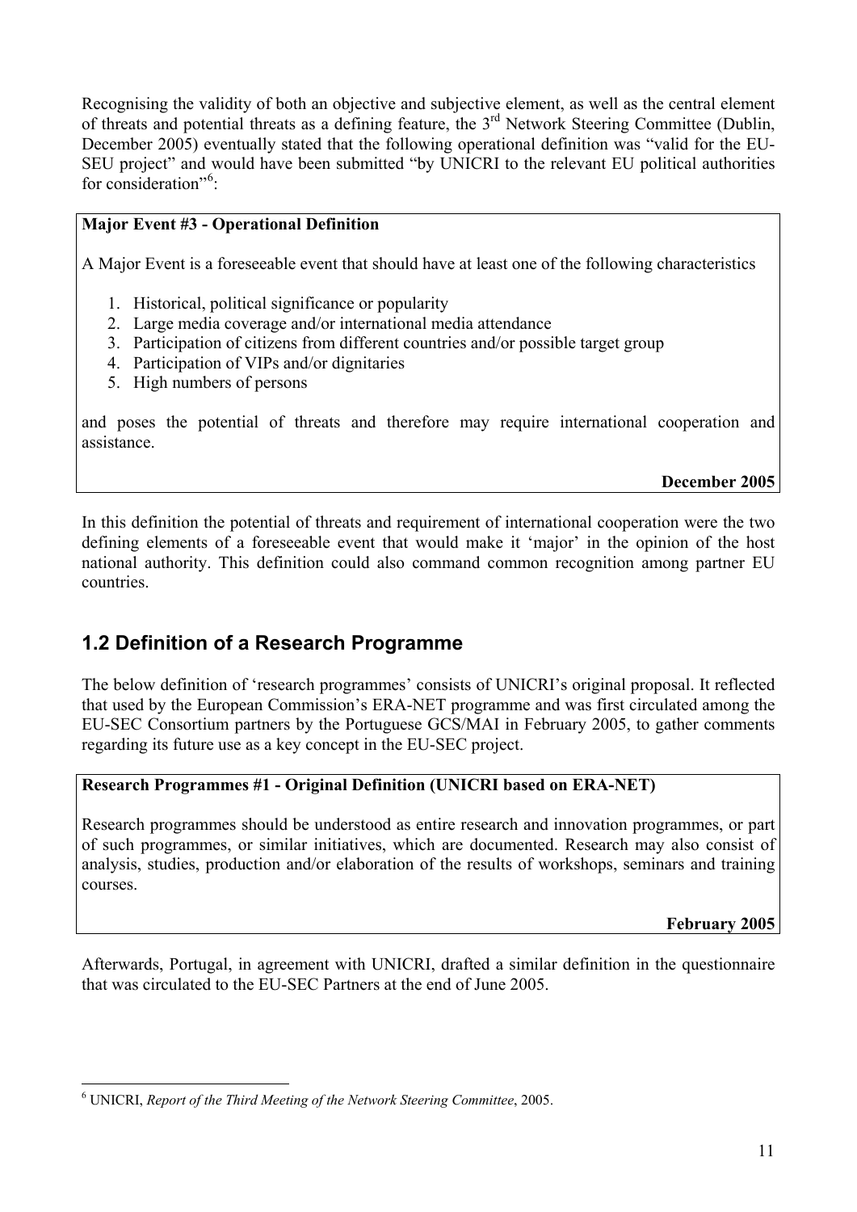Recognising the validity of both an objective and subjective element, as well as the central element of threats and potential threats as a defining feature, the 3rd Network Steering Committee (Dublin, December 2005) eventually stated that the following operational definition was "valid for the EU-SEU project" and would have been submitted "by UNICRI to the relevant EU political authorities for consideration"[6]:

**Major Event #3 - Operational Definition**

A Major Event is a foreseeable event that should have at least one of the following characteristics

1. Historical, political significance or popularity
2. Large media coverage and/or international media attendance
3. Participation of citizens from different countries and/or possible target group
4. Participation of VIPs and/or dignitaries
5. High numbers of persons

and poses the potential of threats and therefore may require international cooperation and assistance.

**December 2005**

In this definition the potential of threats and requirement of international cooperation were the two defining elements of a foreseeable event that would make it 'major' in the opinion of the host national authority. This definition could also command common recognition among partner EU countries.

## 1.2 Definition of a Research Programme

The below definition of 'research programmes' consists of UNICRI's original proposal. It reflected that used by the European Commission's ERA-NET programme and was first circulated among the EU-SEC Consortium partners by the Portuguese GCS/MAI in February 2005, to gather comments regarding its future use as a key concept in the EU-SEC project.

**Research Programmes #1 - Original Definition (UNICRI based on ERA-NET)**

Research programmes should be understood as entire research and innovation programmes, or part of such programmes, or similar initiatives, which are documented. Research may also consist of analysis, studies, production and/or elaboration of the results of workshops, seminars and training courses.

**February 2005**

Afterwards, Portugal, in agreement with UNICRI, drafted a similar definition in the questionnaire that was circulated to the EU-SEC Partners at the end of June 2005.

---

[6] UNICRI, *Report of the Third Meeting of the Network Steering Committee*, 2005.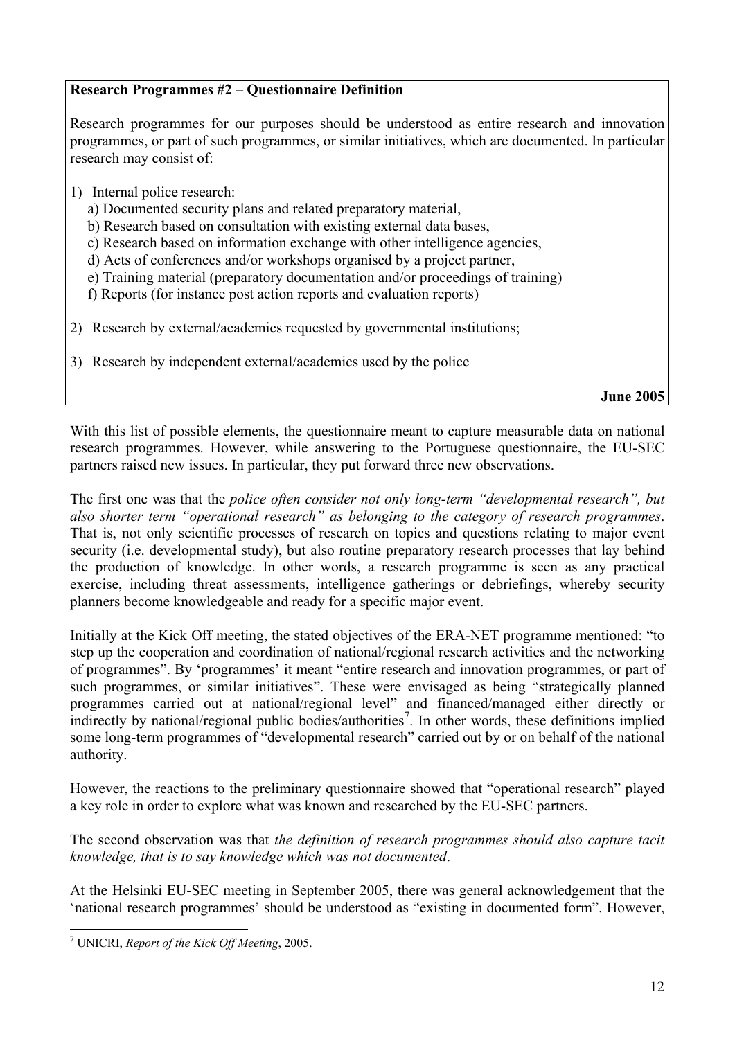**Research Programmes #2 – Questionnaire Definition**

Research programmes for our purposes should be understood as entire research and innovation programmes, or part of such programmes, or similar initiatives, which are documented. In particular research may consist of:

1) Internal police research:
   a) Documented security plans and related preparatory material,
   b) Research based on consultation with existing external data bases,
   c) Research based on information exchange with other intelligence agencies,
   d) Acts of conferences and/or workshops organised by a project partner,
   e) Training material (preparatory documentation and/or proceedings of training)
   f) Reports (for instance post action reports and evaluation reports)

2) Research by external/academics requested by governmental institutions;

3) Research by independent external/academics used by the police

**June 2005**

With this list of possible elements, the questionnaire meant to capture measurable data on national research programmes. However, while answering to the Portuguese questionnaire, the EU-SEC partners raised new issues. In particular, they put forward three new observations.

The first one was that the *police often consider not only long-term "developmental research", but also shorter term "operational research" as belonging to the category of research programmes*. That is, not only scientific processes of research on topics and questions relating to major event security (i.e. developmental study), but also routine preparatory research processes that lay behind the production of knowledge. In other words, a research programme is seen as any practical exercise, including threat assessments, intelligence gatherings or debriefings, whereby security planners become knowledgeable and ready for a specific major event.

Initially at the Kick Off meeting, the stated objectives of the ERA-NET programme mentioned: "to step up the cooperation and coordination of national/regional research activities and the networking of programmes". By 'programmes' it meant "entire research and innovation programmes, or part of such programmes, or similar initiatives". These were envisaged as being "strategically planned programmes carried out at national/regional level" and financed/managed either directly or indirectly by national/regional public bodies/authorities[7]. In other words, these definitions implied some long-term programmes of "developmental research" carried out by or on behalf of the national authority.

However, the reactions to the preliminary questionnaire showed that "operational research" played a key role in order to explore what was known and researched by the EU-SEC partners.

The second observation was that *the definition of research programmes should also capture tacit knowledge, that is to say knowledge which was not documented*.

At the Helsinki EU-SEC meeting in September 2005, there was general acknowledgement that the 'national research programmes' should be understood as "existing in documented form". However,

[7] UNICRI, *Report of the Kick Off Meeting*, 2005.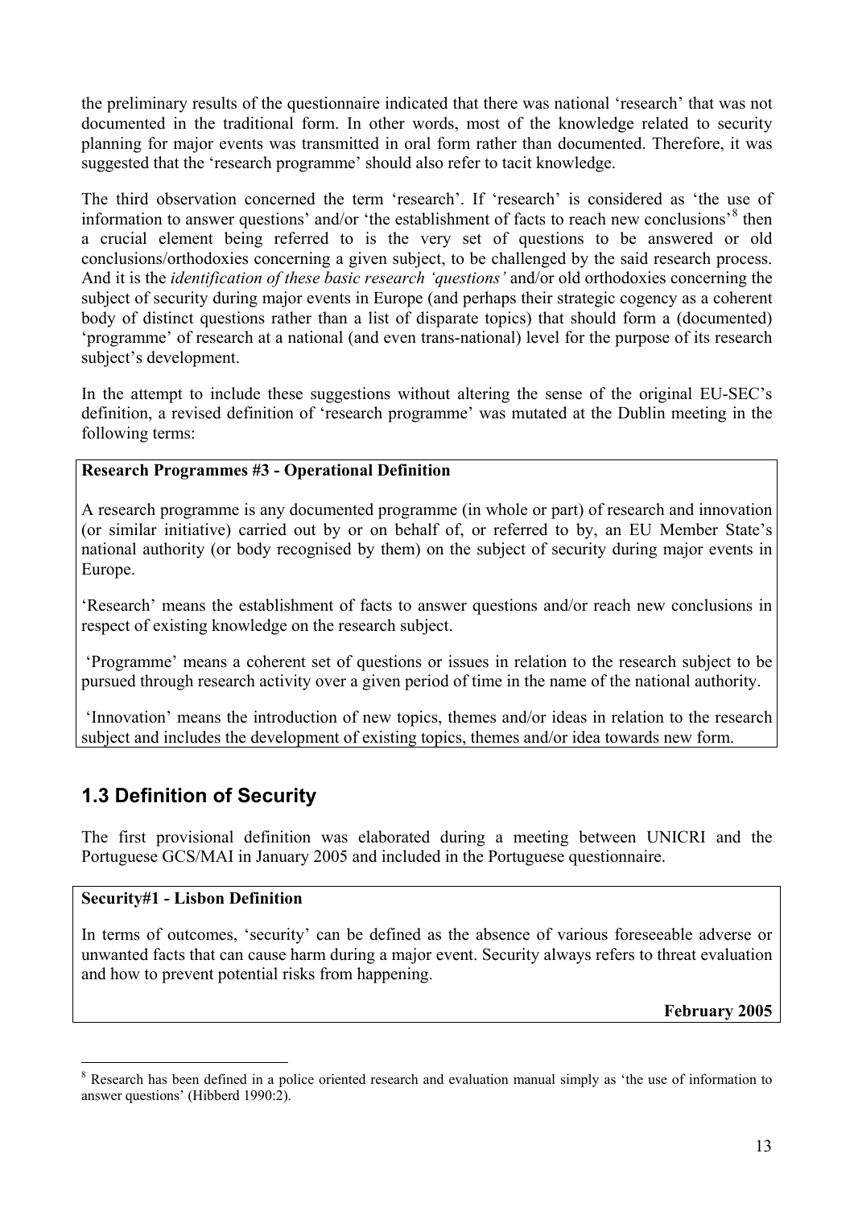the preliminary results of the questionnaire indicated that there was national 'research' that was not documented in the traditional form. In other words, most of the knowledge related to security planning for major events was transmitted in oral form rather than documented. Therefore, it was suggested that the 'research programme' should also refer to tacit knowledge.

The third observation concerned the term 'research'. If 'research' is considered as 'the use of information to answer questions' and/or 'the establishment of facts to reach new conclusions'[8] then a crucial element being referred to is the very set of questions to be answered or old conclusions/orthodoxies concerning a given subject, to be challenged by the said research process. And it is the *identification of these basic research 'questions'* and/or old orthodoxies concerning the subject of security during major events in Europe (and perhaps their strategic cogency as a coherent body of distinct questions rather than a list of disparate topics) that should form a (documented) 'programme' of research at a national (and even trans-national) level for the purpose of its research subject's development.

In the attempt to include these suggestions without altering the sense of the original EU-SEC's definition, a revised definition of 'research programme' was mutated at the Dublin meeting in the following terms:

**Research Programmes #3 - Operational Definition**

A research programme is any documented programme (in whole or part) of research and innovation (or similar initiative) carried out by or on behalf of, or referred to by, an EU Member State's national authority (or body recognised by them) on the subject of security during major events in Europe.

'Research' means the establishment of facts to answer questions and/or reach new conclusions in respect of existing knowledge on the research subject.

'Programme' means a coherent set of questions or issues in relation to the research subject to be pursued through research activity over a given period of time in the name of the national authority.

'Innovation' means the introduction of new topics, themes and/or ideas in relation to the research subject and includes the development of existing topics, themes and/or idea towards new form.

## 1.3 Definition of Security

The first provisional definition was elaborated during a meeting between UNICRI and the Portuguese GCS/MAI in January 2005 and included in the Portuguese questionnaire.

**Security#1 - Lisbon Definition**

In terms of outcomes, 'security' can be defined as the absence of various foreseeable adverse or unwanted facts that can cause harm during a major event. Security always refers to threat evaluation and how to prevent potential risks from happening.

**February 2005**

[8] Research has been defined in a police oriented research and evaluation manual simply as 'the use of information to answer questions' (Hibberd 1990:2).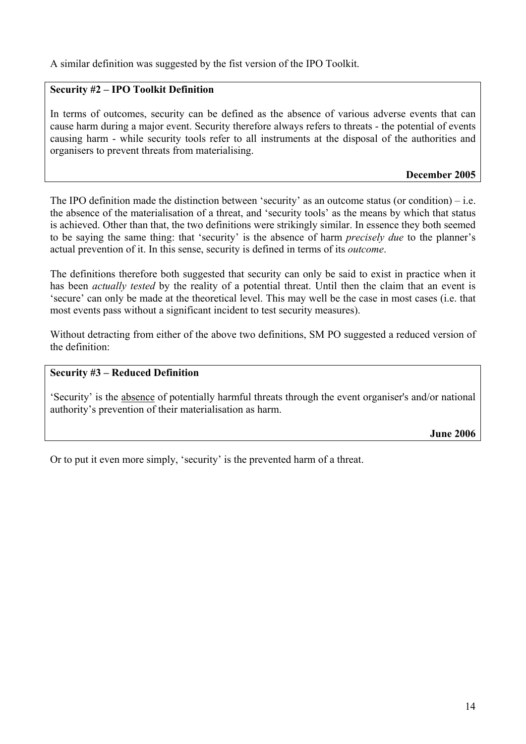A similar definition was suggested by the fist version of the IPO Toolkit.

> **Security #2 – IPO Toolkit Definition**
>
> In terms of outcomes, security can be defined as the absence of various adverse events that can cause harm during a major event. Security therefore always refers to threats - the potential of events causing harm - while security tools refer to all instruments at the disposal of the authorities and organisers to prevent threats from materialising.
>
> **December 2005**

The IPO definition made the distinction between 'security' as an outcome status (or condition) – i.e. the absence of the materialisation of a threat, and 'security tools' as the means by which that status is achieved. Other than that, the two definitions were strikingly similar. In essence they both seemed to be saying the same thing: that 'security' is the absence of harm *precisely due* to the planner's actual prevention of it. In this sense, security is defined in terms of its *outcome*.

The definitions therefore both suggested that security can only be said to exist in practice when it has been *actually tested* by the reality of a potential threat. Until then the claim that an event is 'secure' can only be made at the theoretical level. This may well be the case in most cases (i.e. that most events pass without a significant incident to test security measures).

Without detracting from either of the above two definitions, SM PO suggested a reduced version of the definition:

> **Security #3 – Reduced Definition**
>
> 'Security' is the <u>absence</u> of potentially harmful threats through the event organiser's and/or national authority's prevention of their materialisation as harm.
>
> **June 2006**

Or to put it even more simply, 'security' is the prevented harm of a threat.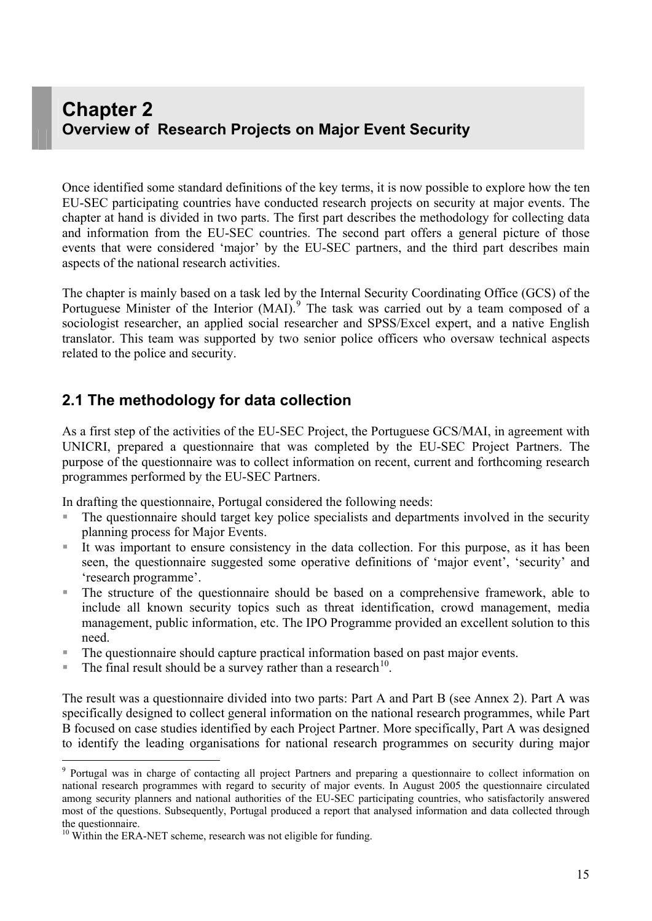# Chapter 2
## Overview of Research Projects on Major Event Security

Once identified some standard definitions of the key terms, it is now possible to explore how the ten EU-SEC participating countries have conducted research projects on security at major events. The chapter at hand is divided in two parts. The first part describes the methodology for collecting data and information from the EU-SEC countries. The second part offers a general picture of those events that were considered 'major' by the EU-SEC partners, and the third part describes main aspects of the national research activities.

The chapter is mainly based on a task led by the Internal Security Coordinating Office (GCS) of the Portuguese Minister of the Interior (MAI).[9] The task was carried out by a team composed of a sociologist researcher, an applied social researcher and SPSS/Excel expert, and a native English translator. This team was supported by two senior police officers who oversaw technical aspects related to the police and security.

## 2.1 The methodology for data collection

As a first step of the activities of the EU-SEC Project, the Portuguese GCS/MAI, in agreement with UNICRI, prepared a questionnaire that was completed by the EU-SEC Project Partners. The purpose of the questionnaire was to collect information on recent, current and forthcoming research programmes performed by the EU-SEC Partners.

In drafting the questionnaire, Portugal considered the following needs:

- The questionnaire should target key police specialists and departments involved in the security planning process for Major Events.
- It was important to ensure consistency in the data collection. For this purpose, as it has been seen, the questionnaire suggested some operative definitions of 'major event', 'security' and 'research programme'.
- The structure of the questionnaire should be based on a comprehensive framework, able to include all known security topics such as threat identification, crowd management, media management, public information, etc. The IPO Programme provided an excellent solution to this need.
- The questionnaire should capture practical information based on past major events.
- The final result should be a survey rather than a research[10].

The result was a questionnaire divided into two parts: Part A and Part B (see Annex 2). Part A was specifically designed to collect general information on the national research programmes, while Part B focused on case studies identified by each Project Partner. More specifically, Part A was designed to identify the leading organisations for national research programmes on security during major

---

[9] Portugal was in charge of contacting all project Partners and preparing a questionnaire to collect information on national research programmes with regard to security of major events. In August 2005 the questionnaire circulated among security planners and national authorities of the EU-SEC participating countries, who satisfactorily answered most of the questions. Subsequently, Portugal produced a report that analysed information and data collected through the questionnaire.

[10] Within the ERA-NET scheme, research was not eligible for funding.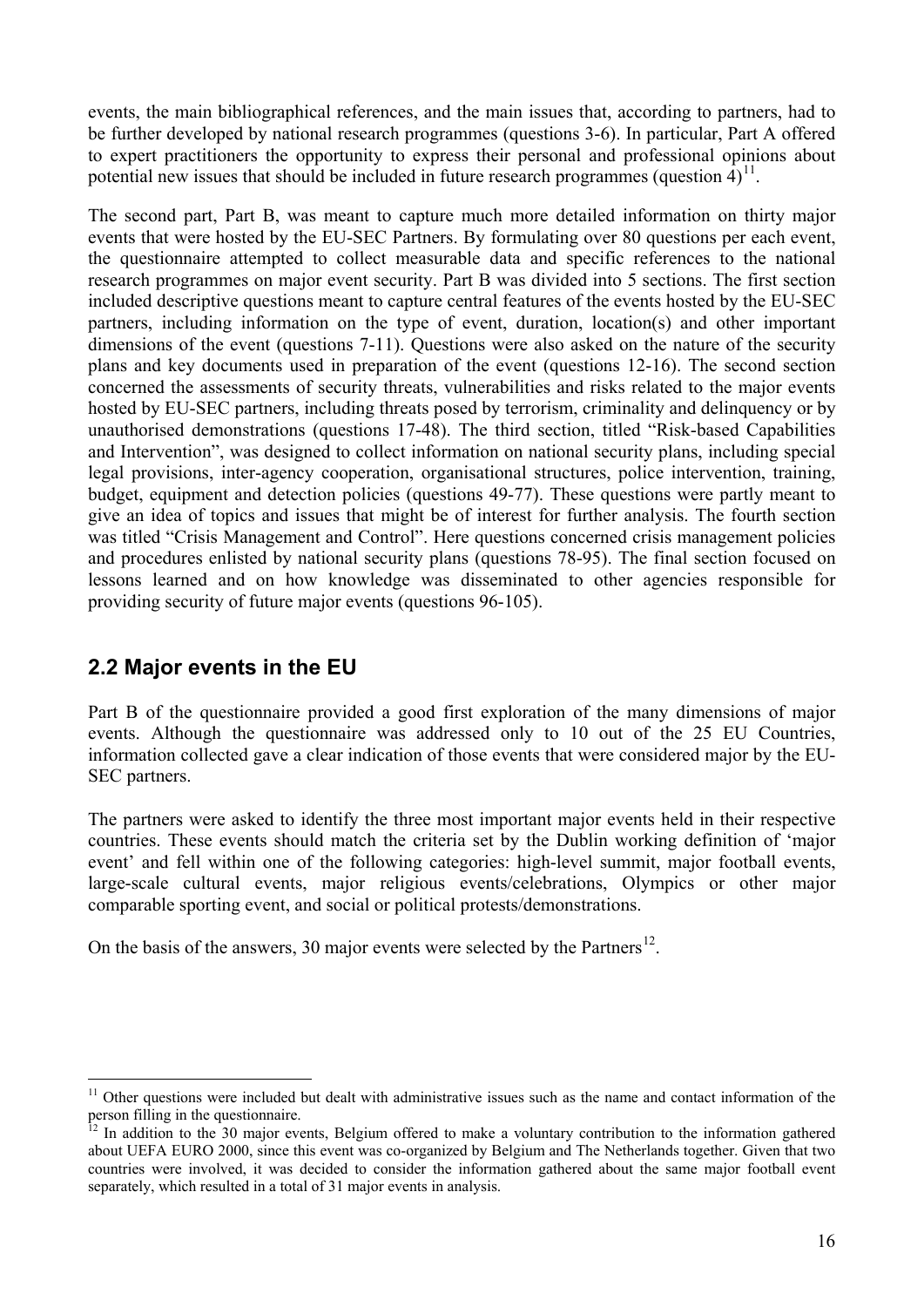events, the main bibliographical references, and the main issues that, according to partners, had to be further developed by national research programmes (questions 3-6). In particular, Part A offered to expert practitioners the opportunity to express their personal and professional opinions about potential new issues that should be included in future research programmes (question 4)[11].

The second part, Part B, was meant to capture much more detailed information on thirty major events that were hosted by the EU-SEC Partners. By formulating over 80 questions per each event, the questionnaire attempted to collect measurable data and specific references to the national research programmes on major event security. Part B was divided into 5 sections. The first section included descriptive questions meant to capture central features of the events hosted by the EU-SEC partners, including information on the type of event, duration, location(s) and other important dimensions of the event (questions 7-11). Questions were also asked on the nature of the security plans and key documents used in preparation of the event (questions 12-16). The second section concerned the assessments of security threats, vulnerabilities and risks related to the major events hosted by EU-SEC partners, including threats posed by terrorism, criminality and delinquency or by unauthorised demonstrations (questions 17-48). The third section, titled "Risk-based Capabilities and Intervention", was designed to collect information on national security plans, including special legal provisions, inter-agency cooperation, organisational structures, police intervention, training, budget, equipment and detection policies (questions 49-77). These questions were partly meant to give an idea of topics and issues that might be of interest for further analysis. The fourth section was titled "Crisis Management and Control". Here questions concerned crisis management policies and procedures enlisted by national security plans (questions 78-95). The final section focused on lessons learned and on how knowledge was disseminated to other agencies responsible for providing security of future major events (questions 96-105).

## 2.2 Major events in the EU

Part B of the questionnaire provided a good first exploration of the many dimensions of major events. Although the questionnaire was addressed only to 10 out of the 25 EU Countries, information collected gave a clear indication of those events that were considered major by the EU-SEC partners.

The partners were asked to identify the three most important major events held in their respective countries. These events should match the criteria set by the Dublin working definition of 'major event' and fell within one of the following categories: high-level summit, major football events, large-scale cultural events, major religious events/celebrations, Olympics or other major comparable sporting event, and social or political protests/demonstrations.

On the basis of the answers, 30 major events were selected by the Partners[12].

---

[11] Other questions were included but dealt with administrative issues such as the name and contact information of the person filling in the questionnaire.

[12] In addition to the 30 major events, Belgium offered to make a voluntary contribution to the information gathered about UEFA EURO 2000, since this event was co-organized by Belgium and The Netherlands together. Given that two countries were involved, it was decided to consider the information gathered about the same major football event separately, which resulted in a total of 31 major events in analysis.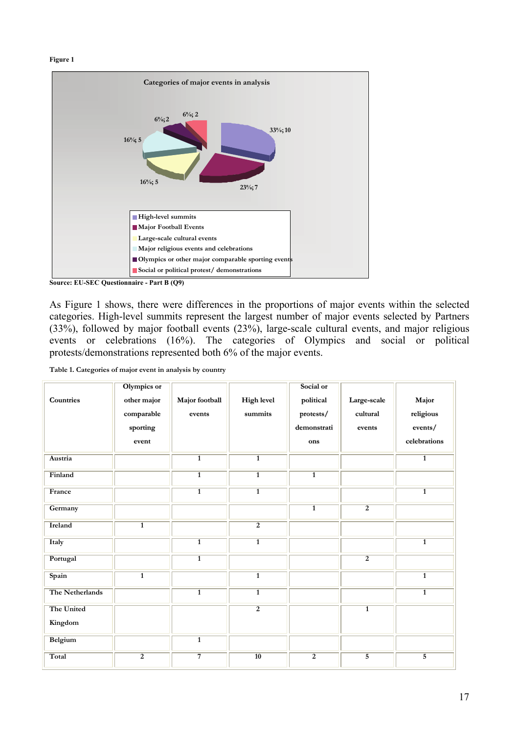**Figure 1**

Categories of major events in analysis

33%; 10

23%; 7

16%; 5

16%; 5

6%; 2

6%; 2

- High-level summits
- Major Football Events
- Large-scale cultural events
- Major religious events and celebrations
- Olympics or other major comparable sporting events
- Social or political protest/ demonstrations

**Source: EU-SEC Questionnaire - Part B (Q9)**

As Figure 1 shows, there were differences in the proportions of major events within the selected categories. High-level summits represent the largest number of major events selected by Partners (33%), followed by major football events (23%), large-scale cultural events, and major religious events or celebrations (16%). The categories of Olympics and social or political protests/demonstrations represented both 6% of the major events.

**Table 1. Categories of major event in analysis by country**

| Countries | Olympics or other major comparable sporting event | Major football events | High level summits | Social or political protests/ demonstrations | Large-scale cultural events | Major religious events/ celebrations |
|---|---|---|---|---|---|---|
| Austria | | 1 | 1 | | | 1 |
| Finland | | 1 | 1 | 1 | | |
| France | | 1 | 1 | | | 1 |
| Germany | | | | 1 | 2 | |
| Ireland | 1 | | 2 | | | |
| Italy | | 1 | 1 | | | 1 |
| Portugal | | 1 | | | 2 | |
| Spain | 1 | | 1 | | | 1 |
| The Netherlands | | 1 | 1 | | | 1 |
| The United Kingdom | | | 2 | | 1 | |
| Belgium | | 1 | | | | |
| Total | 2 | 7 | 10 | 2 | 5 | 5 |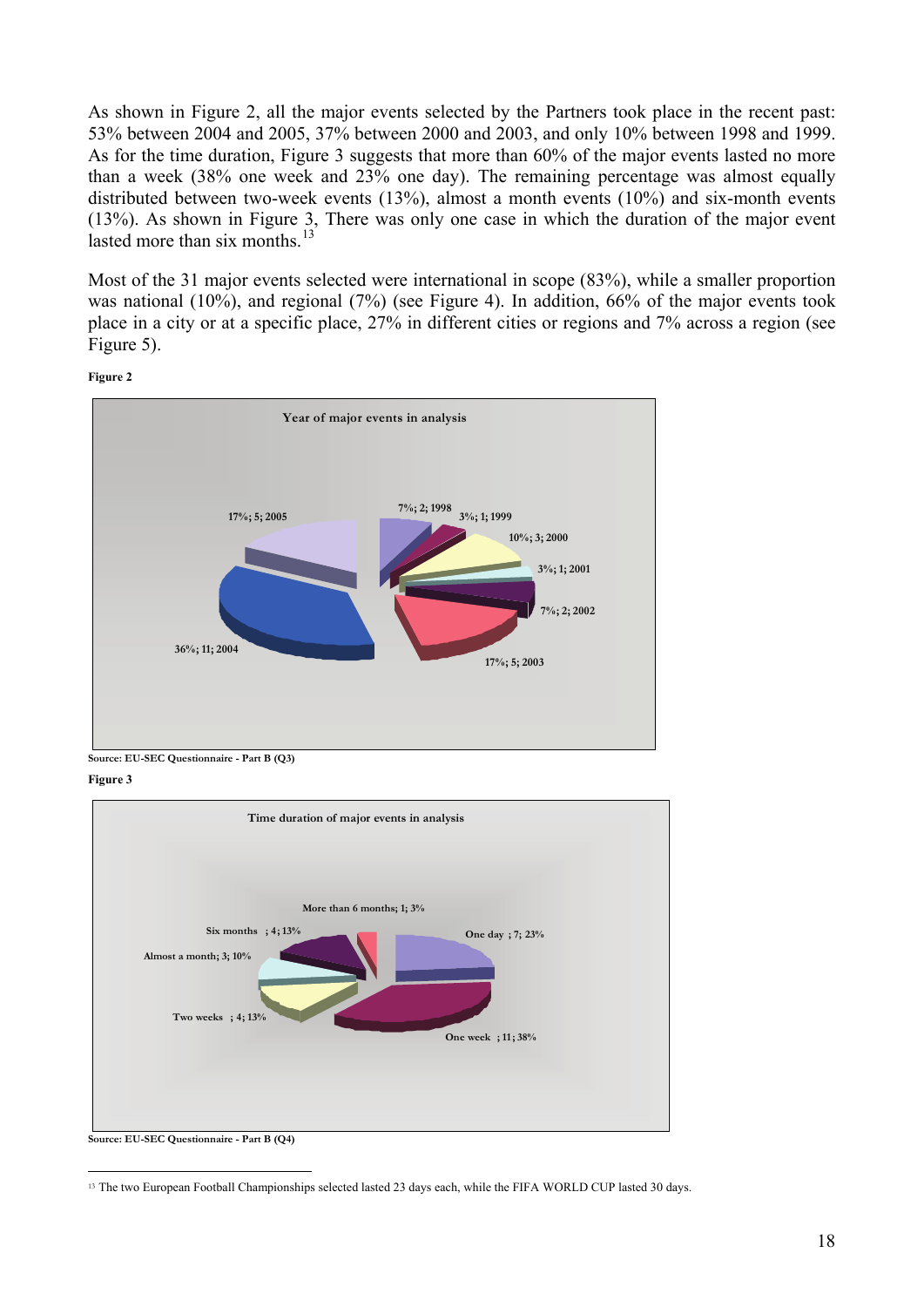As shown in Figure 2, all the major events selected by the Partners took place in the recent past: 53% between 2004 and 2005, 37% between 2000 and 2003, and only 10% between 1998 and 1999. As for the time duration, Figure 3 suggests that more than 60% of the major events lasted no more than a week (38% one week and 23% one day). The remaining percentage was almost equally distributed between two-week events (13%), almost a month events (10%) and six-month events (13%). As shown in Figure 3, There was only one case in which the duration of the major event lasted more than six months.[13]

Most of the 31 major events selected were international in scope (83%), while a smaller proportion was national (10%), and regional (7%) (see Figure 4). In addition, 66% of the major events took place in a city or at a specific place, 27% in different cities or regions and 7% across a region (see Figure 5).

**Figure 2**

Year of major events in analysis

| Year | Number | Percentage |
|---|---|---|
| 1998 | 2 | 7% |
| 1999 | 1 | 3% |
| 2000 | 3 | 10% |
| 2001 | 1 | 3% |
| 2002 | 2 | 7% |
| 2003 | 5 | 17% |
| 2004 | 11 | 36% |
| 2005 | 5 | 17% |

**Source: EU-SEC Questionnaire - Part B (Q3)**

**Figure 3**

Time duration of major events in analysis

| Duration | Number | Percentage |
|---|---|---|
| One day | 7 | 23% |
| One week | 11 | 38% |
| Two weeks | 4 | 13% |
| Almost a month | 3 | 10% |
| Six months | 4 | 13% |
| More than 6 months | 1 | 3% |

**Source: EU-SEC Questionnaire - Part B (Q4)**

[13] The two European Football Championships selected lasted 23 days each, while the FIFA WORLD CUP lasted 30 days.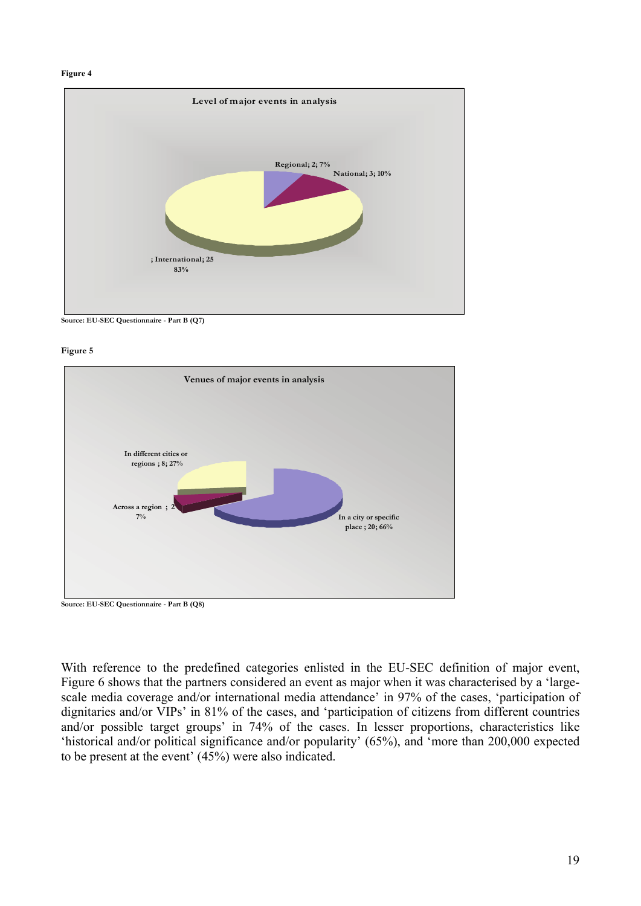**Figure 4**

Level of major events in analysis

Regional; 2; 7%

National; 3; 10%

; International; 25 83%

**Source: EU-SEC Questionnaire - Part B (Q7)**

**Figure 5**

Venues of major events in analysis

In different cities or regions ; 8; 27%

Across a region ; 2 7%

In a city or specific place ; 20; 66%

**Source: EU-SEC Questionnaire - Part B (Q8)**

With reference to the predefined categories enlisted in the EU-SEC definition of major event, Figure 6 shows that the partners considered an event as major when it was characterised by a 'large-scale media coverage and/or international media attendance' in 97% of the cases, 'participation of dignitaries and/or VIPs' in 81% of the cases, and 'participation of citizens from different countries and/or possible target groups' in 74% of the cases. In lesser proportions, characteristics like 'historical and/or political significance and/or popularity' (65%), and 'more than 200,000 expected to be present at the event' (45%) were also indicated.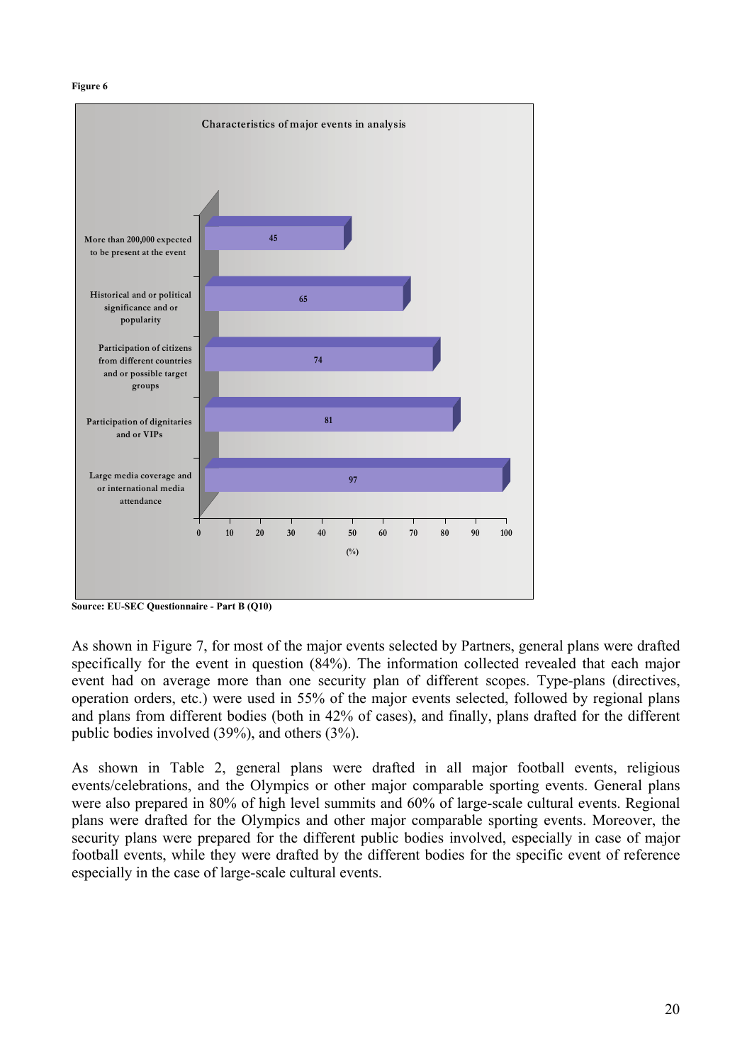**Figure 6**

**Characteristics of major events in analysis**

| Characteristic | % |
|---|---|
| More than 200,000 expected to be present at the event | 45 |
| Historical and or political significance and or popularity | 65 |
| Participation of citizens from different countries and or possible target groups | 74 |
| Participation of dignitaries and or VIPs | 81 |
| Large media coverage and or international media attendance | 97 |

**Source: EU-SEC Questionnaire - Part B (Q10)**

As shown in Figure 7, for most of the major events selected by Partners, general plans were drafted specifically for the event in question (84%). The information collected revealed that each major event had on average more than one security plan of different scopes. Type-plans (directives, operation orders, etc.) were used in 55% of the major events selected, followed by regional plans and plans from different bodies (both in 42% of cases), and finally, plans drafted for the different public bodies involved (39%), and others (3%).

As shown in Table 2, general plans were drafted in all major football events, religious events/celebrations, and the Olympics or other major comparable sporting events. General plans were also prepared in 80% of high level summits and 60% of large-scale cultural events. Regional plans were drafted for the Olympics and other major comparable sporting events. Moreover, the security plans were prepared for the different public bodies involved, especially in case of major football events, while they were drafted by the different bodies for the specific event of reference especially in the case of large-scale cultural events.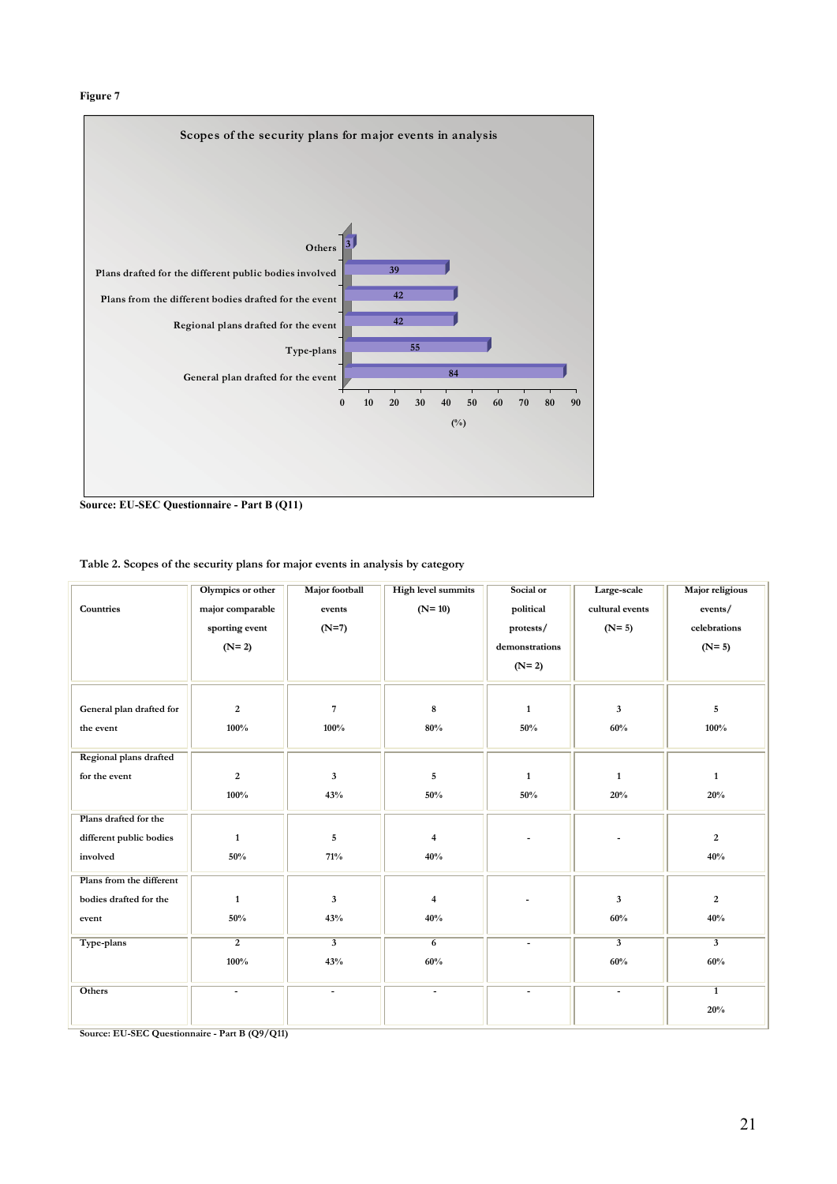**Figure 7**

Scopes of the security plans for major events in analysis

| Scope | % |
|---|---|
| Others | 3 |
| Plans drafted for the different public bodies involved | 39 |
| Plans from the different bodies drafted for the event | 42 |
| Regional plans drafted for the event | 42 |
| Type-plans | 55 |
| General plan drafted for the event | 84 |

**Source: EU-SEC Questionnaire - Part B (Q11)**

Table 2. Scopes of the security plans for major events in analysis by category

| Countries | Olympics or other major comparable sporting event (N= 2) | Major football events (N=7) | High level summits (N= 10) | Social or political protests/ demonstrations (N= 2) | Large-scale cultural events (N= 5) | Major religious events/ celebrations (N= 5) |
|---|---|---|---|---|---|---|
| General plan drafted for the event | 2<br>100% | 7<br>100% | 8<br>80% | 1<br>50% | 3<br>60% | 5<br>100% |
| Regional plans drafted for the event | 2<br>100% | 3<br>43% | 5<br>50% | 1<br>50% | 1<br>20% | 1<br>20% |
| Plans drafted for the different public bodies involved | 1<br>50% | 5<br>71% | 4<br>40% | - | - | 2<br>40% |
| Plans from the different bodies drafted for the event | 1<br>50% | 3<br>43% | 4<br>40% | - | 3<br>60% | 2<br>40% |
| Type-plans | 2<br>100% | 3<br>43% | 6<br>60% | - | 3<br>60% | 3<br>60% |
| Others | - | - | - | - | - | 1<br>20% |

Source: EU-SEC Questionnaire - Part B (Q9/Q11)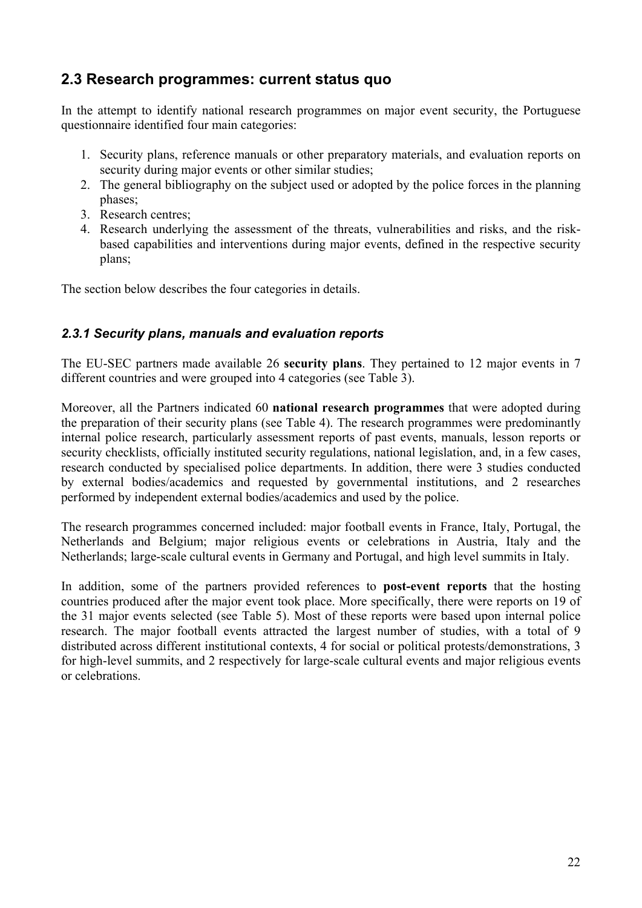## 2.3 Research programmes: current status quo

In the attempt to identify national research programmes on major event security, the Portuguese questionnaire identified four main categories:

1. Security plans, reference manuals or other preparatory materials, and evaluation reports on security during major events or other similar studies;
2. The general bibliography on the subject used or adopted by the police forces in the planning phases;
3. Research centres;
4. Research underlying the assessment of the threats, vulnerabilities and risks, and the risk-based capabilities and interventions during major events, defined in the respective security plans;

The section below describes the four categories in details.

### *2.3.1 Security plans, manuals and evaluation reports*

The EU-SEC partners made available 26 **security plans**. They pertained to 12 major events in 7 different countries and were grouped into 4 categories (see Table 3).

Moreover, all the Partners indicated 60 **national research programmes** that were adopted during the preparation of their security plans (see Table 4). The research programmes were predominantly internal police research, particularly assessment reports of past events, manuals, lesson reports or security checklists, officially instituted security regulations, national legislation, and, in a few cases, research conducted by specialised police departments. In addition, there were 3 studies conducted by external bodies/academics and requested by governmental institutions, and 2 researches performed by independent external bodies/academics and used by the police.

The research programmes concerned included: major football events in France, Italy, Portugal, the Netherlands and Belgium; major religious events or celebrations in Austria, Italy and the Netherlands; large-scale cultural events in Germany and Portugal, and high level summits in Italy.

In addition, some of the partners provided references to **post-event reports** that the hosting countries produced after the major event took place. More specifically, there were reports on 19 of the 31 major events selected (see Table 5). Most of these reports were based upon internal police research. The major football events attracted the largest number of studies, with a total of 9 distributed across different institutional contexts, 4 for social or political protests/demonstrations, 3 for high-level summits, and 2 respectively for large-scale cultural events and major religious events or celebrations.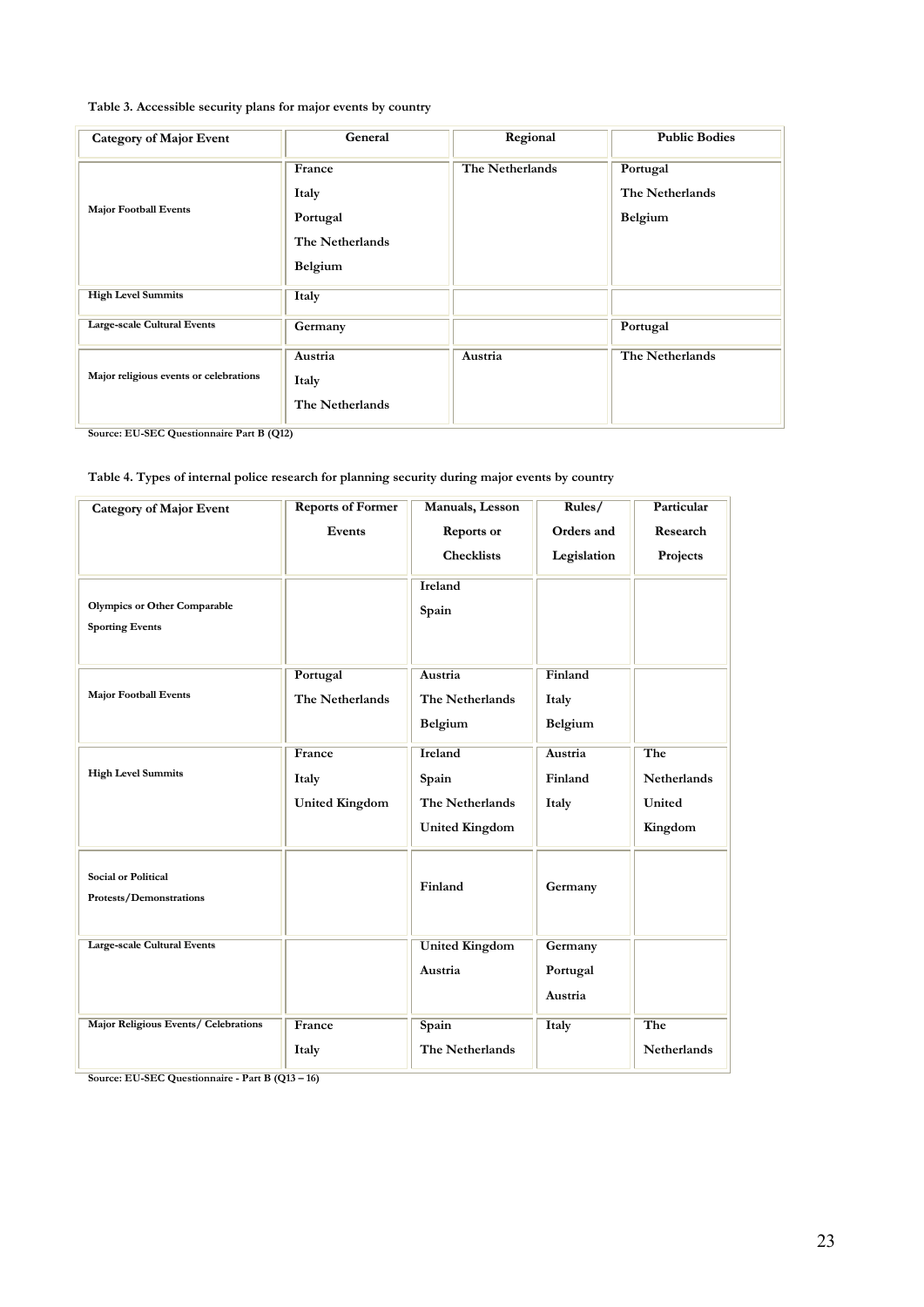**Table 3. Accessible security plans for major events by country**

| Category of Major Event | General | Regional | Public Bodies |
| --- | --- | --- | --- |
| Major Football Events | France<br>Italy<br>Portugal<br>The Netherlands<br>Belgium | The Netherlands | Portugal<br>The Netherlands<br>Belgium |
| High Level Summits | Italy | | |
| Large-scale Cultural Events | Germany | | Portugal |
| Major religious events or celebrations | Austria<br>Italy<br>The Netherlands | Austria | The Netherlands |

Source: EU-SEC Questionnaire Part B (Q12)

**Table 4. Types of internal police research for planning security during major events by country**

| Category of Major Event | Reports of Former Events | Manuals, Lesson Reports or Checklists | Rules/ Orders and Legislation | Particular Research Projects |
| --- | --- | --- | --- | --- |
| Olympics or Other Comparable Sporting Events | | Ireland<br>Spain | | |
| Major Football Events | Portugal<br>The Netherlands | Austria<br>The Netherlands<br>Belgium | Finland<br>Italy<br>Belgium | |
| High Level Summits | France<br>Italy<br>United Kingdom | Ireland<br>Spain<br>The Netherlands<br>United Kingdom | Austria<br>Finland<br>Italy | The Netherlands<br>United Kingdom |
| Social or Political Protests/Demonstrations | | Finland | Germany | |
| Large-scale Cultural Events | | United Kingdom<br>Austria | Germany<br>Portugal<br>Austria | |
| Major Religious Events/ Celebrations | France<br>Italy | Spain<br>The Netherlands | Italy | The Netherlands |

Source: EU-SEC Questionnaire - Part B (Q13 – 16)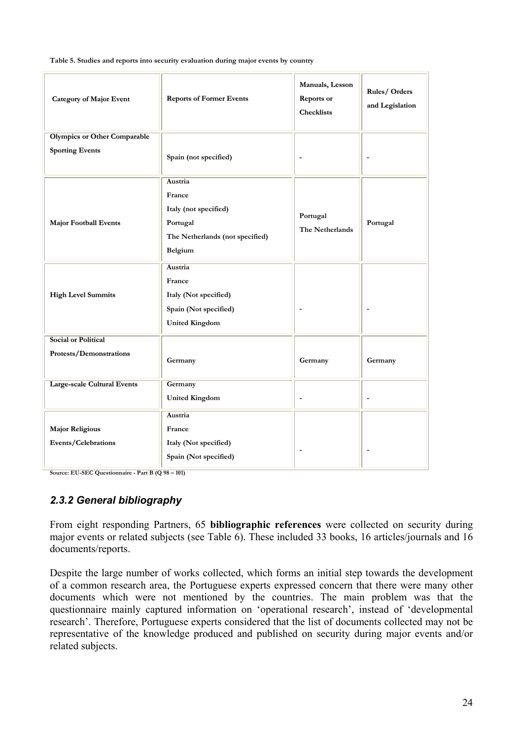**Table 5. Studies and reports into security evaluation during major events by country**

| Category of Major Event | Reports of Former Events | Manuals, Lesson Reports or Checklists | Rules/ Orders and Legislation |
|---|---|---|---|
| Olympics or Other Comparable Sporting Events | Spain (not specified) | - | - |
| Major Football Events | Austria<br>France<br>Italy (not specified)<br>Portugal<br>The Netherlands (not specified)<br>Belgium | Portugal<br>The Netherlands | Portugal |
| High Level Summits | Austria<br>France<br>Italy (Not specified)<br>Spain (Not specified)<br>United Kingdom | - | - |
| Social or Political Protests/Demonstrations | Germany | Germany | Germany |
| Large-scale Cultural Events | Germany<br>United Kingdom | - | - |
| Major Religious Events/Celebrations | Austria<br>France<br>Italy (Not specified)<br>Spain (Not specified) | - | - |

Source: EU-SEC Questionnaire - Part B (Q 98 – 101)

### *2.3.2 General bibliography*

From eight responding Partners, 65 **bibliographic references** were collected on security during major events or related subjects (see Table 6). These included 33 books, 16 articles/journals and 16 documents/reports.

Despite the large number of works collected, which forms an initial step towards the development of a common research area, the Portuguese experts expressed concern that there were many other documents which were not mentioned by the countries. The main problem was that the questionnaire mainly captured information on 'operational research', instead of 'developmental research'. Therefore, Portuguese experts considered that the list of documents collected may not be representative of the knowledge produced and published on security during major events and/or related subjects.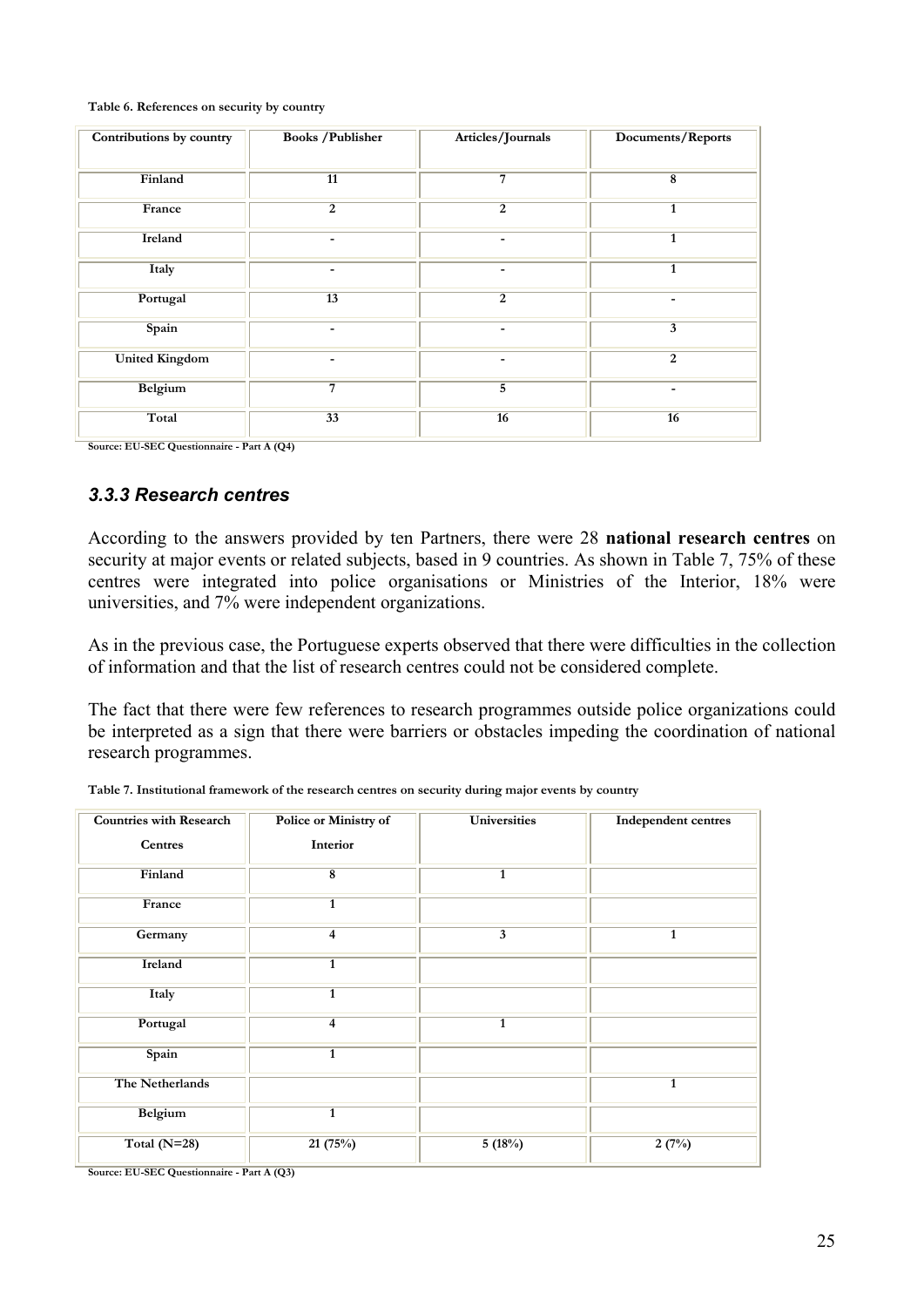**Table 6. References on security by country**

| Contributions by country | Books /Publisher | Articles/Journals | Documents/Reports |
|---|---|---|---|
| Finland | 11 | 7 | 8 |
| France | 2 | 2 | 1 |
| Ireland | - | - | 1 |
| Italy | - | - | 1 |
| Portugal | 13 | 2 | - |
| Spain | - | - | 3 |
| United Kingdom | - | - | 2 |
| Belgium | 7 | 5 | - |
| Total | 33 | 16 | 16 |

Source: EU-SEC Questionnaire - Part A (Q4)

### *3.3.3 Research centres*

According to the answers provided by ten Partners, there were 28 **national research centres** on security at major events or related subjects, based in 9 countries. As shown in Table 7, 75% of these centres were integrated into police organisations or Ministries of the Interior, 18% were universities, and 7% were independent organizations.

As in the previous case, the Portuguese experts observed that there were difficulties in the collection of information and that the list of research centres could not be considered complete.

The fact that there were few references to research programmes outside police organizations could be interpreted as a sign that there were barriers or obstacles impeding the coordination of national research programmes.

**Table 7. Institutional framework of the research centres on security during major events by country**

| Countries with Research Centres | Police or Ministry of Interior | Universities | Independent centres |
|---|---|---|---|
| Finland | 8 | 1 | |
| France | 1 | | |
| Germany | 4 | 3 | 1 |
| Ireland | 1 | | |
| Italy | 1 | | |
| Portugal | 4 | 1 | |
| Spain | 1 | | |
| The Netherlands | | | 1 |
| Belgium | 1 | | |
| Total (N=28) | 21 (75%) | 5 (18%) | 2 (7%) |

Source: EU-SEC Questionnaire - Part A (Q3)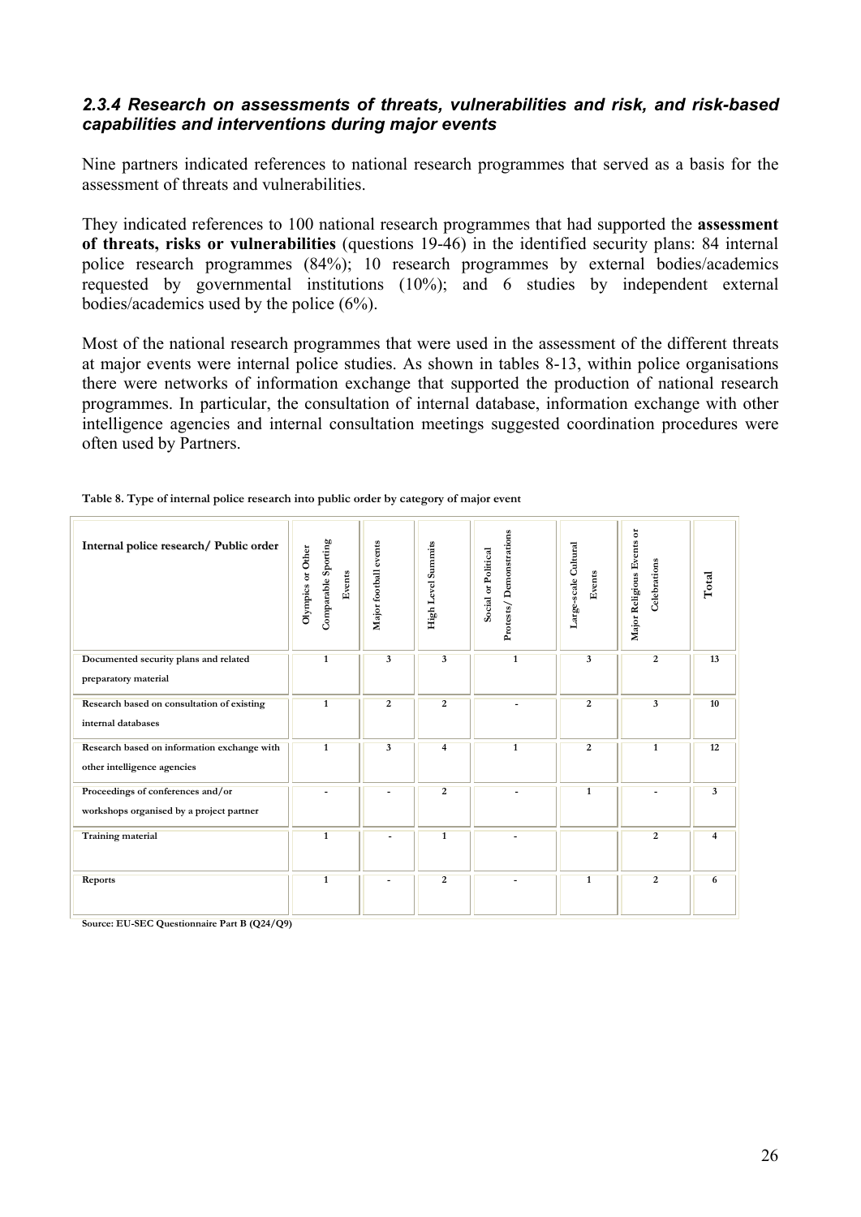### *2.3.4 Research on assessments of threats, vulnerabilities and risk, and risk-based capabilities and interventions during major events*

Nine partners indicated references to national research programmes that served as a basis for the assessment of threats and vulnerabilities.

They indicated references to 100 national research programmes that had supported the **assessment of threats, risks or vulnerabilities** (questions 19-46) in the identified security plans: 84 internal police research programmes (84%); 10 research programmes by external bodies/academics requested by governmental institutions (10%); and 6 studies by independent external bodies/academics used by the police (6%).

Most of the national research programmes that were used in the assessment of the different threats at major events were internal police studies. As shown in tables 8-13, within police organisations there were networks of information exchange that supported the production of national research programmes. In particular, the consultation of internal database, information exchange with other intelligence agencies and internal consultation meetings suggested coordination procedures were often used by Partners.

**Table 8. Type of internal police research into public order by category of major event**

| Internal police research/ Public order | Olympics or Other Comparable Sporting Events | Major football events | High Level Summits | Social or Political Protests/ Demonstrations | Large-scale Cultural Events | Major Religious Events or Celebrations | Total |
|---|---|---|---|---|---|---|---|
| Documented security plans and related preparatory material | 1 | 3 | 3 | 1 | 3 | 2 | 13 |
| Research based on consultation of existing internal databases | 1 | 2 | 2 | - | 2 | 3 | 10 |
| Research based on information exchange with other intelligence agencies | 1 | 3 | 4 | 1 | 2 | 1 | 12 |
| Proceedings of conferences and/or workshops organised by a project partner | - | - | 2 | - | 1 | - | 3 |
| Training material | 1 | - | 1 | - | | 2 | 4 |
| Reports | 1 | - | 2 | - | 1 | 2 | 6 |

Source: EU-SEC Questionnaire Part B (Q24/Q9)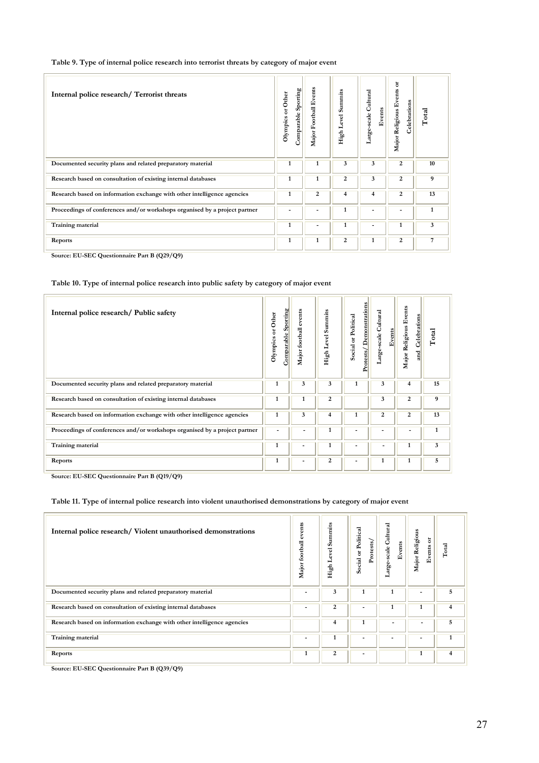**Table 9. Type of internal police research into terrorist threats by category of major event**

| Internal police research/ Terrorist threats | Olympics or Other Comparable Sporting | Major Football Events | High Level Summits | Large-scale Cultural Events | Major Religious Events or Celebrations | Total |
|---|---|---|---|---|---|---|
| Documented security plans and related preparatory material | 1 | 1 | 3 | 3 | 2 | 10 |
| Research based on consultation of existing internal databases | 1 | 1 | 2 | 3 | 2 | 9 |
| Research based on information exchange with other intelligence agencies | 1 | 2 | 4 | 4 | 2 | 13 |
| Proceedings of conferences and/or workshops organised by a project partner | - | - | 1 | - | - | 1 |
| Training material | 1 | - | 1 | - | 1 | 3 |
| Reports | 1 | 1 | 2 | 1 | 2 | 7 |

Source: EU-SEC Questionnaire Part B (Q29/Q9)

**Table 10. Type of internal police research into public safety by category of major event**

| Internal police research/ Public safety | Olympics or Other Comparable Sporting | Major football events | High Level Summits | Social or Political Protests/ Demonstrations | Large-scale Cultural Events | Major Religious Events and Celebrations | Total |
|---|---|---|---|---|---|---|---|
| Documented security plans and related preparatory material | 1 | 3 | 3 | 1 | 3 | 4 | 15 |
| Research based on consultation of existing internal databases | 1 | 1 | 2 | | 3 | 2 | 9 |
| Research based on information exchange with other intelligence agencies | 1 | 3 | 4 | 1 | 2 | 2 | 13 |
| Proceedings of conferences and/or workshops organised by a project partner | - | - | 1 | - | - | - | 1 |
| Training material | 1 | - | 1 | - | - | 1 | 3 |
| Reports | 1 | - | 2 | - | 1 | 1 | 5 |

Source: EU-SEC Questionnaire Part B (Q19/Q9)

**Table 11. Type of internal police research into violent unauthorised demonstrations by category of major event**

| Internal police research/ Violent unauthorised demonstrations | Major football events | High Level Summits | Social or Political Protests/ | Large-scale Cultural Events | Major Religious Events or | Total |
|---|---|---|---|---|---|---|
| Documented security plans and related preparatory material | - | 3 | 1 | 1 | - | 5 |
| Research based on consultation of existing internal databases | - | 2 | - | 1 | 1 | 4 |
| Research based on information exchange with other intelligence agencies | | 4 | 1 | - | - | 5 |
| Training material | - | 1 | - | - | - | 1 |
| Reports | 1 | 2 | - | | 1 | 4 |

Source: EU-SEC Questionnaire Part B (Q39/Q9)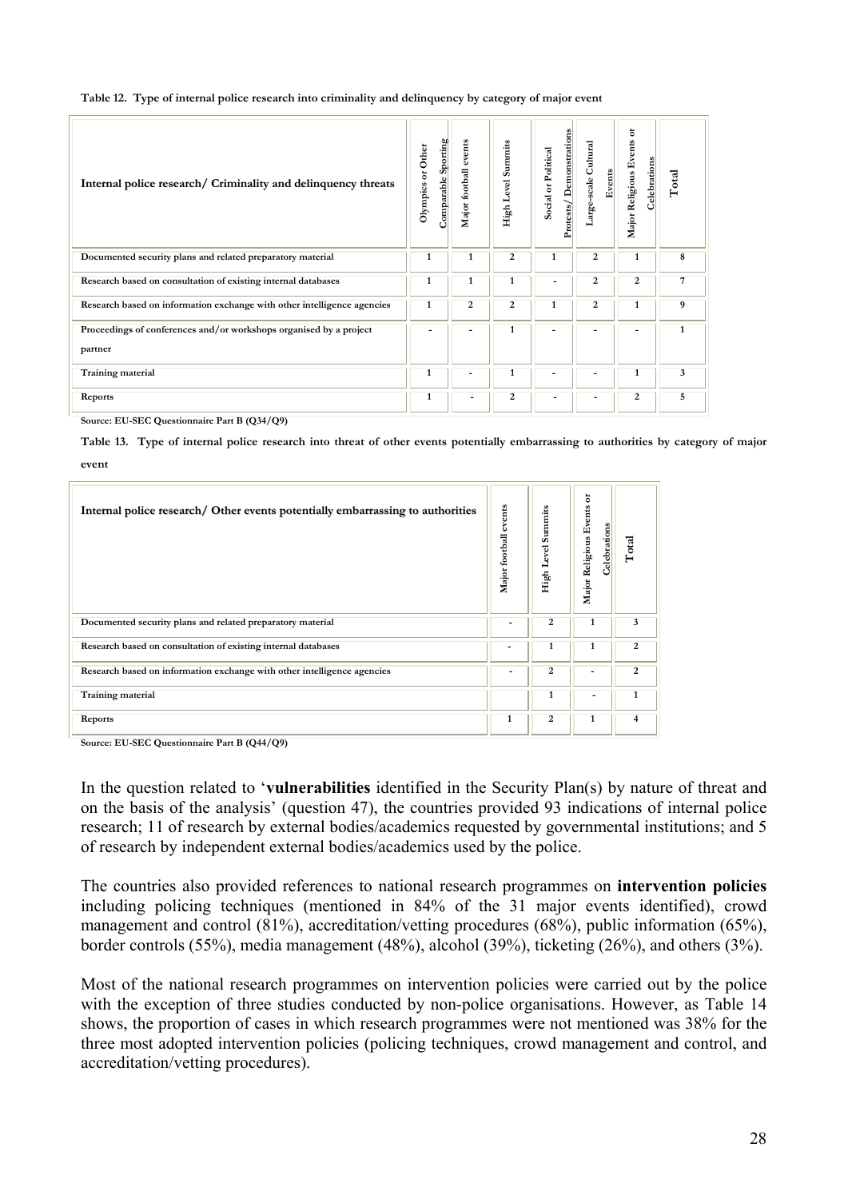**Table 12. Type of internal police research into criminality and delinquency by category of major event**

| Internal police research/ Criminality and delinquency threats | Olympics or Other Comparable Sporting | Major football events | High Level Summits | Social or Political Protests/ Demonstrations | Large-scale Cultural Events | Major Religious Events or Celebrations | Total |
|---|---|---|---|---|---|---|---|
| Documented security plans and related preparatory material | 1 | 1 | 2 | 1 | 2 | 1 | 8 |
| Research based on consultation of existing internal databases | 1 | 1 | 1 | - | 2 | 2 | 7 |
| Research based on information exchange with other intelligence agencies | 1 | 2 | 2 | 1 | 2 | 1 | 9 |
| Proceedings of conferences and/or workshops organised by a project partner | - | - | 1 | - | - | - | 1 |
| Training material | 1 | - | 1 | - | - | 1 | 3 |
| Reports | 1 | - | 2 | - | - | 2 | 5 |

Source: EU-SEC Questionnaire Part B (Q34/Q9)

**Table 13. Type of internal police research into threat of other events potentially embarrassing to authorities by category of major event**

| Internal police research/ Other events potentially embarrassing to authorities | Major football events | High Level Summits | Major Religious Events or Celebrations | Total |
|---|---|---|---|---|
| Documented security plans and related preparatory material | - | 2 | 1 | 3 |
| Research based on consultation of existing internal databases | - | 1 | 1 | 2 |
| Research based on information exchange with other intelligence agencies | - | 2 | - | 2 |
| Training material | | 1 | - | 1 |
| Reports | 1 | 2 | 1 | 4 |

Source: EU-SEC Questionnaire Part B (Q44/Q9)

In the question related to '**vulnerabilities** identified in the Security Plan(s) by nature of threat and on the basis of the analysis' (question 47), the countries provided 93 indications of internal police research; 11 of research by external bodies/academics requested by governmental institutions; and 5 of research by independent external bodies/academics used by the police.

The countries also provided references to national research programmes on **intervention policies** including policing techniques (mentioned in 84% of the 31 major events identified), crowd management and control (81%), accreditation/vetting procedures (68%), public information (65%), border controls (55%), media management (48%), alcohol (39%), ticketing (26%), and others (3%).

Most of the national research programmes on intervention policies were carried out by the police with the exception of three studies conducted by non-police organisations. However, as Table 14 shows, the proportion of cases in which research programmes were not mentioned was 38% for the three most adopted intervention policies (policing techniques, crowd management and control, and accreditation/vetting procedures).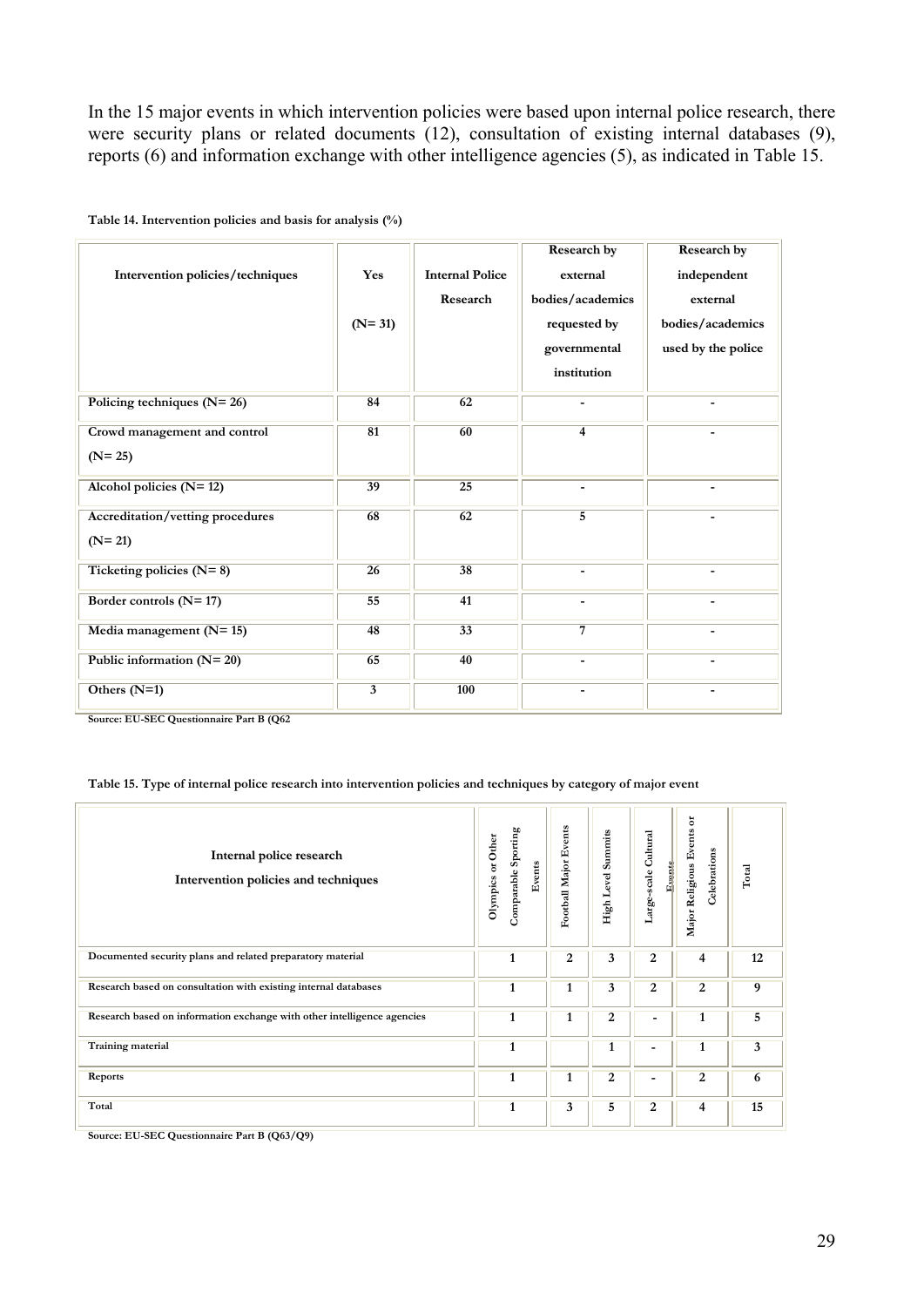In the 15 major events in which intervention policies were based upon internal police research, there were security plans or related documents (12), consultation of existing internal databases (9), reports (6) and information exchange with other intelligence agencies (5), as indicated in Table 15.

**Table 14. Intervention policies and basis for analysis (%)**

| Intervention policies/techniques | Yes (N= 31) | Internal Police Research | Research by external bodies/academics requested by governmental institution | Research by independent external bodies/academics used by the police |
|---|---|---|---|---|
| Policing techniques (N= 26) | 84 | 62 | - | - |
| Crowd management and control (N= 25) | 81 | 60 | 4 | - |
| Alcohol policies (N= 12) | 39 | 25 | - | - |
| Accreditation/vetting procedures (N= 21) | 68 | 62 | 5 | - |
| Ticketing policies (N= 8) | 26 | 38 | - | - |
| Border controls (N= 17) | 55 | 41 | - | - |
| Media management (N= 15) | 48 | 33 | 7 | - |
| Public information (N= 20) | 65 | 40 | - | - |
| Others (N=1) | 3 | 100 | - | - |

Source: EU-SEC Questionnaire Part B (Q62

**Table 15. Type of internal police research into intervention policies and techniques by category of major event**

| Internal police research Intervention policies and techniques | Olympics or Other Comparable Sporting Events | Football Major Events | High Level Summits | Large-scale Cultural Events | Major Religious Events or Celebrations | Total |
|---|---|---|---|---|---|---|
| Documented security plans and related preparatory material | 1 | 2 | 3 | 2 | 4 | 12 |
| Research based on consultation with existing internal databases | 1 | 1 | 3 | 2 | 2 | 9 |
| Research based on information exchange with other intelligence agencies | 1 | 1 | 2 | - | 1 | 5 |
| Training material | 1 | | 1 | - | 1 | 3 |
| Reports | 1 | 1 | 2 | - | 2 | 6 |
| Total | 1 | 3 | 5 | 2 | 4 | 15 |

Source: EU-SEC Questionnaire Part B (Q63/Q9)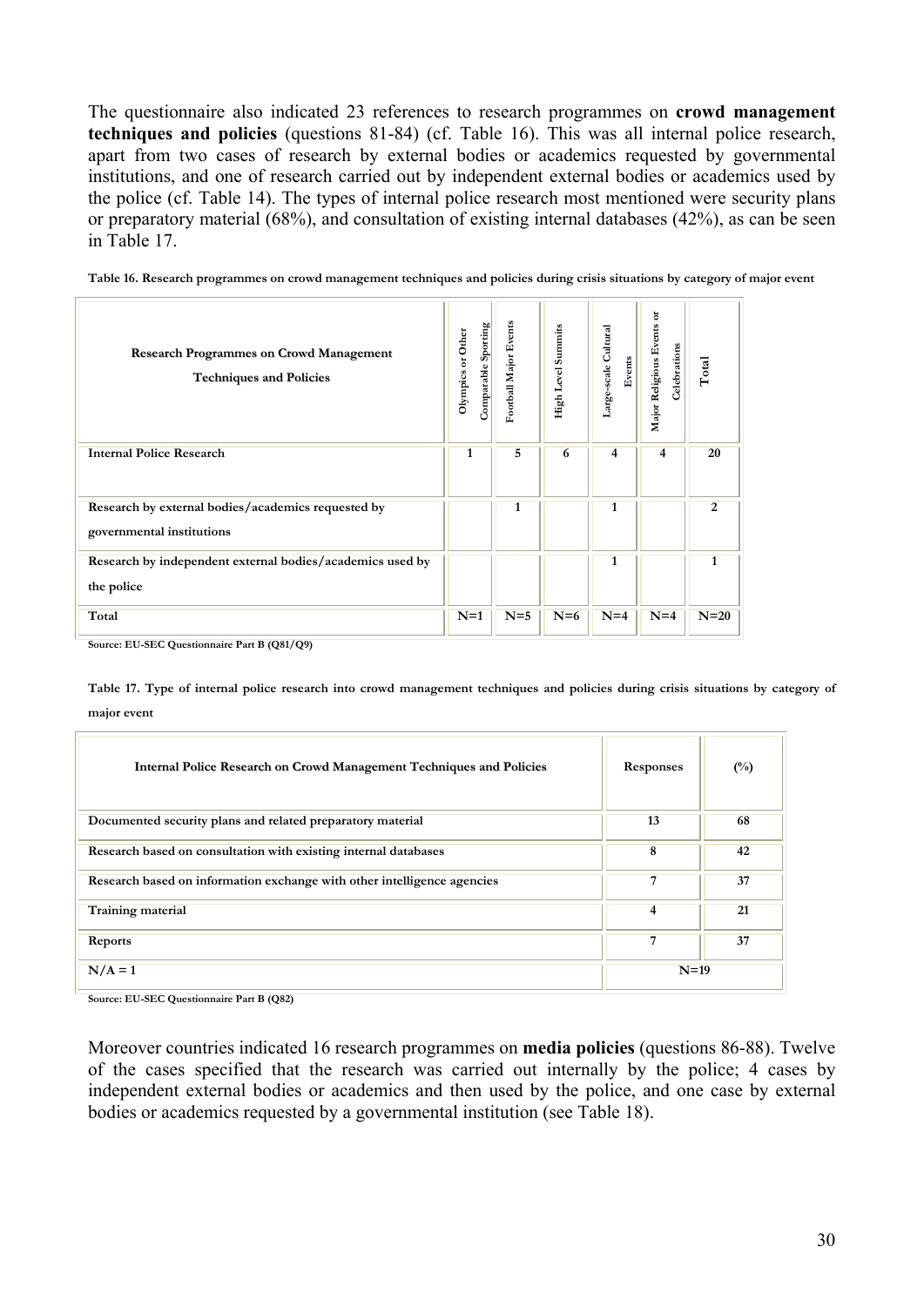The questionnaire also indicated 23 references to research programmes on **crowd management techniques and policies** (questions 81-84) (cf. Table 16). This was all internal police research, apart from two cases of research by external bodies or academics requested by governmental institutions, and one of research carried out by independent external bodies or academics used by the police (cf. Table 14). The types of internal police research most mentioned were security plans or preparatory material (68%), and consultation of existing internal databases (42%), as can be seen in Table 17.

**Table 16. Research programmes on crowd management techniques and policies during crisis situations by category of major event**

| Research Programmes on Crowd Management Techniques and Policies | Olympics or Other Comparable Sporting | Football Major Events | High Level Summits | Large-scale Cultural Events | Major Religious Events or Celebrations | Total |
|---|---|---|---|---|---|---|
| Internal Police Research | 1 | 5 | 6 | 4 | 4 | 20 |
| Research by external bodies/academics requested by governmental institutions | | 1 | | 1 | | 2 |
| Research by independent external bodies/academics used by the police | | | | 1 | | 1 |
| Total | N=1 | N=5 | N=6 | N=4 | N=4 | N=20 |

Source: EU-SEC Questionnaire Part B (Q81/Q9)

**Table 17. Type of internal police research into crowd management techniques and policies during crisis situations by category of major event**

| Internal Police Research on Crowd Management Techniques and Policies | Responses | (%) |
|---|---|---|
| Documented security plans and related preparatory material | 13 | 68 |
| Research based on consultation with existing internal databases | 8 | 42 |
| Research based on information exchange with other intelligence agencies | 7 | 37 |
| Training material | 4 | 21 |
| Reports | 7 | 37 |
| N/A = 1 | N=19 | |

Source: EU-SEC Questionnaire Part B (Q82)

Moreover countries indicated 16 research programmes on **media policies** (questions 86-88). Twelve of the cases specified that the research was carried out internally by the police; 4 cases by independent external bodies or academics and then used by the police, and one case by external bodies or academics requested by a governmental institution (see Table 18).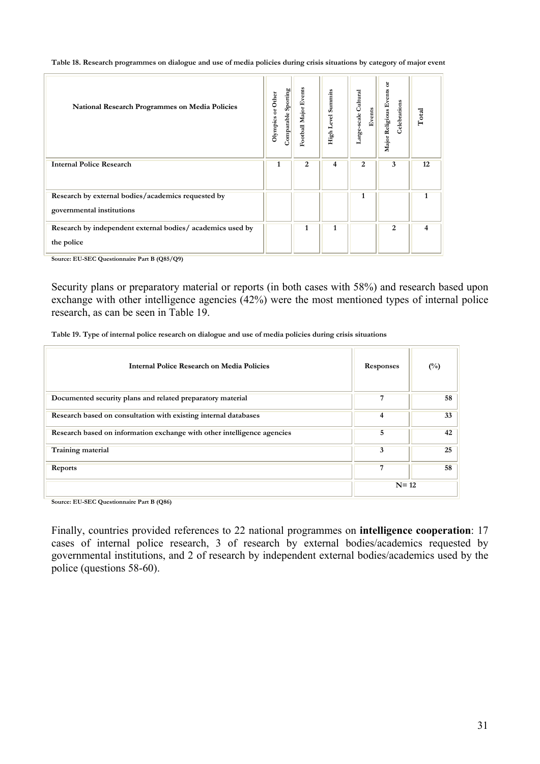**Table 18. Research programmes on dialogue and use of media policies during crisis situations by category of major event**

| National Research Programmes on Media Policies | Olympics or Other Comparable Sporting | Football Major Events | High Level Summits | Large-scale Cultural Events | Major Religious Events or Celebrations | Total |
|---|---|---|---|---|---|---|
| Internal Police Research | 1 | 2 | 4 | 2 | 3 | 12 |
| Research by external bodies/academics requested by governmental institutions | | | | 1 | | 1 |
| Research by independent external bodies/ academics used by the police | | 1 | 1 | | 2 | 4 |

Source: EU-SEC Questionnaire Part B (Q85/Q9)

Security plans or preparatory material or reports (in both cases with 58%) and research based upon exchange with other intelligence agencies (42%) were the most mentioned types of internal police research, as can be seen in Table 19.

**Table 19. Type of internal police research on dialogue and use of media policies during crisis situations**

| Internal Police Research on Media Policies | Responses | (%) |
|---|---|---|
| Documented security plans and related preparatory material | 7 | 58 |
| Research based on consultation with existing internal databases | 4 | 33 |
| Research based on information exchange with other intelligence agencies | 5 | 42 |
| Training material | 3 | 25 |
| Reports | 7 | 58 |
| | N= 12 | |

Source: EU-SEC Questionnaire Part B (Q86)

Finally, countries provided references to 22 national programmes on **intelligence cooperation**: 17 cases of internal police research, 3 of research by external bodies/academics requested by governmental institutions, and 2 of research by independent external bodies/academics used by the police (questions 58-60).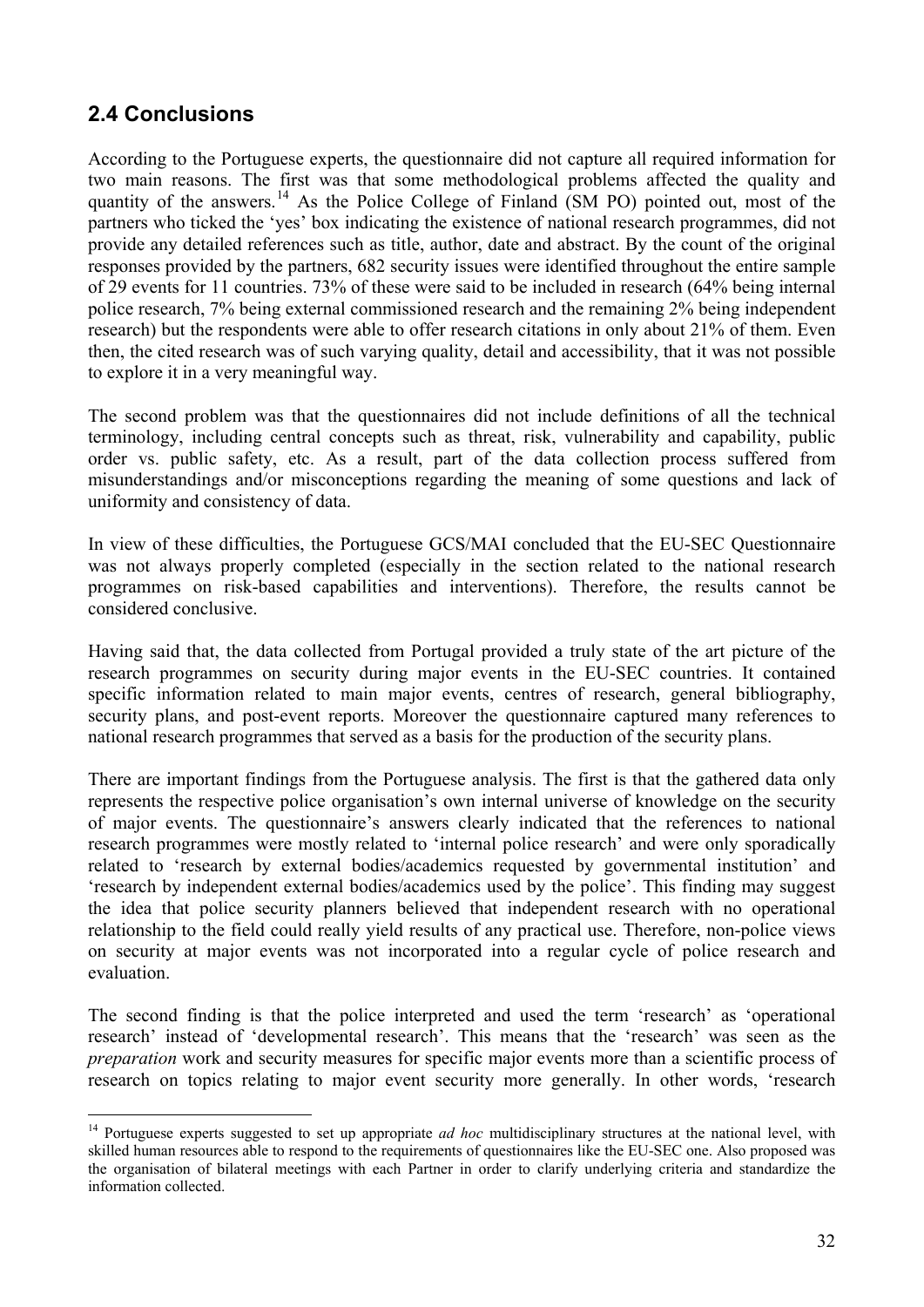## 2.4 Conclusions

According to the Portuguese experts, the questionnaire did not capture all required information for two main reasons. The first was that some methodological problems affected the quality and quantity of the answers.[14] As the Police College of Finland (SM PO) pointed out, most of the partners who ticked the 'yes' box indicating the existence of national research programmes, did not provide any detailed references such as title, author, date and abstract. By the count of the original responses provided by the partners, 682 security issues were identified throughout the entire sample of 29 events for 11 countries. 73% of these were said to be included in research (64% being internal police research, 7% being external commissioned research and the remaining 2% being independent research) but the respondents were able to offer research citations in only about 21% of them. Even then, the cited research was of such varying quality, detail and accessibility, that it was not possible to explore it in a very meaningful way.

The second problem was that the questionnaires did not include definitions of all the technical terminology, including central concepts such as threat, risk, vulnerability and capability, public order vs. public safety, etc. As a result, part of the data collection process suffered from misunderstandings and/or misconceptions regarding the meaning of some questions and lack of uniformity and consistency of data.

In view of these difficulties, the Portuguese GCS/MAI concluded that the EU-SEC Questionnaire was not always properly completed (especially in the section related to the national research programmes on risk-based capabilities and interventions). Therefore, the results cannot be considered conclusive.

Having said that, the data collected from Portugal provided a truly state of the art picture of the research programmes on security during major events in the EU-SEC countries. It contained specific information related to main major events, centres of research, general bibliography, security plans, and post-event reports. Moreover the questionnaire captured many references to national research programmes that served as a basis for the production of the security plans.

There are important findings from the Portuguese analysis. The first is that the gathered data only represents the respective police organisation's own internal universe of knowledge on the security of major events. The questionnaire's answers clearly indicated that the references to national research programmes were mostly related to 'internal police research' and were only sporadically related to 'research by external bodies/academics requested by governmental institution' and 'research by independent external bodies/academics used by the police'. This finding may suggest the idea that police security planners believed that independent research with no operational relationship to the field could really yield results of any practical use. Therefore, non-police views on security at major events was not incorporated into a regular cycle of police research and evaluation.

The second finding is that the police interpreted and used the term 'research' as 'operational research' instead of 'developmental research'. This means that the 'research' was seen as the *preparation* work and security measures for specific major events more than a scientific process of research on topics relating to major event security more generally. In other words, 'research

[14] Portuguese experts suggested to set up appropriate *ad hoc* multidisciplinary structures at the national level, with skilled human resources able to respond to the requirements of questionnaires like the EU-SEC one. Also proposed was the organisation of bilateral meetings with each Partner in order to clarify underlying criteria and standardize the information collected.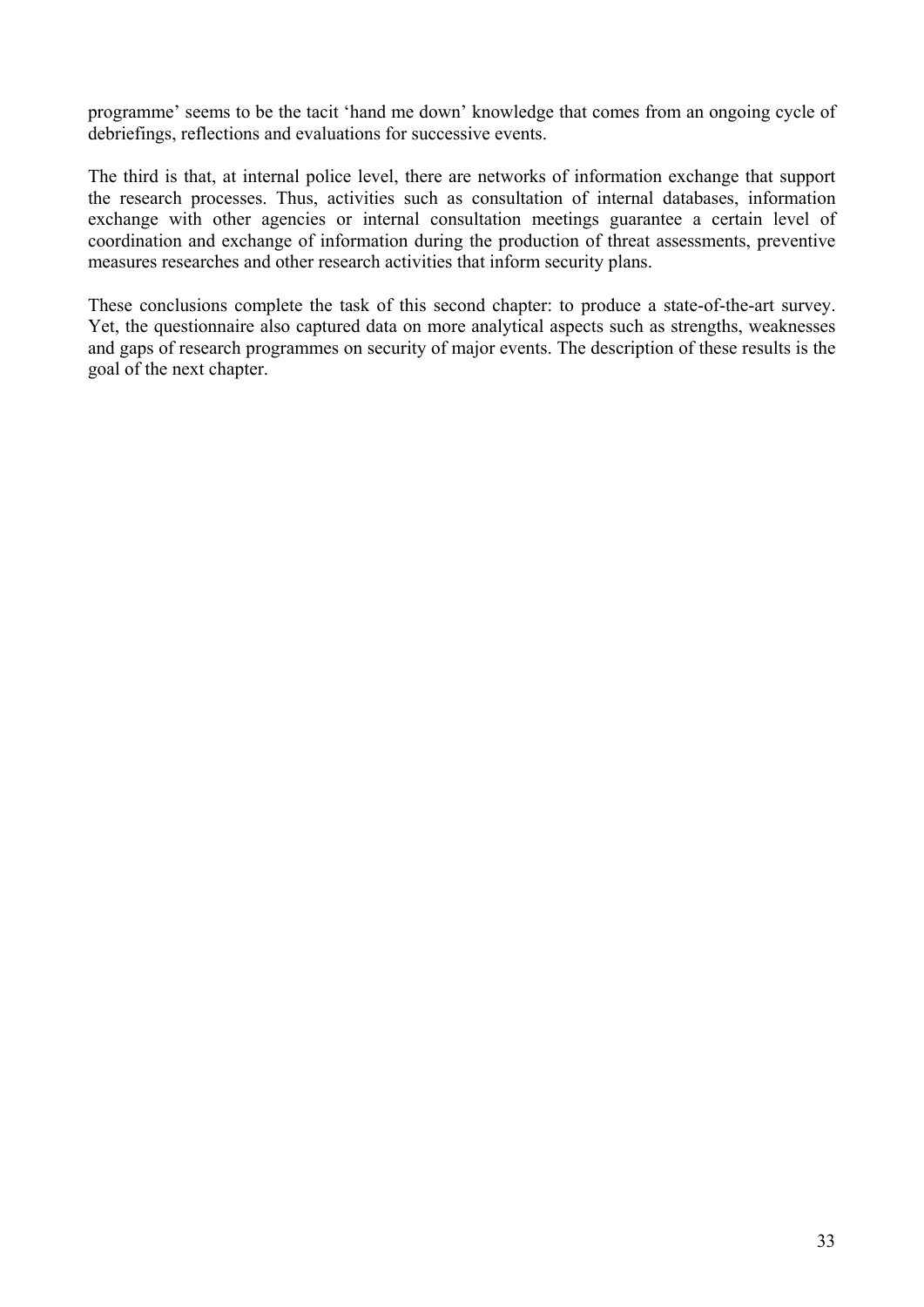programme' seems to be the tacit 'hand me down' knowledge that comes from an ongoing cycle of debriefings, reflections and evaluations for successive events.

The third is that, at internal police level, there are networks of information exchange that support the research processes. Thus, activities such as consultation of internal databases, information exchange with other agencies or internal consultation meetings guarantee a certain level of coordination and exchange of information during the production of threat assessments, preventive measures researches and other research activities that inform security plans.

These conclusions complete the task of this second chapter: to produce a state-of-the-art survey. Yet, the questionnaire also captured data on more analytical aspects such as strengths, weaknesses and gaps of research programmes on security of major events. The description of these results is the goal of the next chapter.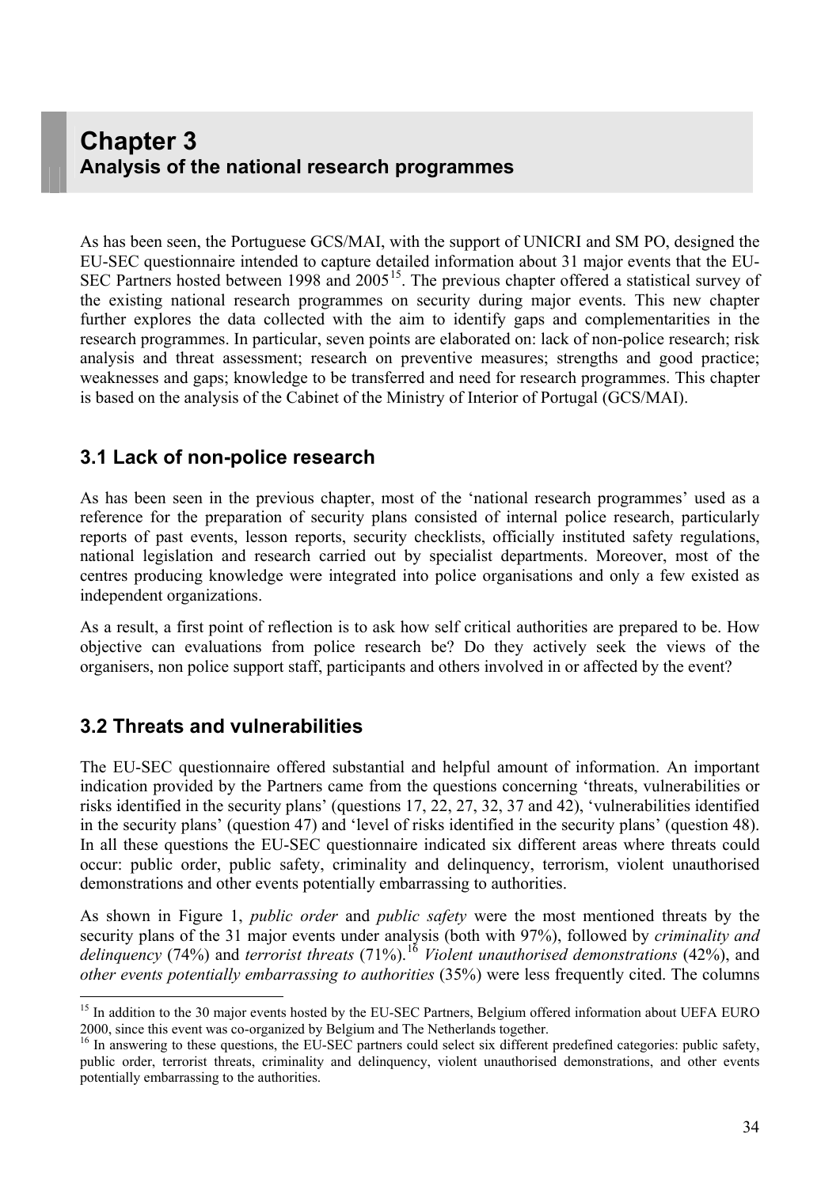# Chapter 3
## Analysis of the national research programmes

As has been seen, the Portuguese GCS/MAI, with the support of UNICRI and SM PO, designed the EU-SEC questionnaire intended to capture detailed information about 31 major events that the EU-SEC Partners hosted between 1998 and 2005[15]. The previous chapter offered a statistical survey of the existing national research programmes on security during major events. This new chapter further explores the data collected with the aim to identify gaps and complementarities in the research programmes. In particular, seven points are elaborated on: lack of non-police research; risk analysis and threat assessment; research on preventive measures; strengths and good practice; weaknesses and gaps; knowledge to be transferred and need for research programmes. This chapter is based on the analysis of the Cabinet of the Ministry of Interior of Portugal (GCS/MAI).

## 3.1 Lack of non-police research

As has been seen in the previous chapter, most of the 'national research programmes' used as a reference for the preparation of security plans consisted of internal police research, particularly reports of past events, lesson reports, security checklists, officially instituted safety regulations, national legislation and research carried out by specialist departments. Moreover, most of the centres producing knowledge were integrated into police organisations and only a few existed as independent organizations.

As a result, a first point of reflection is to ask how self critical authorities are prepared to be. How objective can evaluations from police research be? Do they actively seek the views of the organisers, non police support staff, participants and others involved in or affected by the event?

## 3.2 Threats and vulnerabilities

The EU-SEC questionnaire offered substantial and helpful amount of information. An important indication provided by the Partners came from the questions concerning 'threats, vulnerabilities or risks identified in the security plans' (questions 17, 22, 27, 32, 37 and 42), 'vulnerabilities identified in the security plans' (question 47) and 'level of risks identified in the security plans' (question 48). In all these questions the EU-SEC questionnaire indicated six different areas where threats could occur: public order, public safety, criminality and delinquency, terrorism, violent unauthorised demonstrations and other events potentially embarrassing to authorities.

As shown in Figure 1, *public order* and *public safety* were the most mentioned threats by the security plans of the 31 major events under analysis (both with 97%), followed by *criminality and delinquency* (74%) and *terrorist threats* (71%).[16] *Violent unauthorised demonstrations* (42%), and *other events potentially embarrassing to authorities* (35%) were less frequently cited. The columns

---

[15] In addition to the 30 major events hosted by the EU-SEC Partners, Belgium offered information about UEFA EURO 2000, since this event was co-organized by Belgium and The Netherlands together.

[16] In answering to these questions, the EU-SEC partners could select six different predefined categories: public safety, public order, terrorist threats, criminality and delinquency, violent unauthorised demonstrations, and other events potentially embarrassing to the authorities.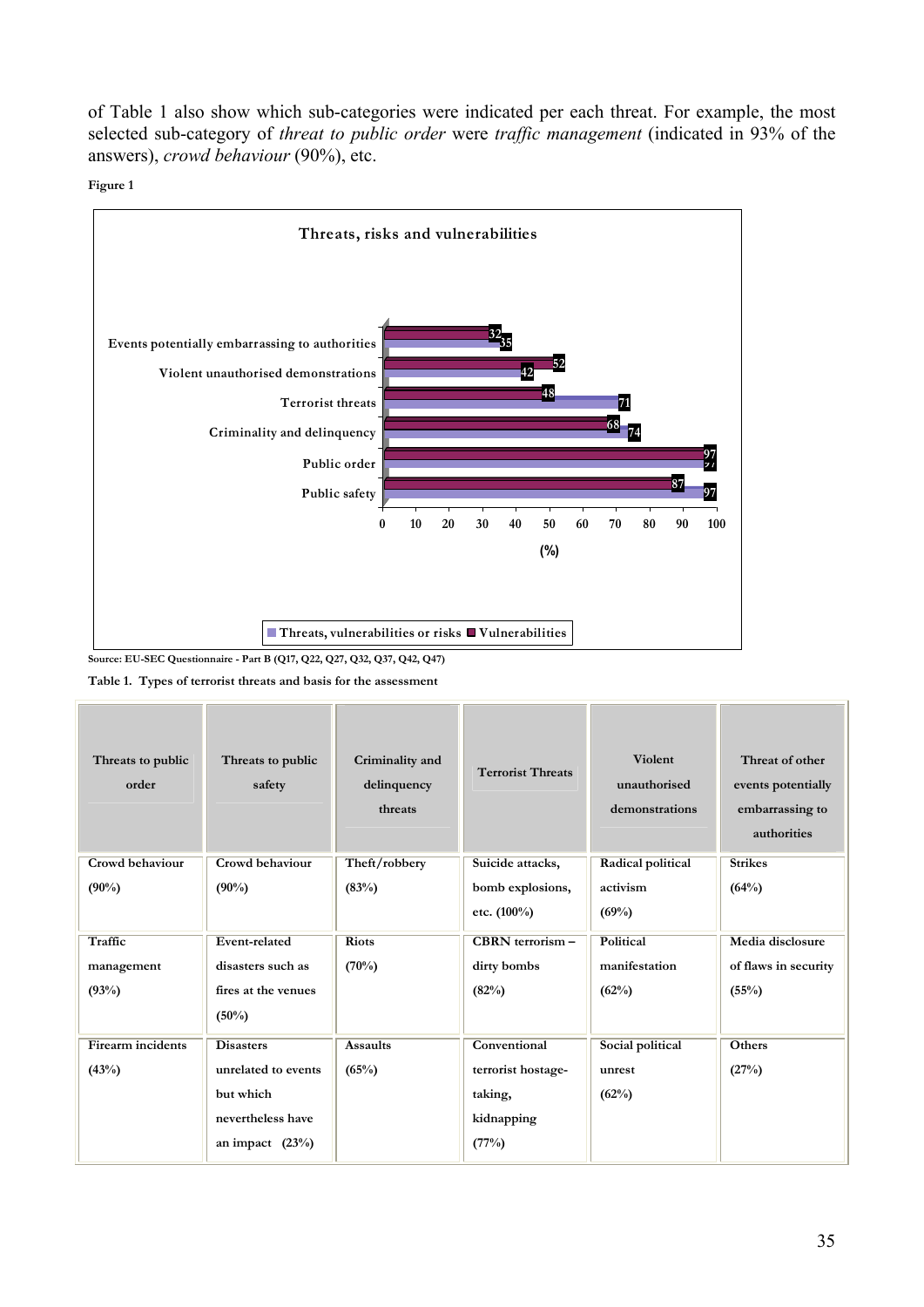of Table 1 also show which sub-categories were indicated per each threat. For example, the most selected sub-category of *threat to public order* were *traffic management* (indicated in 93% of the answers), *crowd behaviour* (90%), etc.

**Figure 1**

Threats, risks and vulnerabilities

| | Threats, vulnerabilities or risks | Vulnerabilities |
|---|---|---|
| Events potentially embarrassing to authorities | 35 | 32 |
| Violent unauthorised demonstrations | 42 | 52 |
| Terrorist threats | 71 | 48 |
| Criminality and delinquency | 74 | 68 |
| Public order | 97 | 97 |
| Public safety | 97 | 87 |

(%)

**Source: EU-SEC Questionnaire - Part B (Q17, Q22, Q27, Q32, Q37, Q42, Q47)**

**Table 1. Types of terrorist threats and basis for the assessment**

| Threats to public order | Threats to public safety | Criminality and delinquency threats | Terrorist Threats | Violent unauthorised demonstrations | Threat of other events potentially embarrassing to authorities |
|---|---|---|---|---|---|
| Crowd behaviour (90%) | Crowd behaviour (90%) | Theft/robbery (83%) | Suicide attacks, bomb explosions, etc. (100%) | Radical political activism (69%) | Strikes (64%) |
| Traffic management (93%) | Event-related disasters such as fires at the venues (50%) | Riots (70%) | CBRN terrorism – dirty bombs (82%) | Political manifestation (62%) | Media disclosure of flaws in security (55%) |
| Firearm incidents (43%) | Disasters unrelated to events but which nevertheless have an impact (23%) | Assaults (65%) | Conventional terrorist hostage-taking, kidnapping (77%) | Social political unrest (62%) | Others (27%) |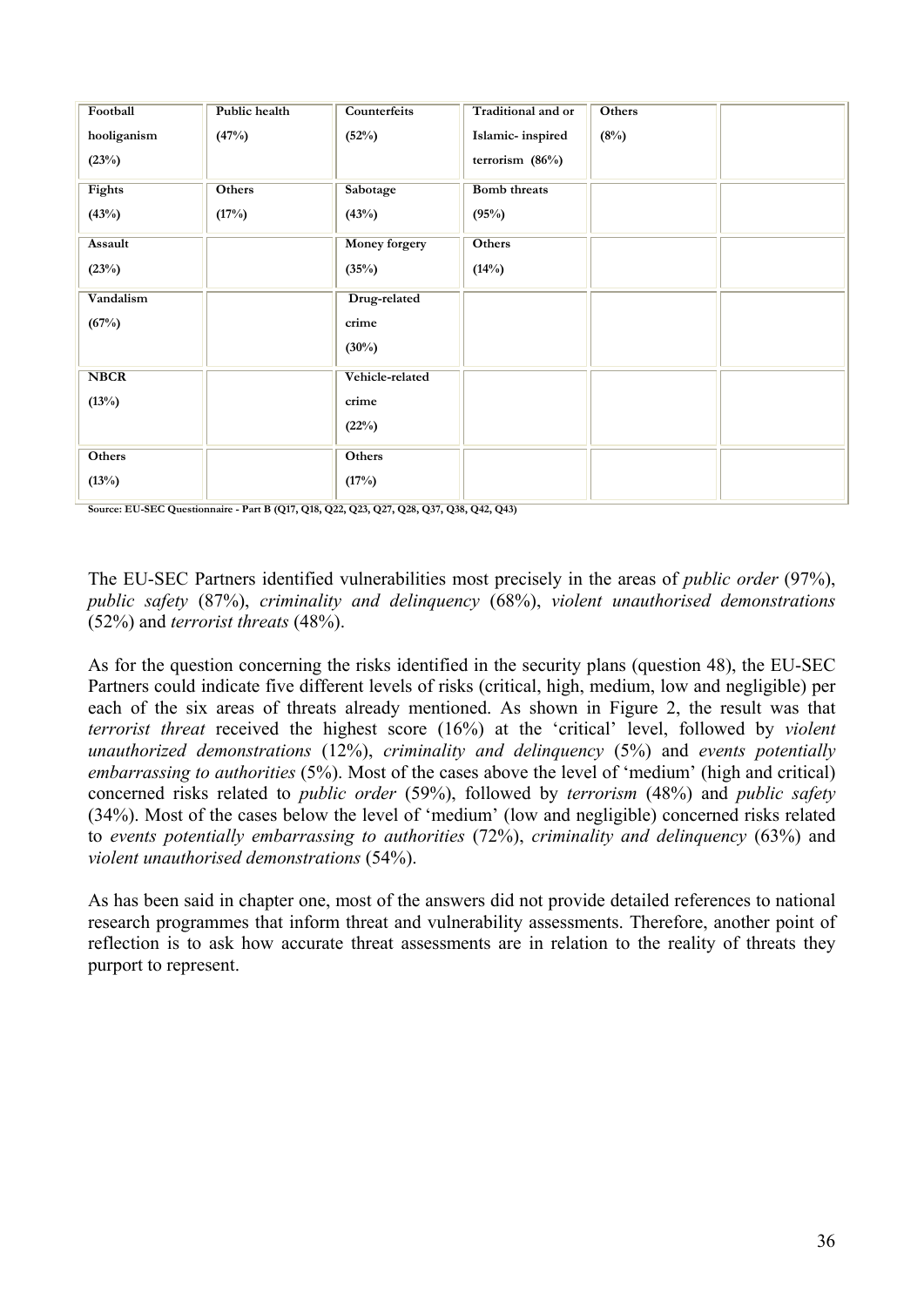| Football hooliganism (23%) | Public health (47%) | Counterfeits (52%) | Traditional and or Islamic- inspired terrorism (86%) | Others (8%) | |
|---|---|---|---|---|---|
| Fights (43%) | Others (17%) | Sabotage (43%) | Bomb threats (95%) | | |
| Assault (23%) | | Money forgery (35%) | Others (14%) | | |
| Vandalism (67%) | | Drug-related crime (30%) | | | |
| NBCR (13%) | | Vehicle-related crime (22%) | | | |
| Others (13%) | | Others (17%) | | | |

**Source: EU-SEC Questionnaire - Part B (Q17, Q18, Q22, Q23, Q27, Q28, Q37, Q38, Q42, Q43)**

The EU-SEC Partners identified vulnerabilities most precisely in the areas of *public order* (97%), *public safety* (87%), *criminality and delinquency* (68%), *violent unauthorised demonstrations* (52%) and *terrorist threats* (48%).

As for the question concerning the risks identified in the security plans (question 48), the EU-SEC Partners could indicate five different levels of risks (critical, high, medium, low and negligible) per each of the six areas of threats already mentioned. As shown in Figure 2, the result was that *terrorist threat* received the highest score (16%) at the 'critical' level, followed by *violent unauthorized demonstrations* (12%), *criminality and delinquency* (5%) and *events potentially embarrassing to authorities* (5%). Most of the cases above the level of 'medium' (high and critical) concerned risks related to *public order* (59%), followed by *terrorism* (48%) and *public safety* (34%). Most of the cases below the level of 'medium' (low and negligible) concerned risks related to *events potentially embarrassing to authorities* (72%), *criminality and delinquency* (63%) and *violent unauthorised demonstrations* (54%).

As has been said in chapter one, most of the answers did not provide detailed references to national research programmes that inform threat and vulnerability assessments. Therefore, another point of reflection is to ask how accurate threat assessments are in relation to the reality of threats they purport to represent.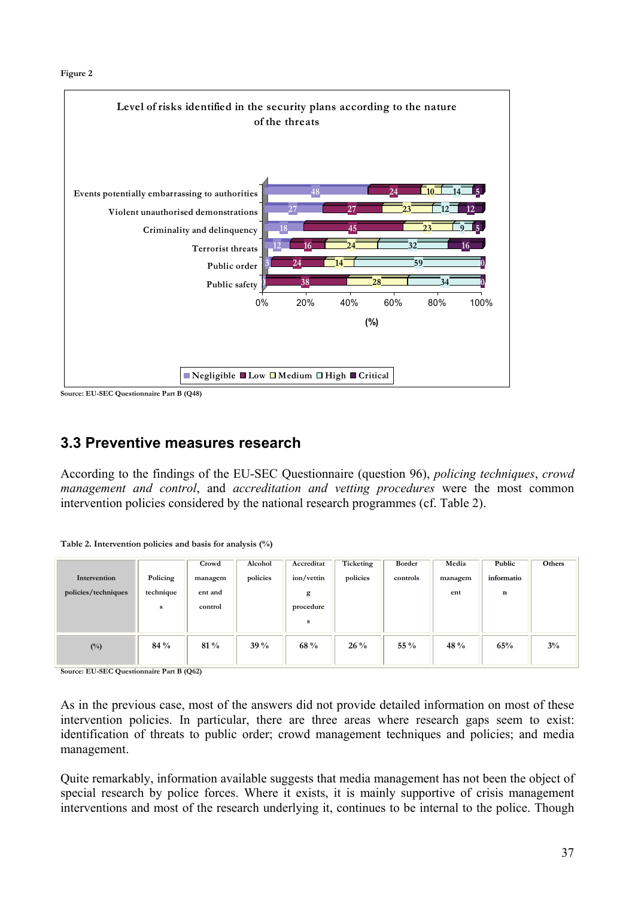Figure 2

**Level of risks identified in the security plans according to the nature of the threats**

| Threat | Negligible | Low | Medium | High | Critical |
|---|---|---|---|---|---|
| Events potentially embarrassing to authorities | 48 | 24 | 10 | 14 | 5 |
| Violent unauthorised demonstrations | 27 | 27 | 23 | 12 | 12 |
| Criminality and delinquency | 18 | 45 | 23 | 9 | 5 |
| Terrorist threats | 12 | 16 | 24 | 32 | 16 |
| Public order | 3 | 24 | 14 | 59 | 0 |
| Public safety | 0 | 38 | 28 | 34 | 0 |

(%)

Source: EU-SEC Questionnaire Part B (Q48)

## 3.3 Preventive measures research

According to the findings of the EU-SEC Questionnaire (question 96), *policing techniques*, *crowd management and control*, and *accreditation and vetting procedures* were the most common intervention policies considered by the national research programmes (cf. Table 2).

**Table 2. Intervention policies and basis for analysis (%)**

| Intervention policies/techniques | Policing techniques | Crowd management and control | Alcohol policies | Accreditation/vetting procedures | Ticketing policies | Border controls | Media management | Public information | Others |
|---|---|---|---|---|---|---|---|---|---|
| (%) | 84 % | 81 % | 39 % | 68 % | 26 % | 55 % | 48 % | 65% | 3% |

Source: EU-SEC Questionnaire Part B (Q62)

As in the previous case, most of the answers did not provide detailed information on most of these intervention policies. In particular, there are three areas where research gaps seem to exist: identification of threats to public order; crowd management techniques and policies; and media management.

Quite remarkably, information available suggests that media management has not been the object of special research by police forces. Where it exists, it is mainly supportive of crisis management interventions and most of the research underlying it, continues to be internal to the police. Though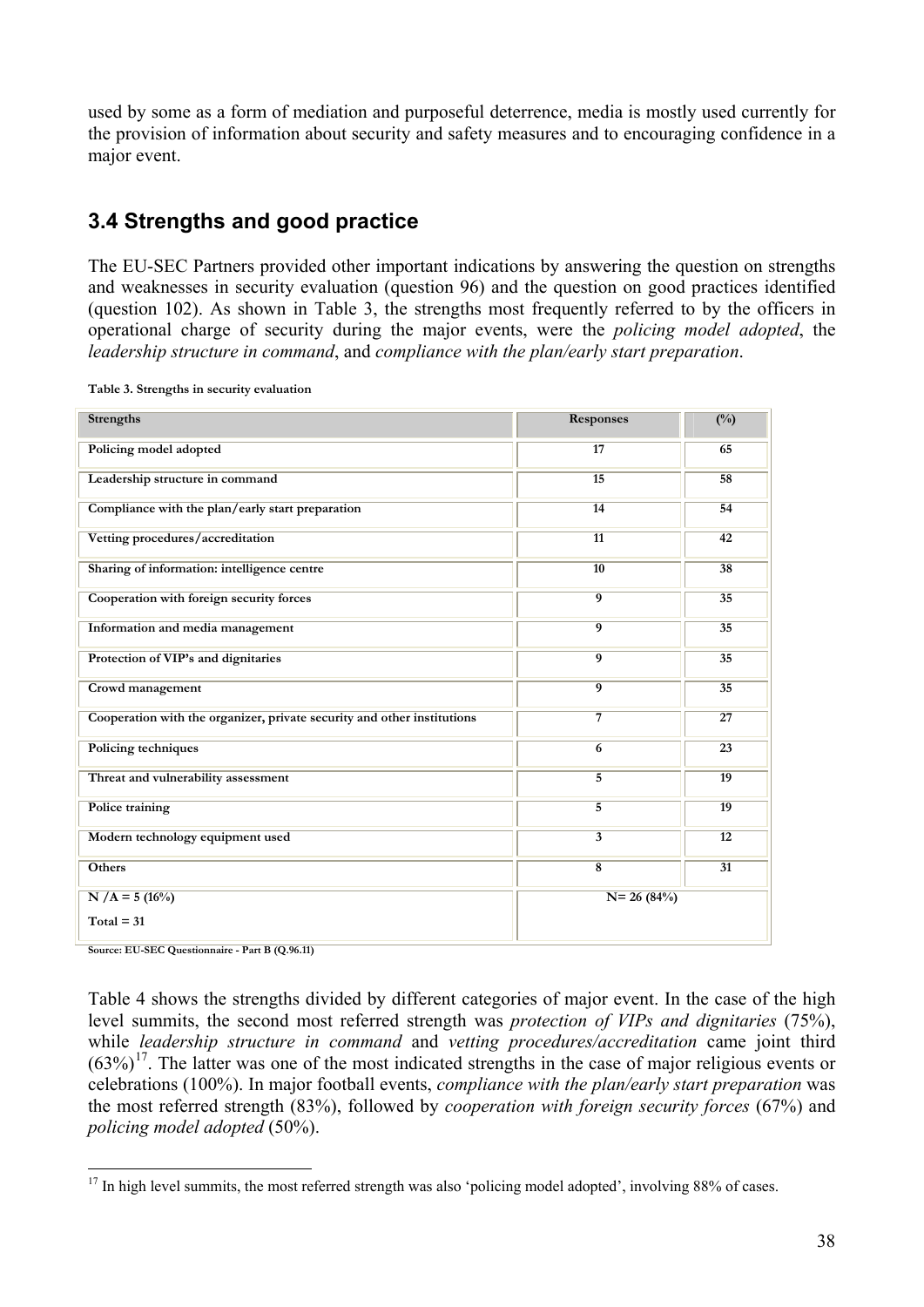used by some as a form of mediation and purposeful deterrence, media is mostly used currently for the provision of information about security and safety measures and to encouraging confidence in a major event.

## 3.4 Strengths and good practice

The EU-SEC Partners provided other important indications by answering the question on strengths and weaknesses in security evaluation (question 96) and the question on good practices identified (question 102). As shown in Table 3, the strengths most frequently referred to by the officers in operational charge of security during the major events, were the *policing model adopted*, the *leadership structure in command*, and *compliance with the plan/early start preparation*.

**Table 3. Strengths in security evaluation**

| Strengths | Responses | (%) |
|---|---|---|
| Policing model adopted | 17 | 65 |
| Leadership structure in command | 15 | 58 |
| Compliance with the plan/early start preparation | 14 | 54 |
| Vetting procedures/accreditation | 11 | 42 |
| Sharing of information: intelligence centre | 10 | 38 |
| Cooperation with foreign security forces | 9 | 35 |
| Information and media management | 9 | 35 |
| Protection of VIP's and dignitaries | 9 | 35 |
| Crowd management | 9 | 35 |
| Cooperation with the organizer, private security and other institutions | 7 | 27 |
| Policing techniques | 6 | 23 |
| Threat and vulnerability assessment | 5 | 19 |
| Police training | 5 | 19 |
| Modern technology equipment used | 3 | 12 |
| Others | 8 | 31 |
| N /A = 5 (16%) Total = 31 | N= 26 (84%) | |

**Source: EU-SEC Questionnaire - Part B (Q.96.11)**

Table 4 shows the strengths divided by different categories of major event. In the case of the high level summits, the second most referred strength was *protection of VIPs and dignitaries* (75%), while *leadership structure in command* and *vetting procedures/accreditation* came joint third (63%)[17]. The latter was one of the most indicated strengths in the case of major religious events or celebrations (100%). In major football events, *compliance with the plan/early start preparation* was the most referred strength (83%), followed by *cooperation with foreign security forces* (67%) and *policing model adopted* (50%).

[17] In high level summits, the most referred strength was also 'policing model adopted', involving 88% of cases.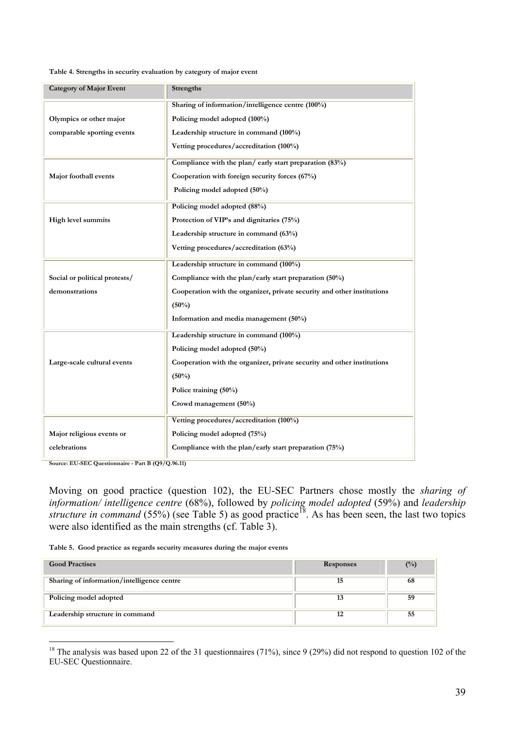**Table 4. Strengths in security evaluation by category of major event**

| Category of Major Event | Strengths |
|---|---|
| Olympics or other major comparable sporting events | Sharing of information/intelligence centre (100%)<br>Policing model adopted (100%)<br>Leadership structure in command (100%)<br>Vetting procedures/accreditation (100%) |
| Major football events | Compliance with the plan/ early start preparation (83%)<br>Cooperation with foreign security forces (67%)<br>Policing model adopted (50%) |
| High level summits | Policing model adopted (88%)<br>Protection of VIP's and dignitaries (75%)<br>Leadership structure in command (63%)<br>Vetting procedures/accreditation (63%) |
| Social or political protests/ demonstrations | Leadership structure in command (100%)<br>Compliance with the plan/early start preparation (50%)<br>Cooperation with the organizer, private security and other institutions (50%)<br>Information and media management (50%) |
| Large-scale cultural events | Leadership structure in command (100%)<br>Policing model adopted (50%)<br>Cooperation with the organizer, private security and other institutions (50%)<br>Police training (50%)<br>Crowd management (50%) |
| Major religious events or celebrations | Vetting procedures/accreditation (100%)<br>Policing model adopted (75%)<br>Compliance with the plan/early start preparation (75%) |

Source: EU-SEC Questionnaire - Part B (Q9/Q.96.11)

Moving on good practice (question 102), the EU-SEC Partners chose mostly the *sharing of information/ intelligence centre* (68%), followed by *policing model adopted* (59%) and *leadership structure in command* (55%) (see Table 5) as good practice[18]. As has been seen, the last two topics were also identified as the main strengths (cf. Table 3).

**Table 5. Good practice as regards security measures during the major events**

| Good Practises | Responses | (%) |
|---|---|---|
| Sharing of information/intelligence centre | 15 | 68 |
| Policing model adopted | 13 | 59 |
| Leadership structure in command | 12 | 55 |

[18] The analysis was based upon 22 of the 31 questionnaires (71%), since 9 (29%) did not respond to question 102 of the EU-SEC Questionnaire.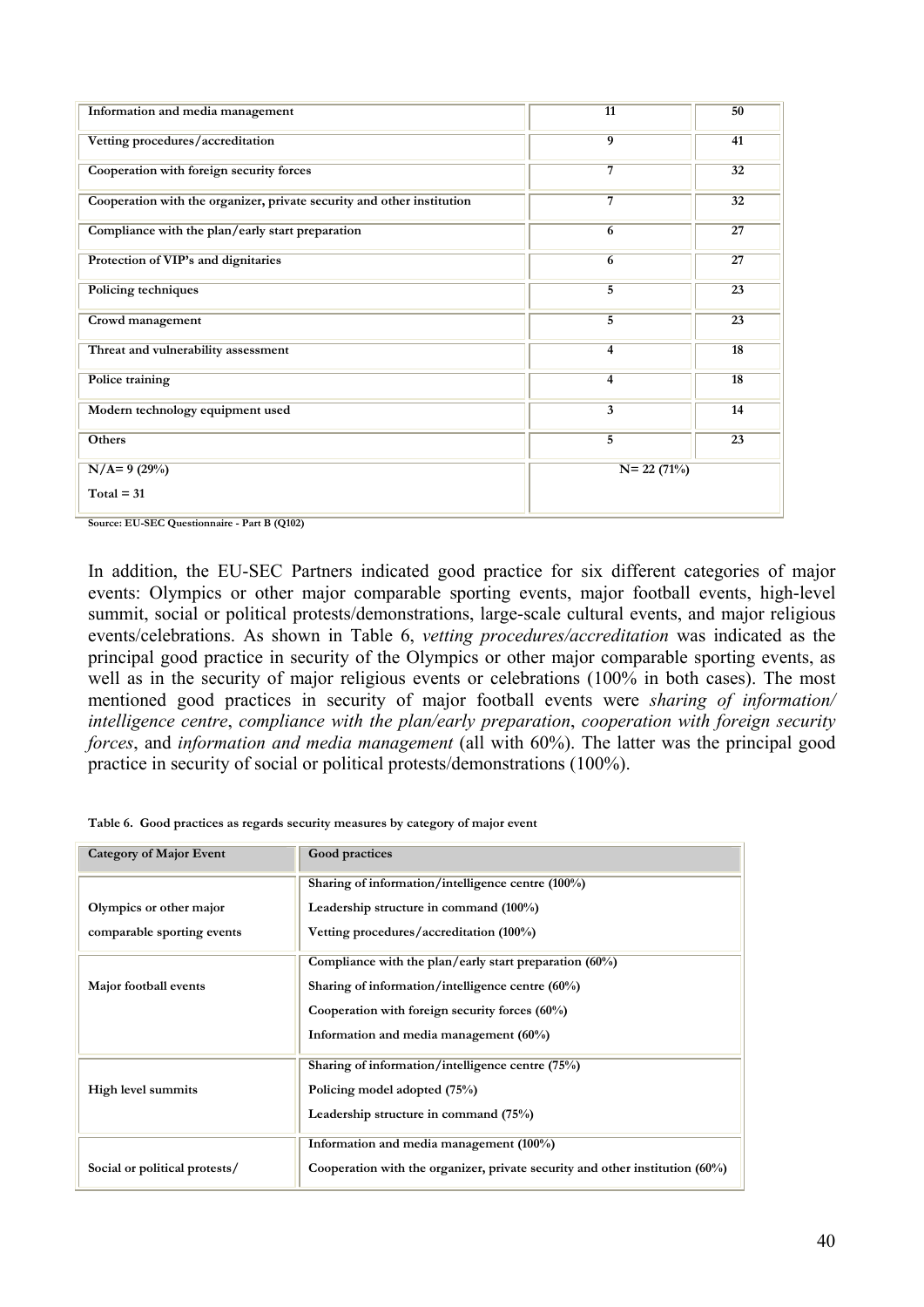| Information and media management | 11 | 50 |
|---|---|---|
| Vetting procedures/accreditation | 9 | 41 |
| Cooperation with foreign security forces | 7 | 32 |
| Cooperation with the organizer, private security and other institution | 7 | 32 |
| Compliance with the plan/early start preparation | 6 | 27 |
| Protection of VIP's and dignitaries | 6 | 27 |
| Policing techniques | 5 | 23 |
| Crowd management | 5 | 23 |
| Threat and vulnerability assessment | 4 | 18 |
| Police training | 4 | 18 |
| Modern technology equipment used | 3 | 14 |
| Others | 5 | 23 |
| N/A= 9 (29%) Total = 31 | N= 22 (71%) | |

Source: EU-SEC Questionnaire - Part B (Q102)

In addition, the EU-SEC Partners indicated good practice for six different categories of major events: Olympics or other major comparable sporting events, major football events, high-level summit, social or political protests/demonstrations, large-scale cultural events, and major religious events/celebrations. As shown in Table 6, *vetting procedures/accreditation* was indicated as the principal good practice in security of the Olympics or other major comparable sporting events, as well as in the security of major religious events or celebrations (100% in both cases). The most mentioned good practices in security of major football events were *sharing of information/ intelligence centre*, *compliance with the plan/early preparation*, *cooperation with foreign security forces*, and *information and media management* (all with 60%). The latter was the principal good practice in security of social or political protests/demonstrations (100%).

**Table 6. Good practices as regards security measures by category of major event**

| Category of Major Event | Good practices |
|---|---|
| Olympics or other major comparable sporting events | Sharing of information/intelligence centre (100%)<br>Leadership structure in command (100%)<br>Vetting procedures/accreditation (100%) |
| Major football events | Compliance with the plan/early start preparation (60%)<br>Sharing of information/intelligence centre (60%)<br>Cooperation with foreign security forces (60%)<br>Information and media management (60%) |
| High level summits | Sharing of information/intelligence centre (75%)<br>Policing model adopted (75%)<br>Leadership structure in command (75%) |
| Social or political protests/ | Information and media management (100%)<br>Cooperation with the organizer, private security and other institution (60%) |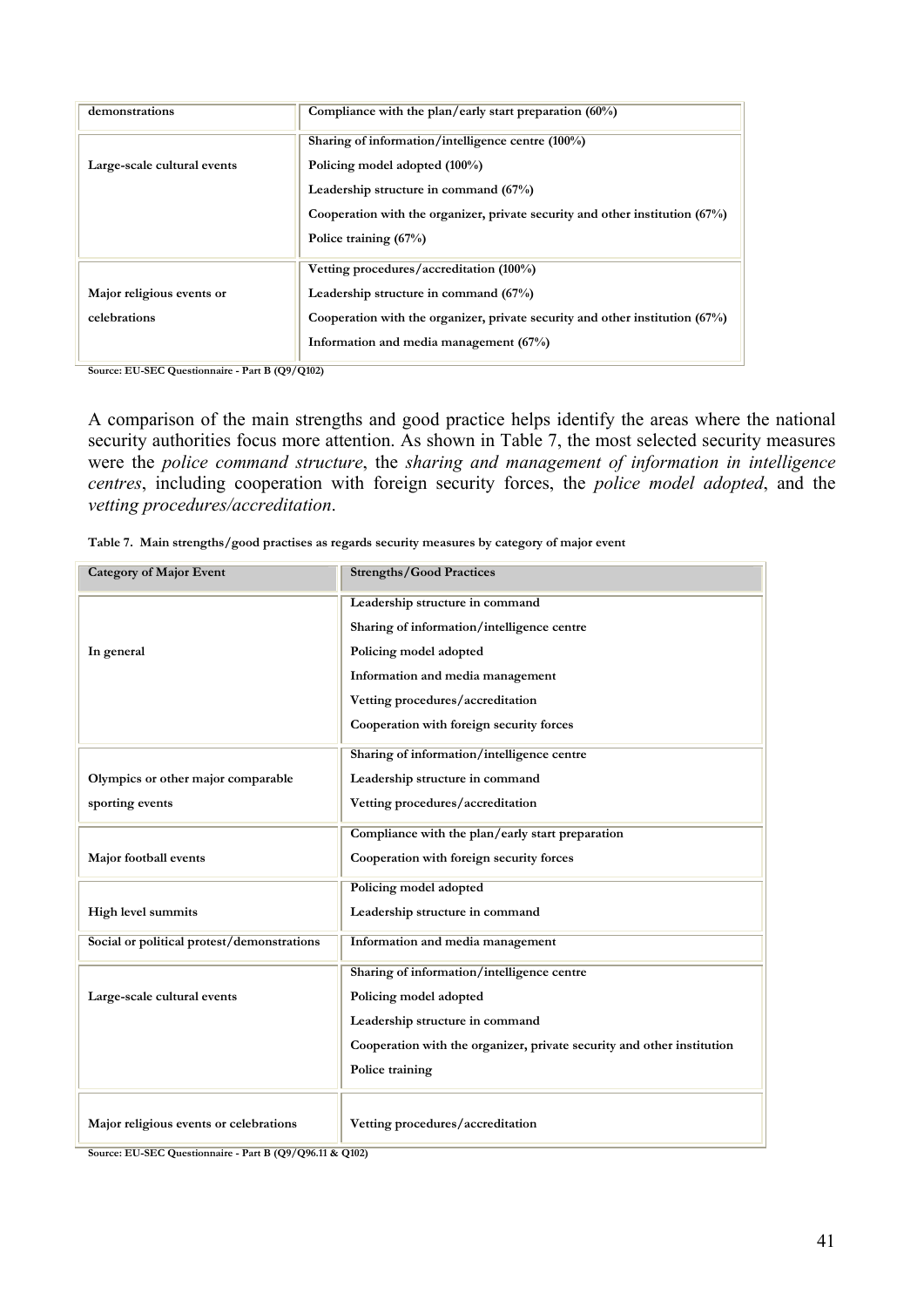| | |
|---|---|
| demonstrations | Compliance with the plan/early start preparation (60%) |
| Large-scale cultural events | Sharing of information/intelligence centre (100%)<br>Policing model adopted (100%)<br>Leadership structure in command (67%)<br>Cooperation with the organizer, private security and other institution (67%)<br>Police training (67%) |
| Major religious events or celebrations | Vetting procedures/accreditation (100%)<br>Leadership structure in command (67%)<br>Cooperation with the organizer, private security and other institution (67%)<br>Information and media management (67%) |

Source: EU-SEC Questionnaire - Part B (Q9/Q102)

A comparison of the main strengths and good practice helps identify the areas where the national security authorities focus more attention. As shown in Table 7, the most selected security measures were the *police command structure*, the *sharing and management of information in intelligence centres*, including cooperation with foreign security forces, the *police model adopted*, and the *vetting procedures/accreditation*.

**Table 7. Main strengths/good practises as regards security measures by category of major event**

| Category of Major Event | Strengths/Good Practices |
|---|---|
| In general | Leadership structure in command<br>Sharing of information/intelligence centre<br>Policing model adopted<br>Information and media management<br>Vetting procedures/accreditation<br>Cooperation with foreign security forces |
| Olympics or other major comparable sporting events | Sharing of information/intelligence centre<br>Leadership structure in command<br>Vetting procedures/accreditation |
| Major football events | Compliance with the plan/early start preparation<br>Cooperation with foreign security forces |
| High level summits | Policing model adopted<br>Leadership structure in command |
| Social or political protest/demonstrations | Information and media management |
| Large-scale cultural events | Sharing of information/intelligence centre<br>Policing model adopted<br>Leadership structure in command<br>Cooperation with the organizer, private security and other institution<br>Police training |
| Major religious events or celebrations | Vetting procedures/accreditation |

Source: EU-SEC Questionnaire - Part B (Q9/Q96.11 & Q102)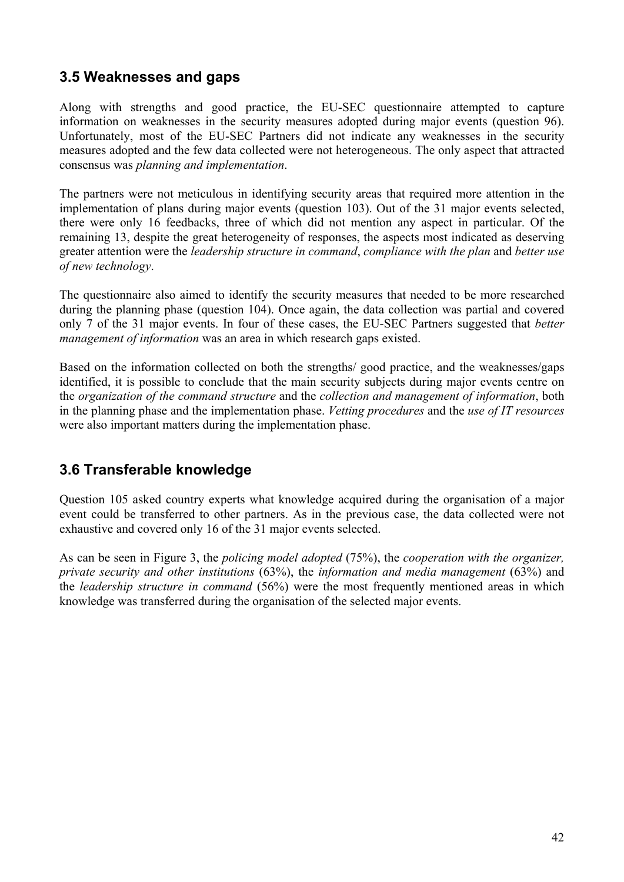## 3.5 Weaknesses and gaps

Along with strengths and good practice, the EU-SEC questionnaire attempted to capture information on weaknesses in the security measures adopted during major events (question 96). Unfortunately, most of the EU-SEC Partners did not indicate any weaknesses in the security measures adopted and the few data collected were not heterogeneous. The only aspect that attracted consensus was *planning and implementation*.

The partners were not meticulous in identifying security areas that required more attention in the implementation of plans during major events (question 103). Out of the 31 major events selected, there were only 16 feedbacks, three of which did not mention any aspect in particular. Of the remaining 13, despite the great heterogeneity of responses, the aspects most indicated as deserving greater attention were the *leadership structure in command*, *compliance with the plan* and *better use of new technology*.

The questionnaire also aimed to identify the security measures that needed to be more researched during the planning phase (question 104). Once again, the data collection was partial and covered only 7 of the 31 major events. In four of these cases, the EU-SEC Partners suggested that *better management of information* was an area in which research gaps existed.

Based on the information collected on both the strengths/ good practice, and the weaknesses/gaps identified, it is possible to conclude that the main security subjects during major events centre on the *organization of the command structure* and the *collection and management of information*, both in the planning phase and the implementation phase. *Vetting procedures* and the *use of IT resources* were also important matters during the implementation phase.

## 3.6 Transferable knowledge

Question 105 asked country experts what knowledge acquired during the organisation of a major event could be transferred to other partners. As in the previous case, the data collected were not exhaustive and covered only 16 of the 31 major events selected.

As can be seen in Figure 3, the *policing model adopted* (75%), the *cooperation with the organizer, private security and other institutions* (63%), the *information and media management* (63%) and the *leadership structure in command* (56%) were the most frequently mentioned areas in which knowledge was transferred during the organisation of the selected major events.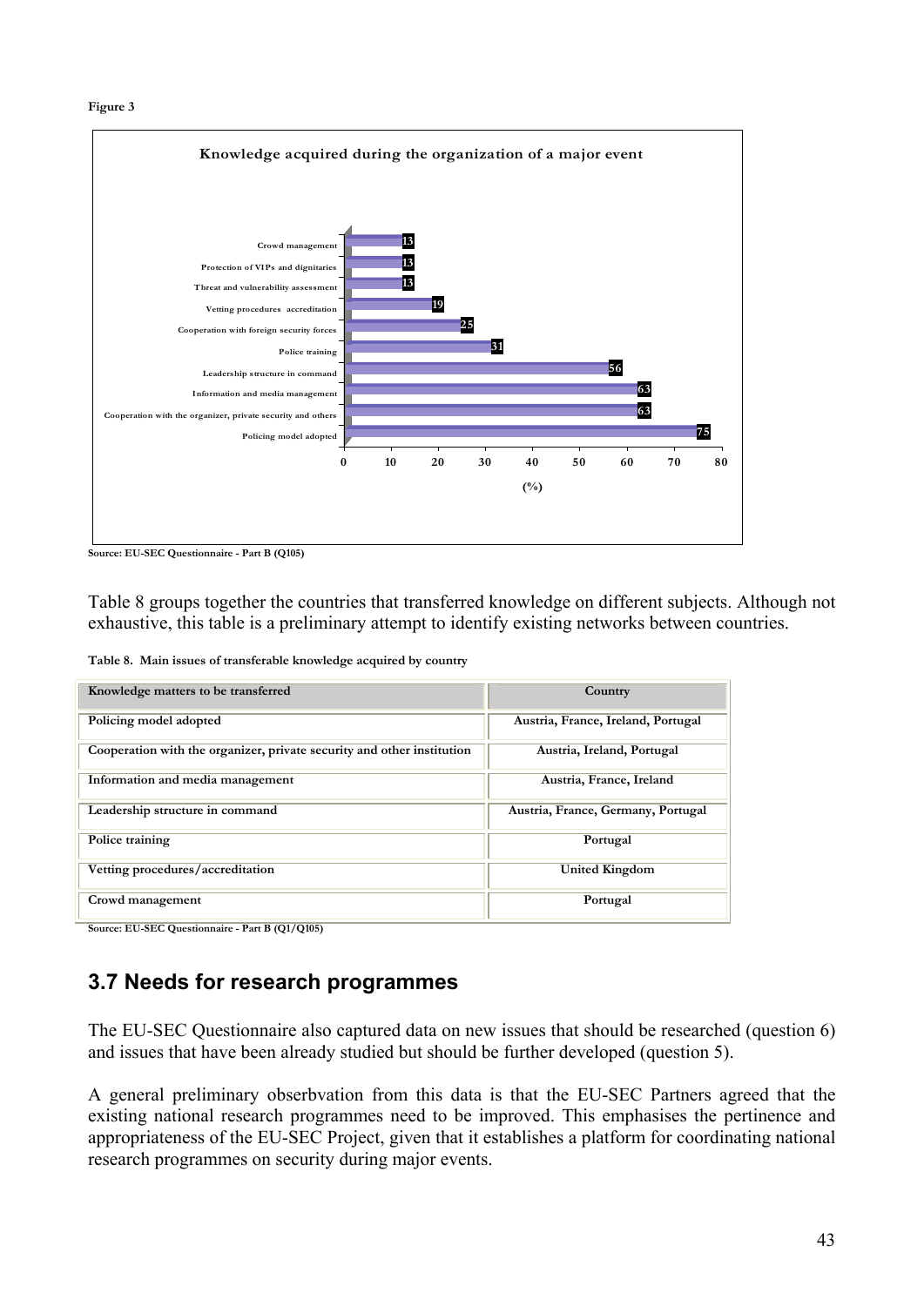**Figure 3**

**Knowledge acquired during the organization of a major event**

| Subject | (%) |
|---|---|
| Crowd management | 13 |
| Protection of VIPs and dignitaries | 13 |
| Threat and vulnerability assessment | 13 |
| Vetting procedures accreditation | 19 |
| Cooperation with foreign security forces | 25 |
| Police training | 31 |
| Leadership structure in command | 56 |
| Information and media management | 63 |
| Cooperation with the organizer, private security and others | 63 |
| Policing model adopted | 75 |

Source: EU-SEC Questionnaire - Part B (Q105)

Table 8 groups together the countries that transferred knowledge on different subjects. Although not exhaustive, this table is a preliminary attempt to identify existing networks between countries.

**Table 8. Main issues of transferable knowledge acquired by country**

| Knowledge matters to be transferred | Country |
|---|---|
| Policing model adopted | Austria, France, Ireland, Portugal |
| Cooperation with the organizer, private security and other institution | Austria, Ireland, Portugal |
| Information and media management | Austria, France, Ireland |
| Leadership structure in command | Austria, France, Germany, Portugal |
| Police training | Portugal |
| Vetting procedures/accreditation | United Kingdom |
| Crowd management | Portugal |

Source: EU-SEC Questionnaire - Part B (Q1/Q105)

## 3.7 Needs for research programmes

The EU-SEC Questionnaire also captured data on new issues that should be researched (question 6) and issues that have been already studied but should be further developed (question 5).

A general preliminary obserbvation from this data is that the EU-SEC Partners agreed that the existing national research programmes need to be improved. This emphasises the pertinence and appropriateness of the EU-SEC Project, given that it establishes a platform for coordinating national research programmes on security during major events.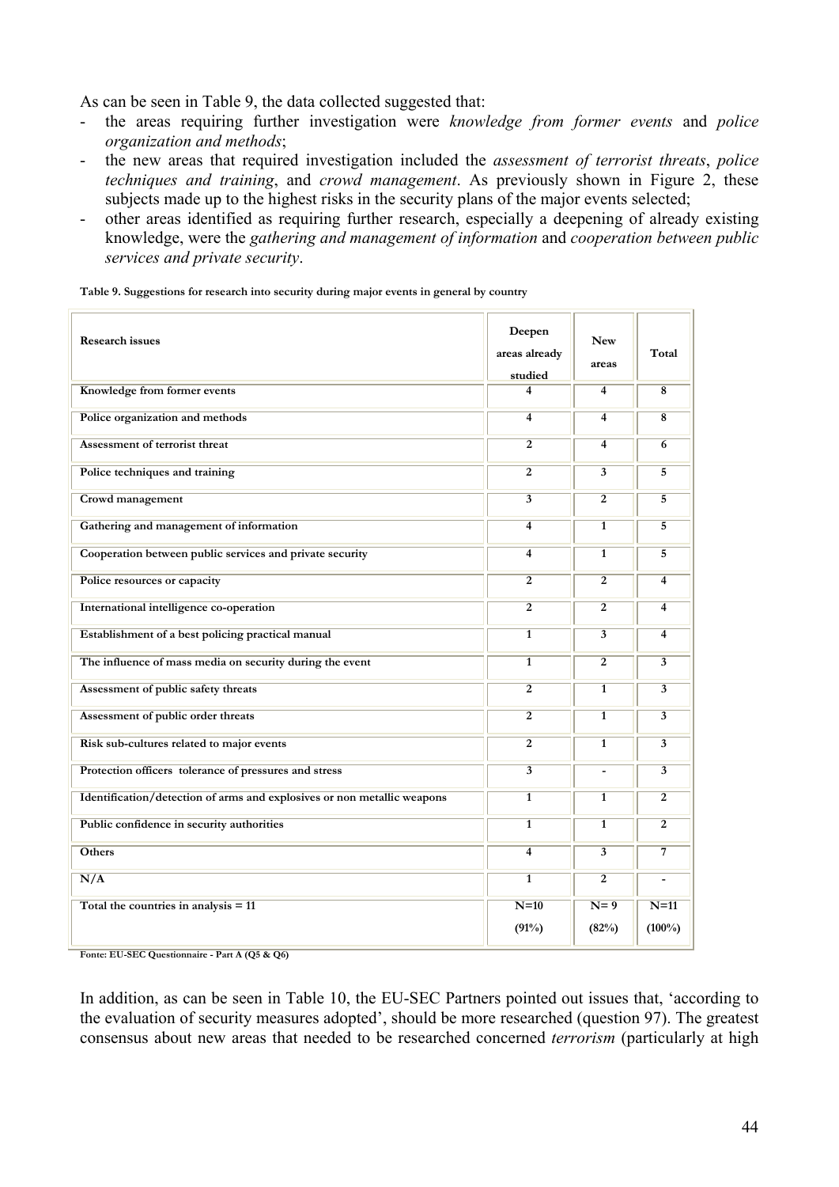As can be seen in Table 9, the data collected suggested that:

- the areas requiring further investigation were *knowledge from former events* and *police organization and methods*;
- the new areas that required investigation included the *assessment of terrorist threats*, *police techniques and training*, and *crowd management*. As previously shown in Figure 2, these subjects made up to the highest risks in the security plans of the major events selected;
- other areas identified as requiring further research, especially a deepening of already existing knowledge, were the *gathering and management of information* and *cooperation between public services and private security*.

**Table 9. Suggestions for research into security during major events in general by country**

| Research issues | Deepen areas already studied | New areas | Total |
|---|---|---|---|
| Knowledge from former events | 4 | 4 | 8 |
| Police organization and methods | 4 | 4 | 8 |
| Assessment of terrorist threat | 2 | 4 | 6 |
| Police techniques and training | 2 | 3 | 5 |
| Crowd management | 3 | 2 | 5 |
| Gathering and management of information | 4 | 1 | 5 |
| Cooperation between public services and private security | 4 | 1 | 5 |
| Police resources or capacity | 2 | 2 | 4 |
| International intelligence co-operation | 2 | 2 | 4 |
| Establishment of a best policing practical manual | 1 | 3 | 4 |
| The influence of mass media on security during the event | 1 | 2 | 3 |
| Assessment of public safety threats | 2 | 1 | 3 |
| Assessment of public order threats | 2 | 1 | 3 |
| Risk sub-cultures related to major events | 2 | 1 | 3 |
| Protection officers tolerance of pressures and stress | 3 | - | 3 |
| Identification/detection of arms and explosives or non metallic weapons | 1 | 1 | 2 |
| Public confidence in security authorities | 1 | 1 | 2 |
| Others | 4 | 3 | 7 |
| N/A | 1 | 2 | - |
| Total the countries in analysis = 11 | N=10 (91%) | N= 9 (82%) | N=11 (100%) |

Fonte: EU-SEC Questionnaire - Part A (Q5 & Q6)

In addition, as can be seen in Table 10, the EU-SEC Partners pointed out issues that, 'according to the evaluation of security measures adopted', should be more researched (question 97). The greatest consensus about new areas that needed to be researched concerned *terrorism* (particularly at high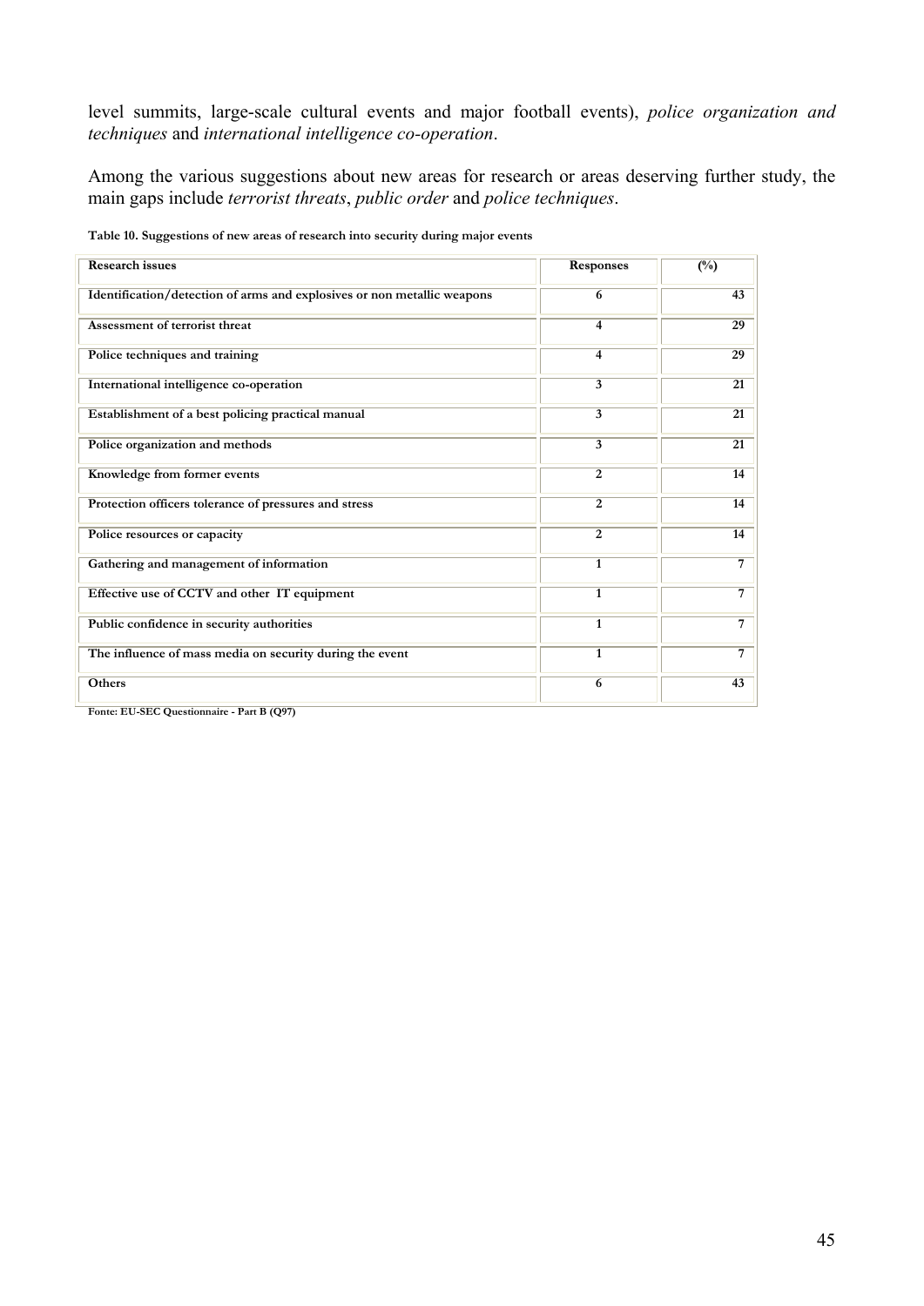level summits, large-scale cultural events and major football events), *police organization and techniques* and *international intelligence co-operation*.

Among the various suggestions about new areas for research or areas deserving further study, the main gaps include *terrorist threats*, *public order* and *police techniques*.

**Table 10. Suggestions of new areas of research into security during major events**

| Research issues | Responses | (%) |
|---|---|---|
| Identification/detection of arms and explosives or non metallic weapons | 6 | 43 |
| Assessment of terrorist threat | 4 | 29 |
| Police techniques and training | 4 | 29 |
| International intelligence co-operation | 3 | 21 |
| Establishment of a best policing practical manual | 3 | 21 |
| Police organization and methods | 3 | 21 |
| Knowledge from former events | 2 | 14 |
| Protection officers tolerance of pressures and stress | 2 | 14 |
| Police resources or capacity | 2 | 14 |
| Gathering and management of information | 1 | 7 |
| Effective use of CCTV and other IT equipment | 1 | 7 |
| Public confidence in security authorities | 1 | 7 |
| The influence of mass media on security during the event | 1 | 7 |
| Others | 6 | 43 |

Fonte: EU-SEC Questionnaire - Part B (Q97)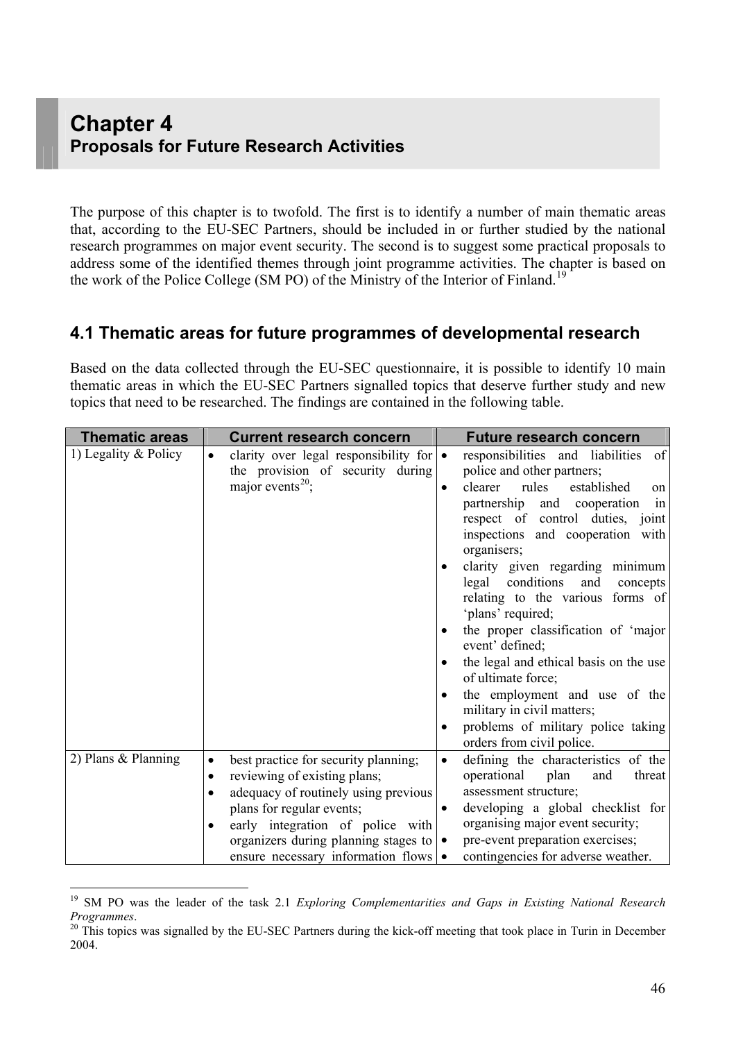# Chapter 4
## Proposals for Future Research Activities

The purpose of this chapter is to twofold. The first is to identify a number of main thematic areas that, according to the EU-SEC Partners, should be included in or further studied by the national research programmes on major event security. The second is to suggest some practical proposals to address some of the identified themes through joint programme activities. The chapter is based on the work of the Police College (SM PO) of the Ministry of the Interior of Finland.[19]

## 4.1 Thematic areas for future programmes of developmental research

Based on the data collected through the EU-SEC questionnaire, it is possible to identify 10 main thematic areas in which the EU-SEC Partners signalled topics that deserve further study and new topics that need to be researched. The findings are contained in the following table.

| Thematic areas | Current research concern | Future research concern |
|---|---|---|
| 1) Legality & Policy | • clarity over legal responsibility for the provision of security during major events[20]; | • responsibilities and liabilities of police and other partners;<br>• clearer rules established on partnership and cooperation in respect of control duties, joint inspections and cooperation with organisers;<br>• clarity given regarding minimum legal conditions and concepts relating to the various forms of 'plans' required;<br>• the proper classification of 'major event' defined;<br>• the legal and ethical basis on the use of ultimate force;<br>• the employment and use of the military in civil matters;<br>• problems of military police taking orders from civil police. |
| 2) Plans & Planning | • best practice for security planning;<br>• reviewing of existing plans;<br>• adequacy of routinely using previous plans for regular events;<br>• early integration of police with organizers during planning stages to ensure necessary information flows | • defining the characteristics of the operational plan and threat assessment structure;<br>• developing a global checklist for organising major event security;<br>• pre-event preparation exercises;<br>• contingencies for adverse weather. |

[19] SM PO was the leader of the task 2.1 *Exploring Complementarities and Gaps in Existing National Research Programmes*.

[20] This topics was signalled by the EU-SEC Partners during the kick-off meeting that took place in Turin in December 2004.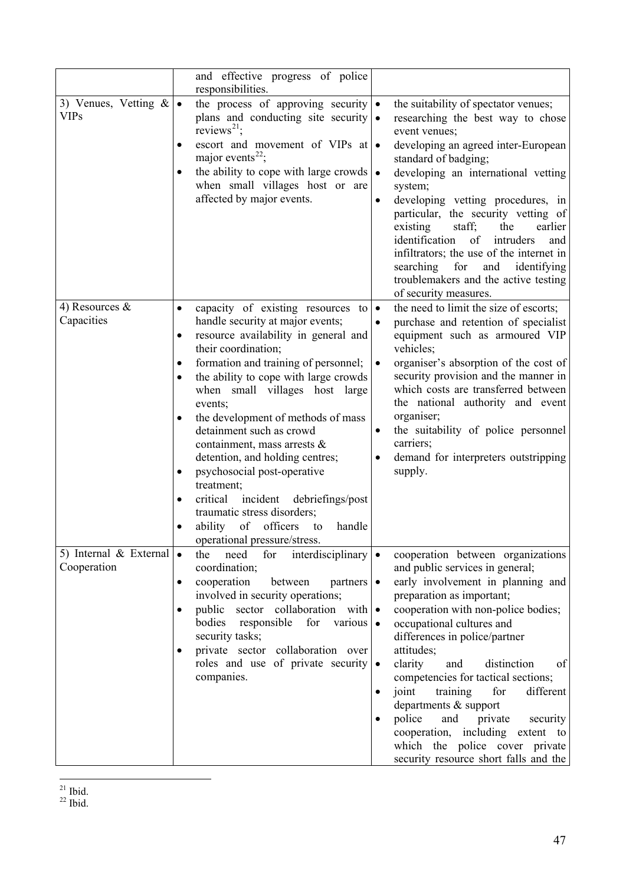| | | |
|---|---|---|
| | and effective progress of police responsibilities. | |
| 3) Venues, Vetting & VIPs | • the process of approving security plans and conducting site security reviews[21];<br>• escort and movement of VIPs at major events[22];<br>• the ability to cope with large crowds when small villages host or are affected by major events. | • the suitability of spectator venues;<br>• researching the best way to chose event venues;<br>• developing an agreed inter-European standard of badging;<br>• developing an international vetting system;<br>• developing vetting procedures, in particular, the security vetting of existing staff; the earlier identification of intruders and infiltrators; the use of the internet in searching for and identifying troublemakers and the active testing of security measures. |
| 4) Resources & Capacities | • capacity of existing resources to handle security at major events;<br>• resource availability in general and their coordination;<br>• formation and training of personnel;<br>• the ability to cope with large crowds when small villages host large events;<br>• the development of methods of mass detainment such as crowd containment, mass arrests & detention, and holding centres;<br>• psychosocial post-operative treatment;<br>• critical incident debriefings/post traumatic stress disorders;<br>• ability of officers to handle operational pressure/stress. | • the need to limit the size of escorts;<br>• purchase and retention of specialist equipment such as armoured VIP vehicles;<br>• organiser's absorption of the cost of security provision and the manner in which costs are transferred between the national authority and event organiser;<br>• the suitability of police personnel carriers;<br>• demand for interpreters outstripping supply. |
| 5) Internal & External Cooperation | • the need for interdisciplinary coordination;<br>• cooperation between partners involved in security operations;<br>• public sector collaboration with bodies responsible for various security tasks;<br>• private sector collaboration over roles and use of private security companies. | • cooperation between organizations and public services in general;<br>• early involvement in planning and preparation as important;<br>• cooperation with non-police bodies;<br>• occupational cultures and differences in police/partner attitudes;<br>• clarity and distinction of competencies for tactical sections;<br>• joint training for different departments & support<br>• police and private security cooperation, including extent to which the police cover private security resource short falls and the |

[21] Ibid.
[22] Ibid.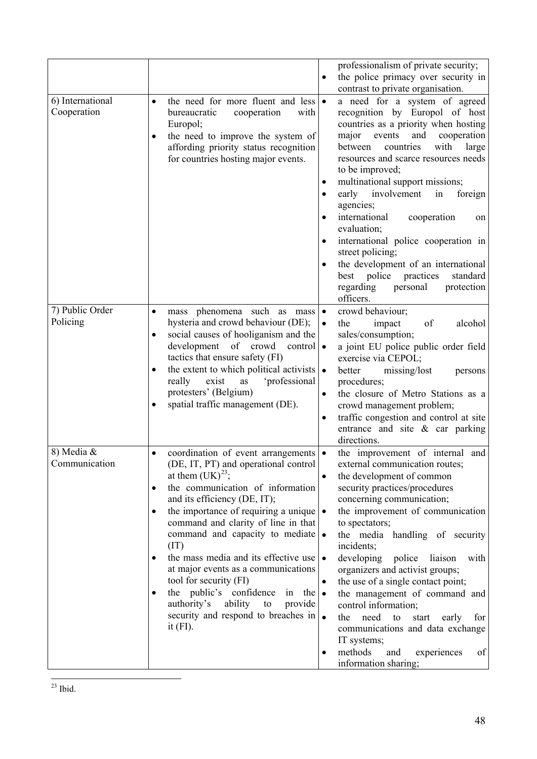| | | |
|---|---|---|
| | | professionalism of private security;<br>• the police primacy over security in contrast to private organisation. |
| 6) International Cooperation | • the need for more fluent and less bureaucratic cooperation with Europol;<br>• the need to improve the system of affording priority status recognition for countries hosting major events. | • a need for a system of agreed recognition by Europol of host countries as a priority when hosting major events and cooperation between countries with large resources and scarce resources needs to be improved;<br>• multinational support missions;<br>• early involvement in foreign agencies;<br>• international cooperation on evaluation;<br>• international police cooperation in street policing;<br>• the development of an international best police practices standard regarding personal protection officers. |
| 7) Public Order Policing | • mass phenomena such as mass hysteria and crowd behaviour (DE);<br>• social causes of hooliganism and the development of crowd control tactics that ensure safety (FI)<br>• the extent to which political activists really exist as 'professional protesters' (Belgium)<br>• spatial traffic management (DE). | • crowd behaviour;<br>• the impact of alcohol sales/consumption;<br>• a joint EU police public order field exercise via CEPOL;<br>• better missing/lost persons procedures;<br>• the closure of Metro Stations as a crowd management problem;<br>• traffic congestion and control at site entrance and site & car parking directions. |
| 8) Media & Communication | • coordination of event arrangements (DE, IT, PT) and operational control at them (UK)[23];<br>• the communication of information and its efficiency (DE, IT);<br>• the importance of requiring a unique command and clarity of line in that command and capacity to mediate (IT)<br>• the mass media and its effective use at major events as a communications tool for security (FI)<br>• the public's confidence in the authority's ability to provide security and respond to breaches in it (FI). | • the improvement of internal and external communication routes;<br>• the development of common security practices/procedures concerning communication;<br>• the improvement of communication to spectators;<br>• the media handling of security incidents;<br>• developing police liaison with organizers and activist groups;<br>• the use of a single contact point;<br>• the management of command and control information;<br>• the need to start early for communications and data exchange IT systems;<br>• methods and experiences of information sharing; |

[23] Ibid.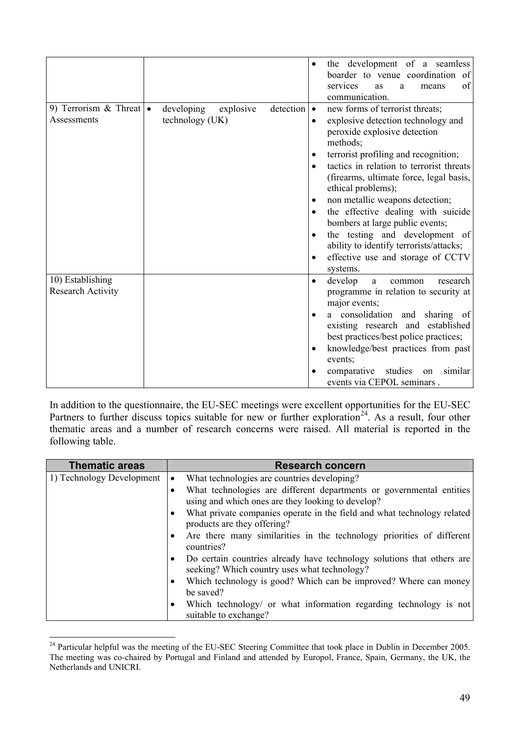| | | |
|---|---|---|
| | | • the development of a seamless boarder to venue coordination of services as a means of communication. |
| 9) Terrorism & Threat Assessments | • developing explosive detection technology (UK) | • new forms of terrorist threats;<br>• explosive detection technology and peroxide explosive detection methods;<br>• terrorist profiling and recognition;<br>• tactics in relation to terrorist threats (firearms, ultimate force, legal basis, ethical problems);<br>• non metallic weapons detection;<br>• the effective dealing with suicide bombers at large public events;<br>• the testing and development of ability to identify terrorists/attacks;<br>• effective use and storage of CCTV systems. |
| 10) Establishing Research Activity | | • develop a common research programme in relation to security at major events;<br>• a consolidation and sharing of existing research and established best practices/best police practices;<br>• knowledge/best practices from past events;<br>• comparative studies on similar events via CEPOL seminars . |

In addition to the questionnaire, the EU-SEC meetings were excellent opportunities for the EU-SEC Partners to further discuss topics suitable for new or further exploration[24]. As a result, four other thematic areas and a number of research concerns were raised. All material is reported in the following table.

| Thematic areas | Research concern |
|---|---|
| 1) Technology Development | • What technologies are countries developing?<br>• What technologies are different departments or governmental entities using and which ones are they looking to develop?<br>• What private companies operate in the field and what technology related products are they offering?<br>• Are there many similarities in the technology priorities of different countries?<br>• Do certain countries already have technology solutions that others are seeking? Which country uses what technology?<br>• Which technology is good? Which can be improved? Where can money be saved?<br>• Which technology/ or what information regarding technology is not suitable to exchange? |

[24] Particular helpful was the meeting of the EU-SEC Steering Committee that took place in Dublin in December 2005. The meeting was co-chaired by Portugal and Finland and attended by Europol, France, Spain, Germany, the UK, the Netherlands and UNICRI.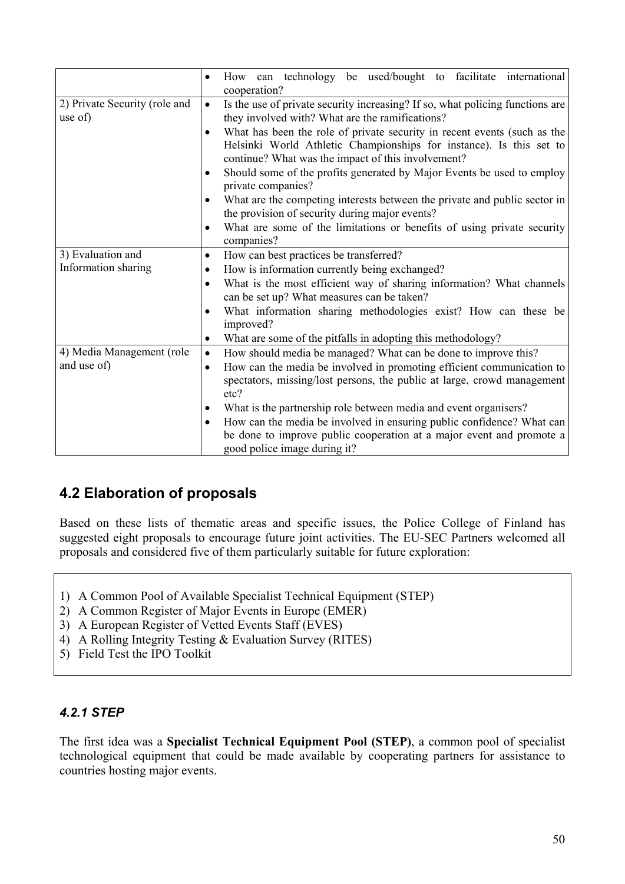| | |
|---|---|
| | • How can technology be used/bought to facilitate international cooperation? |
| 2) Private Security (role and use of) | • Is the use of private security increasing? If so, what policing functions are they involved with? What are the ramifications?<br>• What has been the role of private security in recent events (such as the Helsinki World Athletic Championships for instance). Is this set to continue? What was the impact of this involvement?<br>• Should some of the profits generated by Major Events be used to employ private companies?<br>• What are the competing interests between the private and public sector in the provision of security during major events?<br>• What are some of the limitations or benefits of using private security companies? |
| 3) Evaluation and Information sharing | • How can best practices be transferred?<br>• How is information currently being exchanged?<br>• What is the most efficient way of sharing information? What channels can be set up? What measures can be taken?<br>• What information sharing methodologies exist? How can these be improved?<br>• What are some of the pitfalls in adopting this methodology? |
| 4) Media Management (role and use of) | • How should media be managed? What can be done to improve this?<br>• How can the media be involved in promoting efficient communication to spectators, missing/lost persons, the public at large, crowd management etc?<br>• What is the partnership role between media and event organisers?<br>• How can the media be involved in ensuring public confidence? What can be done to improve public cooperation at a major event and promote a good police image during it? |

## 4.2 Elaboration of proposals

Based on these lists of thematic areas and specific issues, the Police College of Finland has suggested eight proposals to encourage future joint activities. The EU-SEC Partners welcomed all proposals and considered five of them particularly suitable for future exploration:

1) A Common Pool of Available Specialist Technical Equipment (STEP)
2) A Common Register of Major Events in Europe (EMER)
3) A European Register of Vetted Events Staff (EVES)
4) A Rolling Integrity Testing & Evaluation Survey (RITES)
5) Field Test the IPO Toolkit

### *4.2.1 STEP*

The first idea was a **Specialist Technical Equipment Pool (STEP)**, a common pool of specialist technological equipment that could be made available by cooperating partners for assistance to countries hosting major events.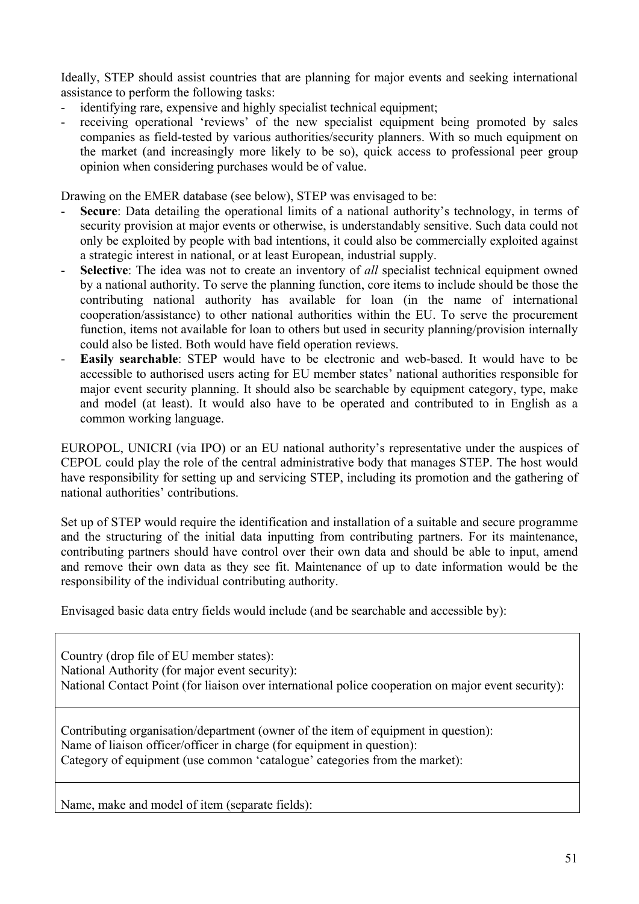Ideally, STEP should assist countries that are planning for major events and seeking international assistance to perform the following tasks:

- identifying rare, expensive and highly specialist technical equipment;
- receiving operational 'reviews' of the new specialist equipment being promoted by sales companies as field-tested by various authorities/security planners. With so much equipment on the market (and increasingly more likely to be so), quick access to professional peer group opinion when considering purchases would be of value.

Drawing on the EMER database (see below), STEP was envisaged to be:

- **Secure**: Data detailing the operational limits of a national authority's technology, in terms of security provision at major events or otherwise, is understandably sensitive. Such data could not only be exploited by people with bad intentions, it could also be commercially exploited against a strategic interest in national, or at least European, industrial supply.
- **Selective**: The idea was not to create an inventory of *all* specialist technical equipment owned by a national authority. To serve the planning function, core items to include should be those the contributing national authority has available for loan (in the name of international cooperation/assistance) to other national authorities within the EU. To serve the procurement function, items not available for loan to others but used in security planning/provision internally could also be listed. Both would have field operation reviews.
- **Easily searchable**: STEP would have to be electronic and web-based. It would have to be accessible to authorised users acting for EU member states' national authorities responsible for major event security planning. It should also be searchable by equipment category, type, make and model (at least). It would also have to be operated and contributed to in English as a common working language.

EUROPOL, UNICRI (via IPO) or an EU national authority's representative under the auspices of CEPOL could play the role of the central administrative body that manages STEP. The host would have responsibility for setting up and servicing STEP, including its promotion and the gathering of national authorities' contributions.

Set up of STEP would require the identification and installation of a suitable and secure programme and the structuring of the initial data inputting from contributing partners. For its maintenance, contributing partners should have control over their own data and should be able to input, amend and remove their own data as they see fit. Maintenance of up to date information would be the responsibility of the individual contributing authority.

Envisaged basic data entry fields would include (and be searchable and accessible by):

| |
|---|
| Country (drop file of EU member states):<br>National Authority (for major event security):<br>National Contact Point (for liaison over international police cooperation on major event security): |
| Contributing organisation/department (owner of the item of equipment in question):<br>Name of liaison officer/officer in charge (for equipment in question):<br>Category of equipment (use common 'catalogue' categories from the market): |
| Name, make and model of item (separate fields): |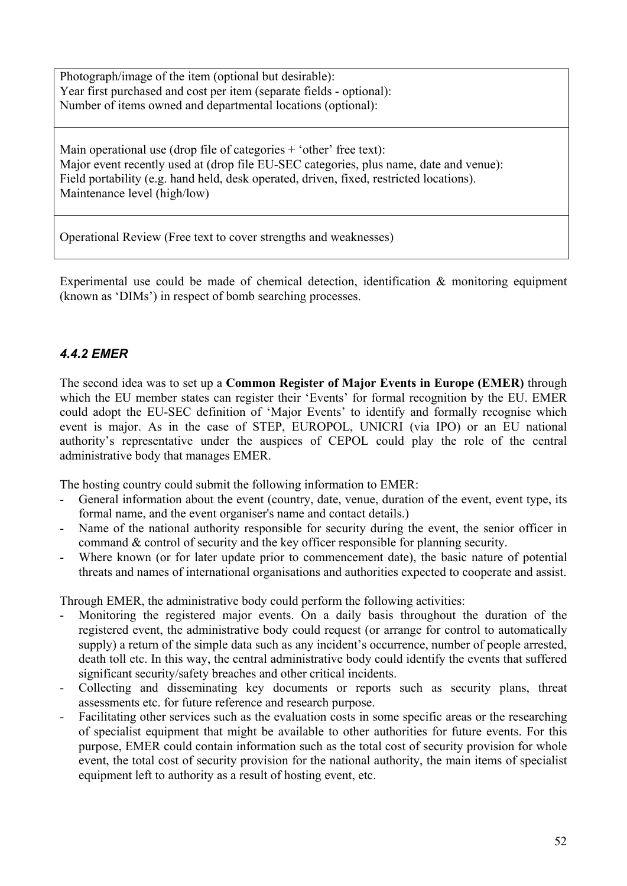| |
|---|
| Photograph/image of the item (optional but desirable):<br>Year first purchased and cost per item (separate fields - optional):<br>Number of items owned and departmental locations (optional): |
| Main operational use (drop file of categories + 'other' free text):<br>Major event recently used at (drop file EU-SEC categories, plus name, date and venue):<br>Field portability (e.g. hand held, desk operated, driven, fixed, restricted locations).<br>Maintenance level (high/low) |
| Operational Review (Free text to cover strengths and weaknesses) |

Experimental use could be made of chemical detection, identification & monitoring equipment (known as 'DIMs') in respect of bomb searching processes.

### *4.4.2 EMER*

The second idea was to set up a **Common Register of Major Events in Europe (EMER)** through which the EU member states can register their 'Events' for formal recognition by the EU. EMER could adopt the EU-SEC definition of 'Major Events' to identify and formally recognise which event is major. As in the case of STEP, EUROPOL, UNICRI (via IPO) or an EU national authority's representative under the auspices of CEPOL could play the role of the central administrative body that manages EMER.

The hosting country could submit the following information to EMER:

- General information about the event (country, date, venue, duration of the event, event type, its formal name, and the event organiser's name and contact details.)
- Name of the national authority responsible for security during the event, the senior officer in command & control of security and the key officer responsible for planning security.
- Where known (or for later update prior to commencement date), the basic nature of potential threats and names of international organisations and authorities expected to cooperate and assist.

Through EMER, the administrative body could perform the following activities:

- Monitoring the registered major events. On a daily basis throughout the duration of the registered event, the administrative body could request (or arrange for control to automatically supply) a return of the simple data such as any incident's occurrence, number of people arrested, death toll etc. In this way, the central administrative body could identify the events that suffered significant security/safety breaches and other critical incidents.
- Collecting and disseminating key documents or reports such as security plans, threat assessments etc. for future reference and research purpose.
- Facilitating other services such as the evaluation costs in some specific areas or the researching of specialist equipment that might be available to other authorities for future events. For this purpose, EMER could contain information such as the total cost of security provision for whole event, the total cost of security provision for the national authority, the main items of specialist equipment left to authority as a result of hosting event, etc.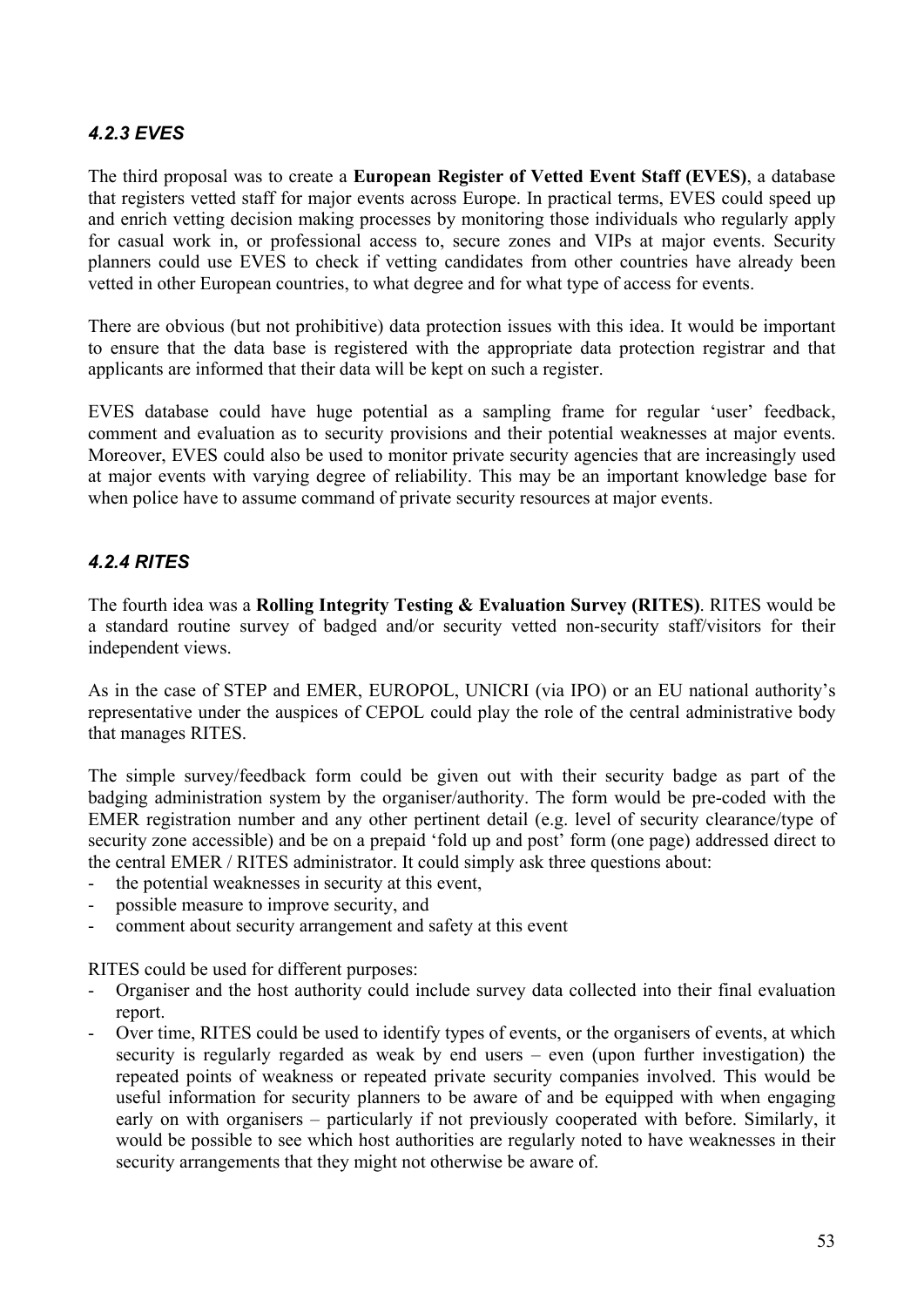### *4.2.3 EVES*

The third proposal was to create a **European Register of Vetted Event Staff (EVES)**, a database that registers vetted staff for major events across Europe. In practical terms, EVES could speed up and enrich vetting decision making processes by monitoring those individuals who regularly apply for casual work in, or professional access to, secure zones and VIPs at major events. Security planners could use EVES to check if vetting candidates from other countries have already been vetted in other European countries, to what degree and for what type of access for events.

There are obvious (but not prohibitive) data protection issues with this idea. It would be important to ensure that the data base is registered with the appropriate data protection registrar and that applicants are informed that their data will be kept on such a register.

EVES database could have huge potential as a sampling frame for regular 'user' feedback, comment and evaluation as to security provisions and their potential weaknesses at major events. Moreover, EVES could also be used to monitor private security agencies that are increasingly used at major events with varying degree of reliability. This may be an important knowledge base for when police have to assume command of private security resources at major events.

### *4.2.4 RITES*

The fourth idea was a **Rolling Integrity Testing & Evaluation Survey (RITES)**. RITES would be a standard routine survey of badged and/or security vetted non-security staff/visitors for their independent views.

As in the case of STEP and EMER, EUROPOL, UNICRI (via IPO) or an EU national authority's representative under the auspices of CEPOL could play the role of the central administrative body that manages RITES.

The simple survey/feedback form could be given out with their security badge as part of the badging administration system by the organiser/authority. The form would be pre-coded with the EMER registration number and any other pertinent detail (e.g. level of security clearance/type of security zone accessible) and be on a prepaid 'fold up and post' form (one page) addressed direct to the central EMER / RITES administrator. It could simply ask three questions about:

- the potential weaknesses in security at this event,
- possible measure to improve security, and
- comment about security arrangement and safety at this event

RITES could be used for different purposes:

- Organiser and the host authority could include survey data collected into their final evaluation report.
- Over time, RITES could be used to identify types of events, or the organisers of events, at which security is regularly regarded as weak by end users – even (upon further investigation) the repeated points of weakness or repeated private security companies involved. This would be useful information for security planners to be aware of and be equipped with when engaging early on with organisers – particularly if not previously cooperated with before. Similarly, it would be possible to see which host authorities are regularly noted to have weaknesses in their security arrangements that they might not otherwise be aware of.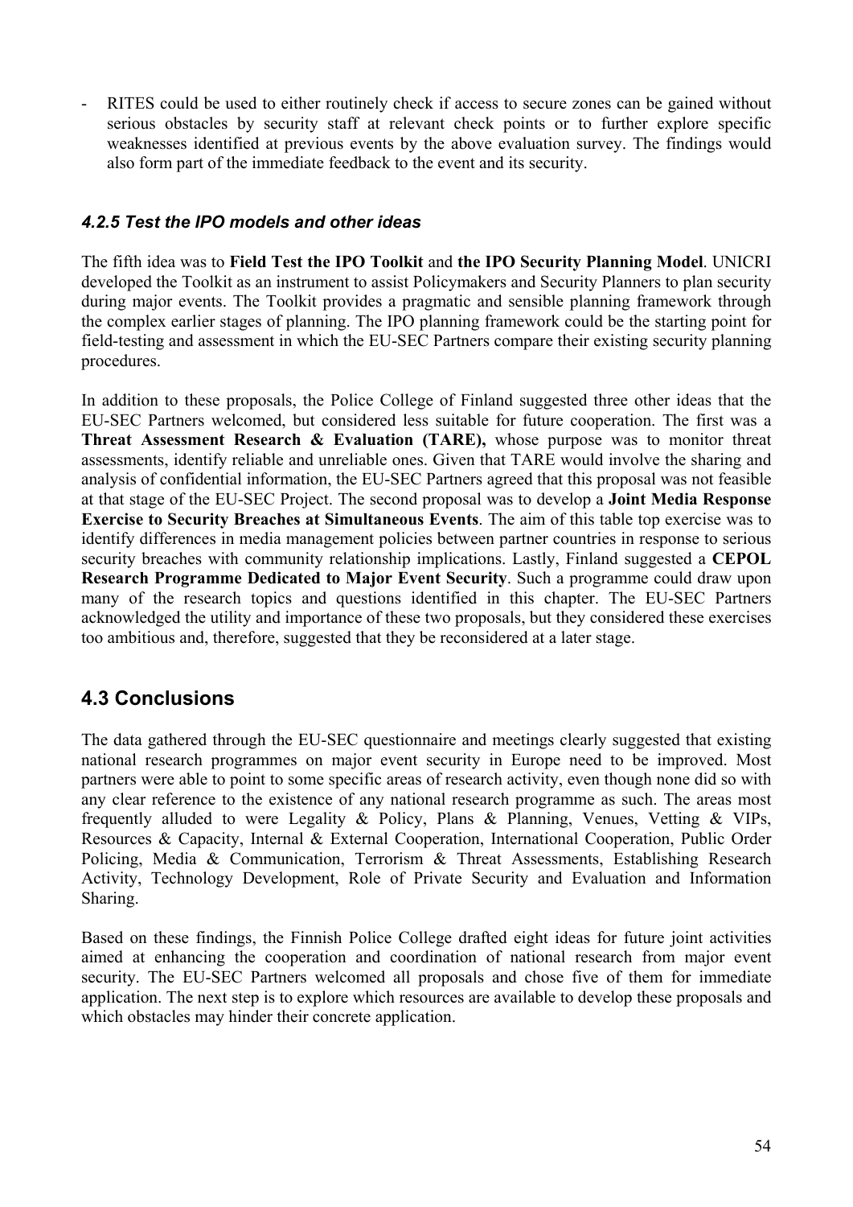- RITES could be used to either routinely check if access to secure zones can be gained without serious obstacles by security staff at relevant check points or to further explore specific weaknesses identified at previous events by the above evaluation survey. The findings would also form part of the immediate feedback to the event and its security.

### *4.2.5 Test the IPO models and other ideas*

The fifth idea was to **Field Test the IPO Toolkit** and **the IPO Security Planning Model**. UNICRI developed the Toolkit as an instrument to assist Policymakers and Security Planners to plan security during major events. The Toolkit provides a pragmatic and sensible planning framework through the complex earlier stages of planning. The IPO planning framework could be the starting point for field-testing and assessment in which the EU-SEC Partners compare their existing security planning procedures.

In addition to these proposals, the Police College of Finland suggested three other ideas that the EU-SEC Partners welcomed, but considered less suitable for future cooperation. The first was a **Threat Assessment Research & Evaluation (TARE),** whose purpose was to monitor threat assessments, identify reliable and unreliable ones. Given that TARE would involve the sharing and analysis of confidential information, the EU-SEC Partners agreed that this proposal was not feasible at that stage of the EU-SEC Project. The second proposal was to develop a **Joint Media Response Exercise to Security Breaches at Simultaneous Events**. The aim of this table top exercise was to identify differences in media management policies between partner countries in response to serious security breaches with community relationship implications. Lastly, Finland suggested a **CEPOL Research Programme Dedicated to Major Event Security**. Such a programme could draw upon many of the research topics and questions identified in this chapter. The EU-SEC Partners acknowledged the utility and importance of these two proposals, but they considered these exercises too ambitious and, therefore, suggested that they be reconsidered at a later stage.

## 4.3 Conclusions

The data gathered through the EU-SEC questionnaire and meetings clearly suggested that existing national research programmes on major event security in Europe need to be improved. Most partners were able to point to some specific areas of research activity, even though none did so with any clear reference to the existence of any national research programme as such. The areas most frequently alluded to were Legality & Policy, Plans & Planning, Venues, Vetting & VIPs, Resources & Capacity, Internal & External Cooperation, International Cooperation, Public Order Policing, Media & Communication, Terrorism & Threat Assessments, Establishing Research Activity, Technology Development, Role of Private Security and Evaluation and Information Sharing.

Based on these findings, the Finnish Police College drafted eight ideas for future joint activities aimed at enhancing the cooperation and coordination of national research from major event security. The EU-SEC Partners welcomed all proposals and chose five of them for immediate application. The next step is to explore which resources are available to develop these proposals and which obstacles may hinder their concrete application.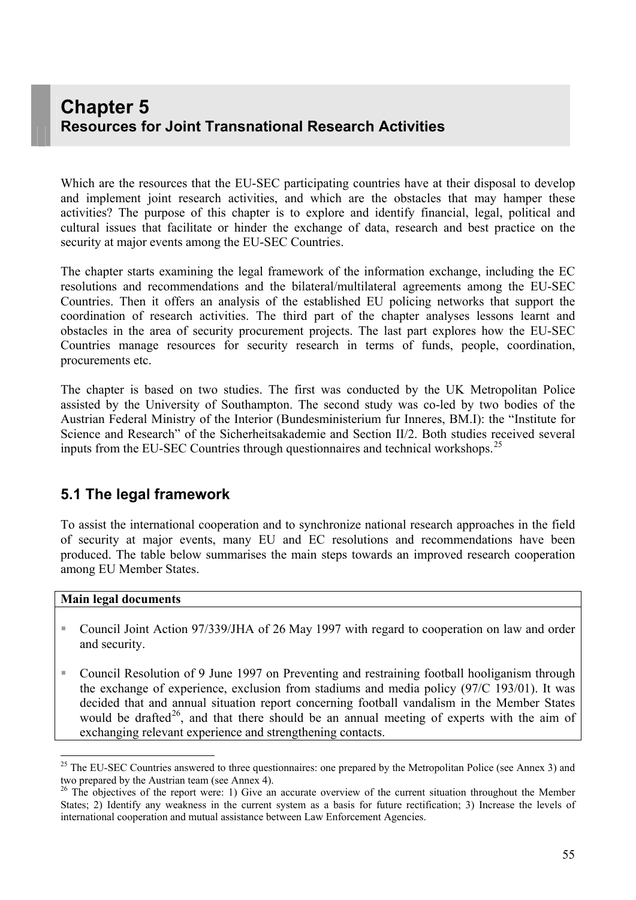# Chapter 5
## Resources for Joint Transnational Research Activities

Which are the resources that the EU-SEC participating countries have at their disposal to develop and implement joint research activities, and which are the obstacles that may hamper these activities? The purpose of this chapter is to explore and identify financial, legal, political and cultural issues that facilitate or hinder the exchange of data, research and best practice on the security at major events among the EU-SEC Countries.

The chapter starts examining the legal framework of the information exchange, including the EC resolutions and recommendations and the bilateral/multilateral agreements among the EU-SEC Countries. Then it offers an analysis of the established EU policing networks that support the coordination of research activities. The third part of the chapter analyses lessons learnt and obstacles in the area of security procurement projects. The last part explores how the EU-SEC Countries manage resources for security research in terms of funds, people, coordination, procurements etc.

The chapter is based on two studies. The first was conducted by the UK Metropolitan Police assisted by the University of Southampton. The second study was co-led by two bodies of the Austrian Federal Ministry of the Interior (Bundesministerium fur Inneres, BM.I): the "Institute for Science and Research" of the Sicherheitsakademie and Section II/2. Both studies received several inputs from the EU-SEC Countries through questionnaires and technical workshops.[25]

## 5.1 The legal framework

To assist the international cooperation and to synchronize national research approaches in the field of security at major events, many EU and EC resolutions and recommendations have been produced. The table below summarises the main steps towards an improved research cooperation among EU Member States.

| **Main legal documents** |
| --- |
| ▪ Council Joint Action 97/339/JHA of 26 May 1997 with regard to cooperation on law and order and security.<br><br>▪ Council Resolution of 9 June 1997 on Preventing and restraining football hooliganism through the exchange of experience, exclusion from stadiums and media policy (97/C 193/01). It was decided that and annual situation report concerning football vandalism in the Member States would be drafted[26], and that there should be an annual meeting of experts with the aim of exchanging relevant experience and strengthening contacts. |

[25] The EU-SEC Countries answered to three questionnaires: one prepared by the Metropolitan Police (see Annex 3) and two prepared by the Austrian team (see Annex 4).

[26] The objectives of the report were: 1) Give an accurate overview of the current situation throughout the Member States; 2) Identify any weakness in the current system as a basis for future rectification; 3) Increase the levels of international cooperation and mutual assistance between Law Enforcement Agencies.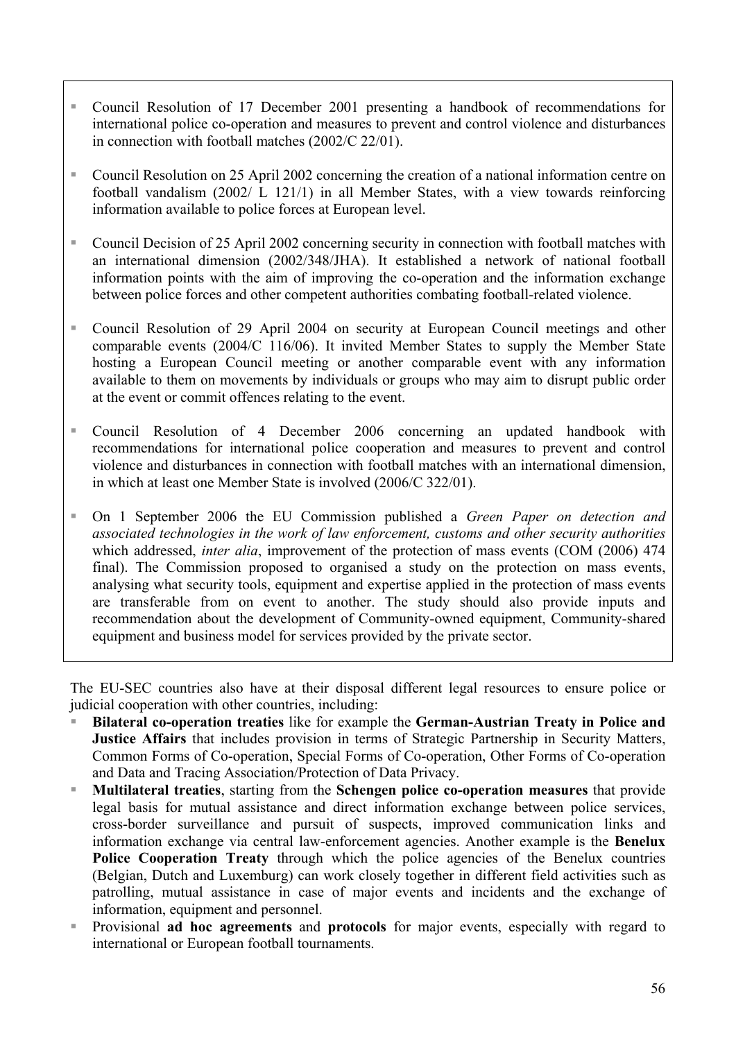- Council Resolution of 17 December 2001 presenting a handbook of recommendations for international police co-operation and measures to prevent and control violence and disturbances in connection with football matches (2002/C 22/01).

- Council Resolution on 25 April 2002 concerning the creation of a national information centre on football vandalism (2002/ L 121/1) in all Member States, with a view towards reinforcing information available to police forces at European level.

- Council Decision of 25 April 2002 concerning security in connection with football matches with an international dimension (2002/348/JHA). It established a network of national football information points with the aim of improving the co-operation and the information exchange between police forces and other competent authorities combating football-related violence.

- Council Resolution of 29 April 2004 on security at European Council meetings and other comparable events (2004/C 116/06). It invited Member States to supply the Member State hosting a European Council meeting or another comparable event with any information available to them on movements by individuals or groups who may aim to disrupt public order at the event or commit offences relating to the event.

- Council Resolution of 4 December 2006 concerning an updated handbook with recommendations for international police cooperation and measures to prevent and control violence and disturbances in connection with football matches with an international dimension, in which at least one Member State is involved (2006/C 322/01).

- On 1 September 2006 the EU Commission published a *Green Paper on detection and associated technologies in the work of law enforcement, customs and other security authorities* which addressed, *inter alia*, improvement of the protection of mass events (COM (2006) 474 final). The Commission proposed to organised a study on the protection on mass events, analysing what security tools, equipment and expertise applied in the protection of mass events are transferable from on event to another. The study should also provide inputs and recommendation about the development of Community-owned equipment, Community-shared equipment and business model for services provided by the private sector.

The EU-SEC countries also have at their disposal different legal resources to ensure police or judicial cooperation with other countries, including:

- **Bilateral co-operation treaties** like for example the **German-Austrian Treaty in Police and Justice Affairs** that includes provision in terms of Strategic Partnership in Security Matters, Common Forms of Co-operation, Special Forms of Co-operation, Other Forms of Co-operation and Data and Tracing Association/Protection of Data Privacy.
- **Multilateral treaties**, starting from the **Schengen police co-operation measures** that provide legal basis for mutual assistance and direct information exchange between police services, cross-border surveillance and pursuit of suspects, improved communication links and information exchange via central law-enforcement agencies. Another example is the **Benelux Police Cooperation Treaty** through which the police agencies of the Benelux countries (Belgian, Dutch and Luxemburg) can work closely together in different field activities such as patrolling, mutual assistance in case of major events and incidents and the exchange of information, equipment and personnel.
- Provisional **ad hoc agreements** and **protocols** for major events, especially with regard to international or European football tournaments.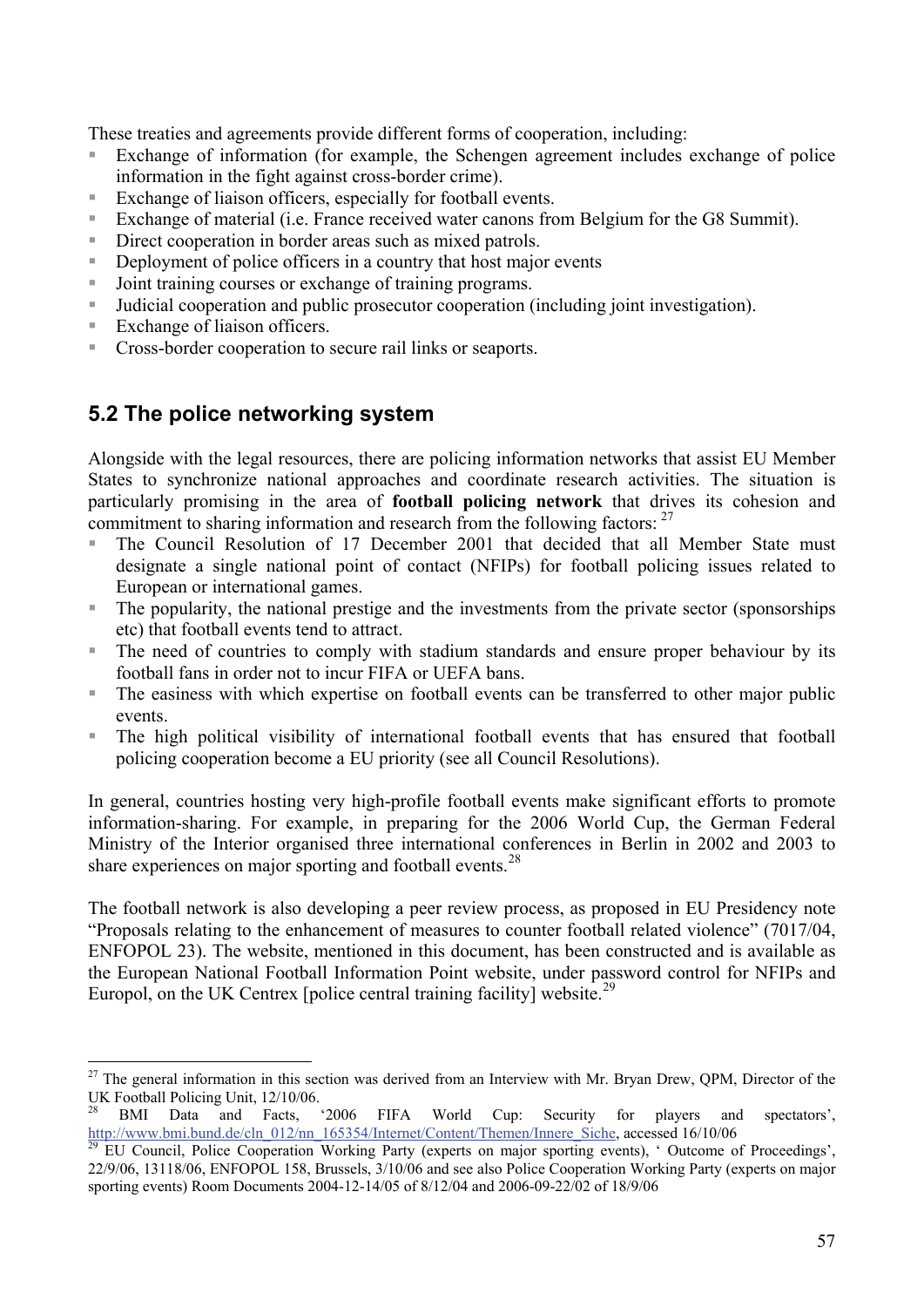These treaties and agreements provide different forms of cooperation, including:

- Exchange of information (for example, the Schengen agreement includes exchange of police information in the fight against cross-border crime).
- Exchange of liaison officers, especially for football events.
- Exchange of material (i.e. France received water canons from Belgium for the G8 Summit).
- Direct cooperation in border areas such as mixed patrols.
- Deployment of police officers in a country that host major events
- Joint training courses or exchange of training programs.
- Judicial cooperation and public prosecutor cooperation (including joint investigation).
- Exchange of liaison officers.
- Cross-border cooperation to secure rail links or seaports.

## 5.2 The police networking system

Alongside with the legal resources, there are policing information networks that assist EU Member States to synchronize national approaches and coordinate research activities. The situation is particularly promising in the area of **football policing network** that drives its cohesion and commitment to sharing information and research from the following factors: [27]

- The Council Resolution of 17 December 2001 that decided that all Member State must designate a single national point of contact (NFIPs) for football policing issues related to European or international games.
- The popularity, the national prestige and the investments from the private sector (sponsorships etc) that football events tend to attract.
- The need of countries to comply with stadium standards and ensure proper behaviour by its football fans in order not to incur FIFA or UEFA bans.
- The easiness with which expertise on football events can be transferred to other major public events.
- The high political visibility of international football events that has ensured that football policing cooperation become a EU priority (see all Council Resolutions).

In general, countries hosting very high-profile football events make significant efforts to promote information-sharing. For example, in preparing for the 2006 World Cup, the German Federal Ministry of the Interior organised three international conferences in Berlin in 2002 and 2003 to share experiences on major sporting and football events.[28]

The football network is also developing a peer review process, as proposed in EU Presidency note "Proposals relating to the enhancement of measures to counter football related violence" (7017/04, ENFOPOL 23). The website, mentioned in this document, has been constructed and is available as the European National Football Information Point website, under password control for NFIPs and Europol, on the UK Centrex [police central training facility] website.[29]

---

[27] The general information in this section was derived from an Interview with Mr. Bryan Drew, QPM, Director of the UK Football Policing Unit, 12/10/06.

[28] BMI Data and Facts, '2006 FIFA World Cup: Security for players and spectators', http://www.bmi.bund.de/cln_012/nn_165354/Internet/Content/Themen/Innere_Siche, accessed 16/10/06

[29] EU Council, Police Cooperation Working Party (experts on major sporting events), ' Outcome of Proceedings', 22/9/06, 13118/06, ENFOPOL 158, Brussels, 3/10/06 and see also Police Cooperation Working Party (experts on major sporting events) Room Documents 2004-12-14/05 of 8/12/04 and 2006-09-22/02 of 18/9/06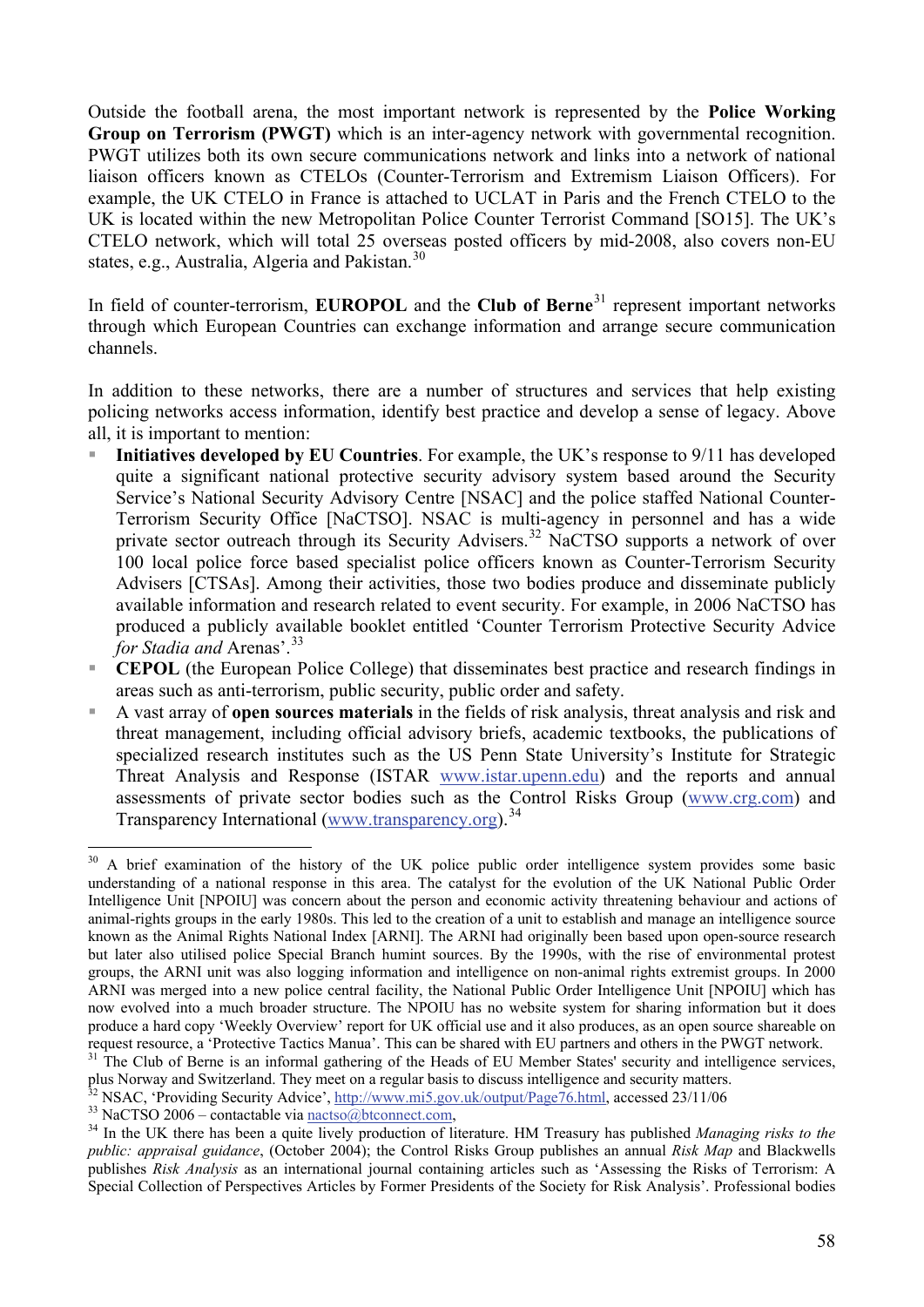Outside the football arena, the most important network is represented by the **Police Working Group on Terrorism (PWGT)** which is an inter-agency network with governmental recognition. PWGT utilizes both its own secure communications network and links into a network of national liaison officers known as CTELOs (Counter-Terrorism and Extremism Liaison Officers). For example, the UK CTELO in France is attached to UCLAT in Paris and the French CTELO to the UK is located within the new Metropolitan Police Counter Terrorist Command [SO15]. The UK's CTELO network, which will total 25 overseas posted officers by mid-2008, also covers non-EU states, e.g., Australia, Algeria and Pakistan.[30]

In field of counter-terrorism, **EUROPOL** and the **Club of Berne**[31] represent important networks through which European Countries can exchange information and arrange secure communication channels.

In addition to these networks, there are a number of structures and services that help existing policing networks access information, identify best practice and develop a sense of legacy. Above all, it is important to mention:

- **Initiatives developed by EU Countries**. For example, the UK's response to 9/11 has developed quite a significant national protective security advisory system based around the Security Service's National Security Advisory Centre [NSAC] and the police staffed National Counter-Terrorism Security Office [NaCTSO]. NSAC is multi-agency in personnel and has a wide private sector outreach through its Security Advisers.[32] NaCTSO supports a network of over 100 local police force based specialist police officers known as Counter-Terrorism Security Advisers [CTSAs]. Among their activities, those two bodies produce and disseminate publicly available information and research related to event security. For example, in 2006 NaCTSO has produced a publicly available booklet entitled 'Counter Terrorism Protective Security Advice *for Stadia and* Arenas'.[33]
- **CEPOL** (the European Police College) that disseminates best practice and research findings in areas such as anti-terrorism, public security, public order and safety.
- A vast array of **open sources materials** in the fields of risk analysis, threat analysis and risk and threat management, including official advisory briefs, academic textbooks, the publications of specialized research institutes such as the US Penn State University's Institute for Strategic Threat Analysis and Response (ISTAR www.istar.upenn.edu) and the reports and annual assessments of private sector bodies such as the Control Risks Group (www.crg.com) and Transparency International (www.transparency.org).[34]

---

[30] A brief examination of the history of the UK police public order intelligence system provides some basic understanding of a national response in this area. The catalyst for the evolution of the UK National Public Order Intelligence Unit [NPOIU] was concern about the person and economic activity threatening behaviour and actions of animal-rights groups in the early 1980s. This led to the creation of a unit to establish and manage an intelligence source known as the Animal Rights National Index [ARNI]. The ARNI had originally been based upon open-source research but later also utilised police Special Branch humint sources. By the 1990s, with the rise of environmental protest groups, the ARNI unit was also logging information and intelligence on non-animal rights extremist groups. In 2000 ARNI was merged into a new police central facility, the National Public Order Intelligence Unit [NPOIU] which has now evolved into a much broader structure. The NPOIU has no website system for sharing information but it does produce a hard copy 'Weekly Overview' report for UK official use and it also produces, as an open source shareable on request resource, a 'Protective Tactics Manua'. This can be shared with EU partners and others in the PWGT network.

[31] The Club of Berne is an informal gathering of the Heads of EU Member States' security and intelligence services, plus Norway and Switzerland. They meet on a regular basis to discuss intelligence and security matters.

[32] NSAC, 'Providing Security Advice', http://www.mi5.gov.uk/output/Page76.html, accessed 23/11/06

[33] NaCTSO 2006 – contactable via nactso@btconnect.com,

[34] In the UK there has been a quite lively production of literature. HM Treasury has published *Managing risks to the public: appraisal guidance*, (October 2004); the Control Risks Group publishes an annual *Risk Map* and Blackwells publishes *Risk Analysis* as an international journal containing articles such as 'Assessing the Risks of Terrorism: A Special Collection of Perspectives Articles by Former Presidents of the Society for Risk Analysis'. Professional bodies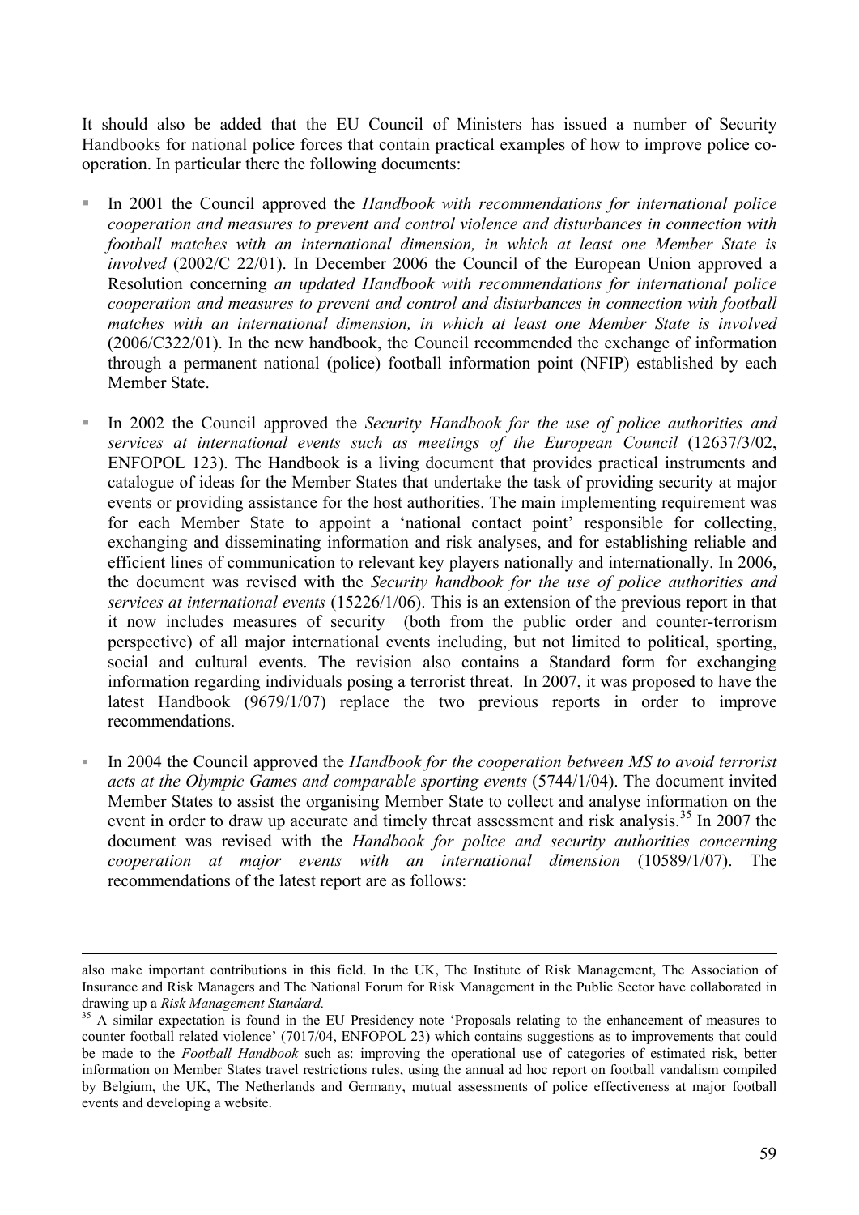It should also be added that the EU Council of Ministers has issued a number of Security Handbooks for national police forces that contain practical examples of how to improve police co-operation. In particular there the following documents:

- In 2001 the Council approved the *Handbook with recommendations for international police cooperation and measures to prevent and control violence and disturbances in connection with football matches with an international dimension, in which at least one Member State is involved* (2002/C 22/01). In December 2006 the Council of the European Union approved a Resolution concerning *an updated Handbook with recommendations for international police cooperation and measures to prevent and control and disturbances in connection with football matches with an international dimension, in which at least one Member State is involved* (2006/C322/01). In the new handbook, the Council recommended the exchange of information through a permanent national (police) football information point (NFIP) established by each Member State.
- In 2002 the Council approved the *Security Handbook for the use of police authorities and services at international events such as meetings of the European Council* (12637/3/02, ENFOPOL 123). The Handbook is a living document that provides practical instruments and catalogue of ideas for the Member States that undertake the task of providing security at major events or providing assistance for the host authorities. The main implementing requirement was for each Member State to appoint a 'national contact point' responsible for collecting, exchanging and disseminating information and risk analyses, and for establishing reliable and efficient lines of communication to relevant key players nationally and internationally. In 2006, the document was revised with the *Security handbook for the use of police authorities and services at international events* (15226/1/06). This is an extension of the previous report in that it now includes measures of security (both from the public order and counter-terrorism perspective) of all major international events including, but not limited to political, sporting, social and cultural events. The revision also contains a Standard form for exchanging information regarding individuals posing a terrorist threat. In 2007, it was proposed to have the latest Handbook (9679/1/07) replace the two previous reports in order to improve recommendations.
- In 2004 the Council approved the *Handbook for the cooperation between MS to avoid terrorist acts at the Olympic Games and comparable sporting events* (5744/1/04). The document invited Member States to assist the organising Member State to collect and analyse information on the event in order to draw up accurate and timely threat assessment and risk analysis.[35] In 2007 the document was revised with the *Handbook for police and security authorities concerning cooperation at major events with an international dimension* (10589/1/07). The recommendations of the latest report are as follows:

---

also make important contributions in this field. In the UK, The Institute of Risk Management, The Association of Insurance and Risk Managers and The National Forum for Risk Management in the Public Sector have collaborated in drawing up a *Risk Management Standard.*

[35] A similar expectation is found in the EU Presidency note 'Proposals relating to the enhancement of measures to counter football related violence' (7017/04, ENFOPOL 23) which contains suggestions as to improvements that could be made to the *Football Handbook* such as: improving the operational use of categories of estimated risk, better information on Member States travel restrictions rules, using the annual ad hoc report on football vandalism compiled by Belgium, the UK, The Netherlands and Germany, mutual assessments of police effectiveness at major football events and developing a website.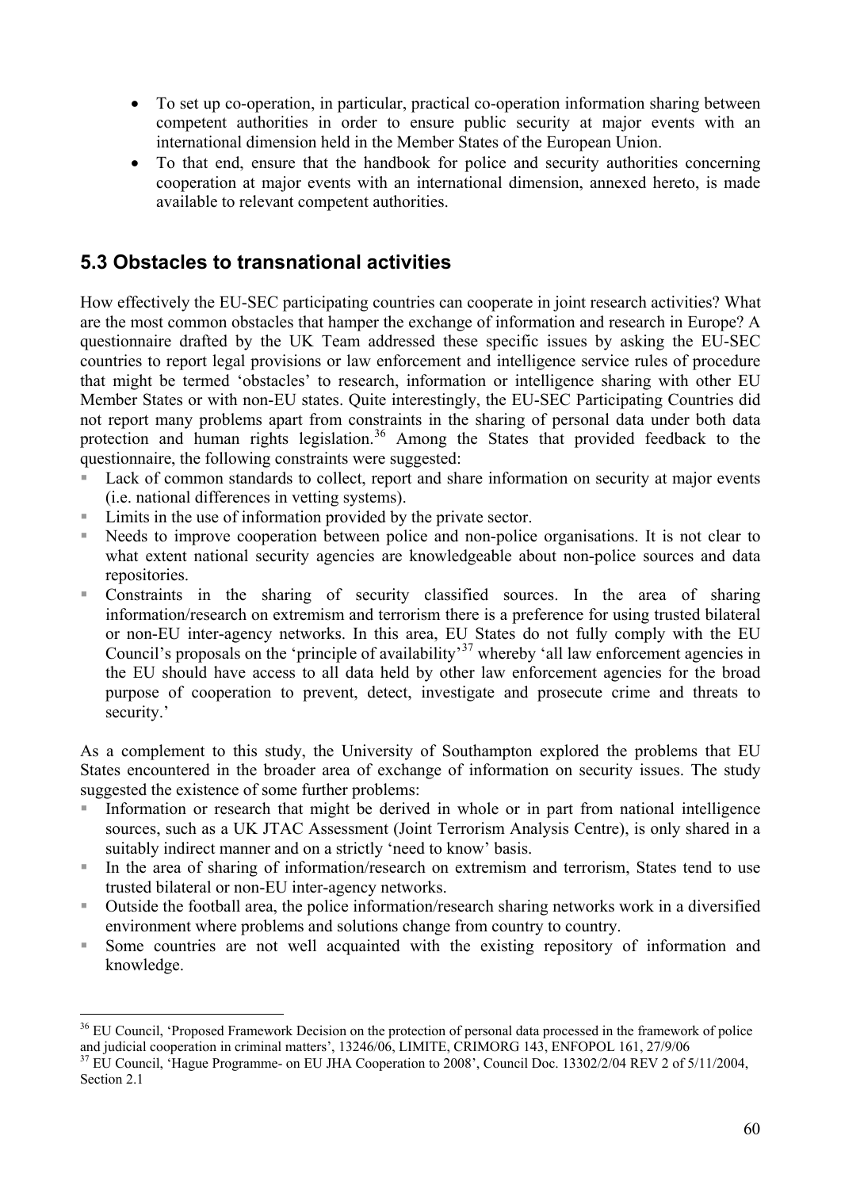- To set up co-operation, in particular, practical co-operation information sharing between competent authorities in order to ensure public security at major events with an international dimension held in the Member States of the European Union.
- To that end, ensure that the handbook for police and security authorities concerning cooperation at major events with an international dimension, annexed hereto, is made available to relevant competent authorities.

## 5.3 Obstacles to transnational activities

How effectively the EU-SEC participating countries can cooperate in joint research activities? What are the most common obstacles that hamper the exchange of information and research in Europe? A questionnaire drafted by the UK Team addressed these specific issues by asking the EU-SEC countries to report legal provisions or law enforcement and intelligence service rules of procedure that might be termed 'obstacles' to research, information or intelligence sharing with other EU Member States or with non-EU states. Quite interestingly, the EU-SEC Participating Countries did not report many problems apart from constraints in the sharing of personal data under both data protection and human rights legislation.[36] Among the States that provided feedback to the questionnaire, the following constraints were suggested:

- Lack of common standards to collect, report and share information on security at major events (i.e. national differences in vetting systems).
- Limits in the use of information provided by the private sector.
- Needs to improve cooperation between police and non-police organisations. It is not clear to what extent national security agencies are knowledgeable about non-police sources and data repositories.
- Constraints in the sharing of security classified sources. In the area of sharing information/research on extremism and terrorism there is a preference for using trusted bilateral or non-EU inter-agency networks. In this area, EU States do not fully comply with the EU Council's proposals on the 'principle of availability'[37] whereby 'all law enforcement agencies in the EU should have access to all data held by other law enforcement agencies for the broad purpose of cooperation to prevent, detect, investigate and prosecute crime and threats to security.'

As a complement to this study, the University of Southampton explored the problems that EU States encountered in the broader area of exchange of information on security issues. The study suggested the existence of some further problems:

- Information or research that might be derived in whole or in part from national intelligence sources, such as a UK JTAC Assessment (Joint Terrorism Analysis Centre), is only shared in a suitably indirect manner and on a strictly 'need to know' basis.
- In the area of sharing of information/research on extremism and terrorism, States tend to use trusted bilateral or non-EU inter-agency networks.
- Outside the football area, the police information/research sharing networks work in a diversified environment where problems and solutions change from country to country.
- Some countries are not well acquainted with the existing repository of information and knowledge.

---

[36] EU Council, 'Proposed Framework Decision on the protection of personal data processed in the framework of police and judicial cooperation in criminal matters', 13246/06, LIMITE, CRIMORG 143, ENFOPOL 161, 27/9/06

[37] EU Council, 'Hague Programme- on EU JHA Cooperation to 2008', Council Doc. 13302/2/04 REV 2 of 5/11/2004, Section 2.1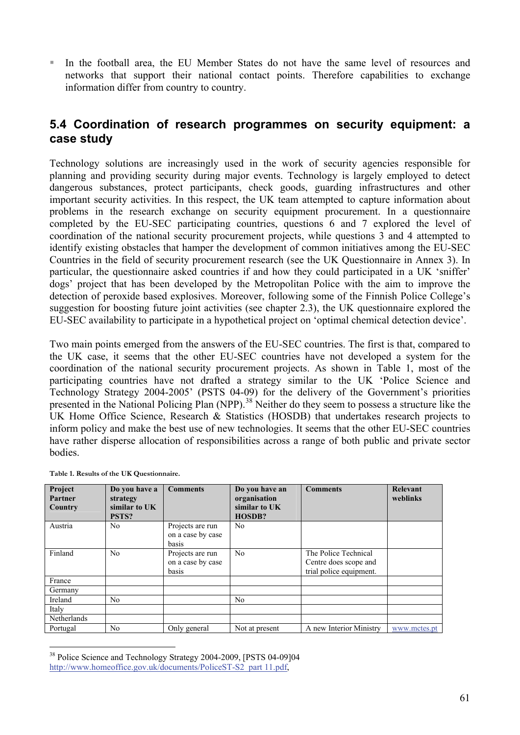- In the football area, the EU Member States do not have the same level of resources and networks that support their national contact points. Therefore capabilities to exchange information differ from country to country.

## 5.4 Coordination of research programmes on security equipment: a case study

Technology solutions are increasingly used in the work of security agencies responsible for planning and providing security during major events. Technology is largely employed to detect dangerous substances, protect participants, check goods, guarding infrastructures and other important security activities. In this respect, the UK team attempted to capture information about problems in the research exchange on security equipment procurement. In a questionnaire completed by the EU-SEC participating countries, questions 6 and 7 explored the level of coordination of the national security procurement projects, while questions 3 and 4 attempted to identify existing obstacles that hamper the development of common initiatives among the EU-SEC Countries in the field of security procurement research (see the UK Questionnaire in Annex 3). In particular, the questionnaire asked countries if and how they could participated in a UK 'sniffer' dogs' project that has been developed by the Metropolitan Police with the aim to improve the detection of peroxide based explosives. Moreover, following some of the Finnish Police College's suggestion for boosting future joint activities (see chapter 2.3), the UK questionnaire explored the EU-SEC availability to participate in a hypothetical project on 'optimal chemical detection device'.

Two main points emerged from the answers of the EU-SEC countries. The first is that, compared to the UK case, it seems that the other EU-SEC countries have not developed a system for the coordination of the national security procurement projects. As shown in Table 1, most of the participating countries have not drafted a strategy similar to the UK 'Police Science and Technology Strategy 2004-2005' (PSTS 04-09) for the delivery of the Government's priorities presented in the National Policing Plan (NPP).[38] Neither do they seem to possess a structure like the UK Home Office Science, Research & Statistics (HOSDB) that undertakes research projects to inform policy and make the best use of new technologies. It seems that the other EU-SEC countries have rather disperse allocation of responsibilities across a range of both public and private sector bodies.

**Table 1. Results of the UK Questionnaire.**

| Project Partner Country | Do you have a strategy similar to UK PSTS? | Comments | Do you have an organisation similar to UK HOSDB? | Comments | Relevant weblinks |
|---|---|---|---|---|---|
| Austria | No | Projects are run on a case by case basis | No | | |
| Finland | No | Projects are run on a case by case basis | No | The Police Technical Centre does scope and trial police equipment. | |
| France | | | | | |
| Germany | | | | | |
| Ireland | No | | No | | |
| Italy | | | | | |
| Netherlands | | | | | |
| Portugal | No | Only general | Not at present | A new Interior Ministry | www.mctes.pt |

[38] Police Science and Technology Strategy 2004-2009, [PSTS 04-09]04 http://www.homeoffice.gov.uk/documents/PoliceST-S2_part 11.pdf,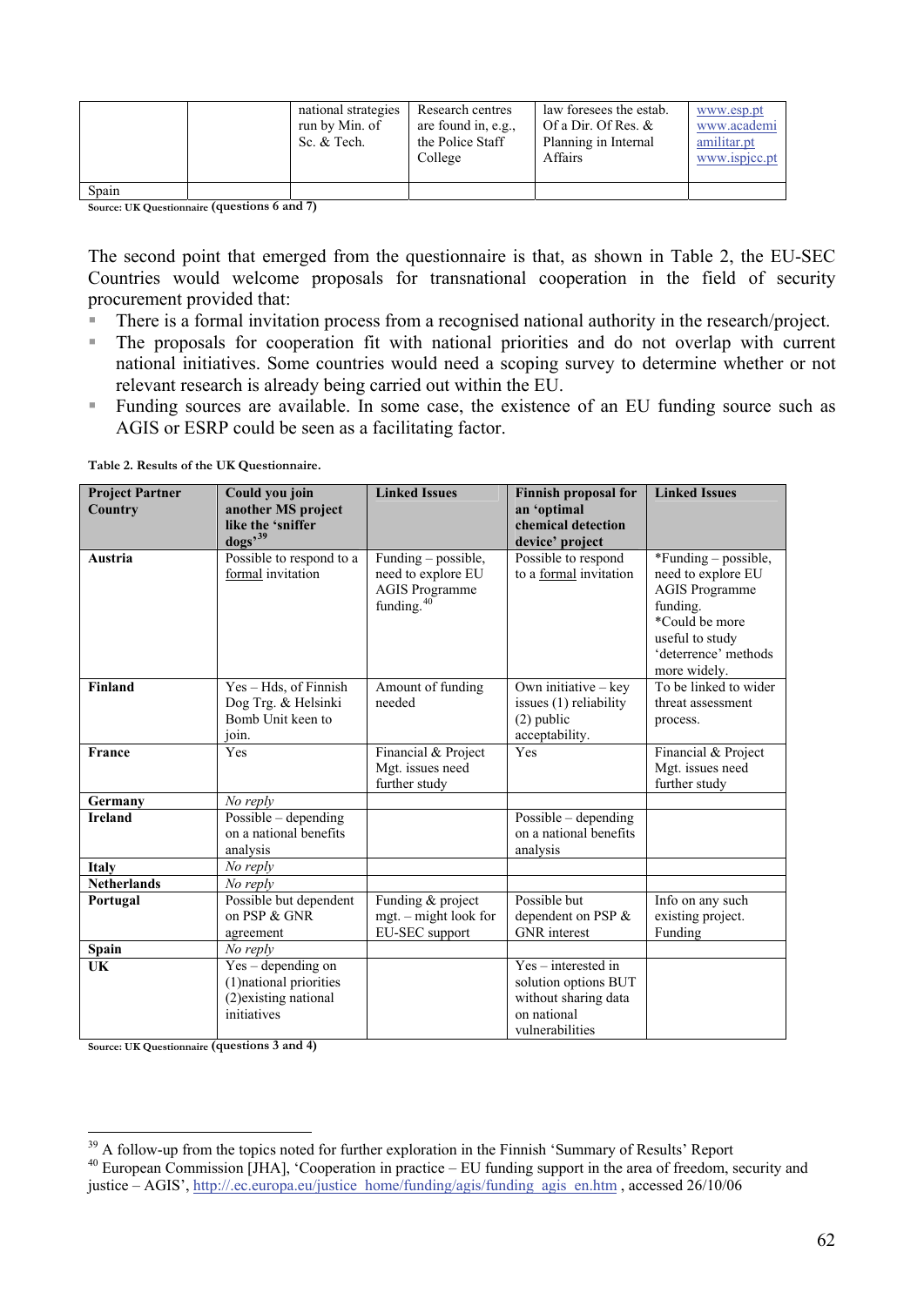| | | national strategies run by Min. of Sc. & Tech. | Research centres are found in, e.g., the Police Staff College | law foresees the estab. Of a Dir. Of Res. & Planning in Internal Affairs | www.esp.pt www.academiamilitar.pt www.ispjcc.pt |
|---|---|---|---|---|---|
| Spain | | | | | |

Source: UK Questionnaire (questions 6 and 7)

The second point that emerged from the questionnaire is that, as shown in Table 2, the EU-SEC Countries would welcome proposals for transnational cooperation in the field of security procurement provided that:

- There is a formal invitation process from a recognised national authority in the research/project.
- The proposals for cooperation fit with national priorities and do not overlap with current national initiatives. Some countries would need a scoping survey to determine whether or not relevant research is already being carried out within the EU.
- Funding sources are available. In some case, the existence of an EU funding source such as AGIS or ESRP could be seen as a facilitating factor.

**Table 2. Results of the UK Questionnaire.**

| Project Partner Country | Could you join another MS project like the 'sniffer dogs'[39] | Linked Issues | Finnish proposal for an 'optimal chemical detection device' project | Linked Issues |
|---|---|---|---|---|
| **Austria** | Possible to respond to a formal invitation | Funding – possible, need to explore EU AGIS Programme funding.[40] | Possible to respond to a formal invitation | *Funding – possible, need to explore EU AGIS Programme funding. *Could be more useful to study 'deterrence' methods more widely. |
| **Finland** | Yes – Hds, of Finnish Dog Trg. & Helsinki Bomb Unit keen to join. | Amount of funding needed | Own initiative – key issues (1) reliability (2) public acceptability. | To be linked to wider threat assessment process. |
| **France** | Yes | Financial & Project Mgt. issues need further study | Yes | Financial & Project Mgt. issues need further study |
| **Germany** | *No reply* | | | |
| **Ireland** | Possible – depending on a national benefits analysis | | Possible – depending on a national benefits analysis | |
| **Italy** | *No reply* | | | |
| **Netherlands** | *No reply* | | | |
| **Portugal** | Possible but dependent on PSP & GNR agreement | Funding & project mgt. – might look for EU-SEC support | Possible but dependent on PSP & GNR interest | Info on any such existing project. Funding |
| **Spain** | *No reply* | | | |
| **UK** | Yes – depending on (1)national priorities (2)existing national initiatives | | Yes – interested in solution options BUT without sharing data on national vulnerabilities | |

Source: UK Questionnaire (questions 3 and 4)

---

[39] A follow-up from the topics noted for further exploration in the Finnish 'Summary of Results' Report

[40] European Commission [JHA], 'Cooperation in practice – EU funding support in the area of freedom, security and justice – AGIS', http://.ec.europa.eu/justice_home/funding/agis/funding_agis_en.htm , accessed 26/10/06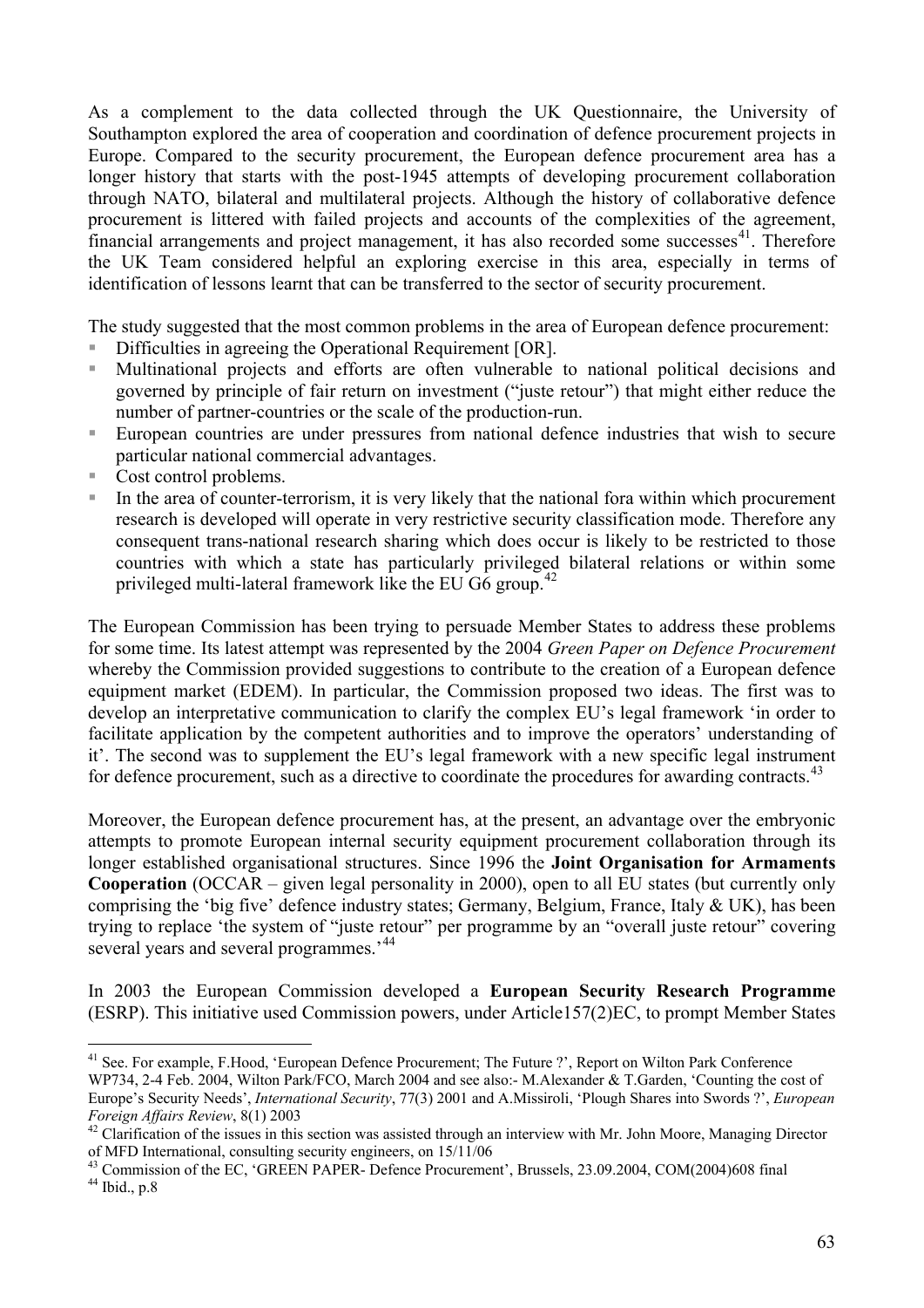As a complement to the data collected through the UK Questionnaire, the University of Southampton explored the area of cooperation and coordination of defence procurement projects in Europe. Compared to the security procurement, the European defence procurement area has a longer history that starts with the post-1945 attempts of developing procurement collaboration through NATO, bilateral and multilateral projects. Although the history of collaborative defence procurement is littered with failed projects and accounts of the complexities of the agreement, financial arrangements and project management, it has also recorded some successes[41]. Therefore the UK Team considered helpful an exploring exercise in this area, especially in terms of identification of lessons learnt that can be transferred to the sector of security procurement.

The study suggested that the most common problems in the area of European defence procurement:

- Difficulties in agreeing the Operational Requirement [OR].
- Multinational projects and efforts are often vulnerable to national political decisions and governed by principle of fair return on investment ("juste retour") that might either reduce the number of partner-countries or the scale of the production-run.
- European countries are under pressures from national defence industries that wish to secure particular national commercial advantages.
- Cost control problems.
- In the area of counter-terrorism, it is very likely that the national fora within which procurement research is developed will operate in very restrictive security classification mode. Therefore any consequent trans-national research sharing which does occur is likely to be restricted to those countries with which a state has particularly privileged bilateral relations or within some privileged multi-lateral framework like the EU G6 group.[42]

The European Commission has been trying to persuade Member States to address these problems for some time. Its latest attempt was represented by the 2004 *Green Paper on Defence Procurement* whereby the Commission provided suggestions to contribute to the creation of a European defence equipment market (EDEM). In particular, the Commission proposed two ideas. The first was to develop an interpretative communication to clarify the complex EU's legal framework 'in order to facilitate application by the competent authorities and to improve the operators' understanding of it'. The second was to supplement the EU's legal framework with a new specific legal instrument for defence procurement, such as a directive to coordinate the procedures for awarding contracts.[43]

Moreover, the European defence procurement has, at the present, an advantage over the embryonic attempts to promote European internal security equipment procurement collaboration through its longer established organisational structures. Since 1996 the **Joint Organisation for Armaments Cooperation** (OCCAR – given legal personality in 2000), open to all EU states (but currently only comprising the 'big five' defence industry states; Germany, Belgium, France, Italy & UK), has been trying to replace 'the system of "juste retour" per programme by an "overall juste retour" covering several years and several programmes.'[44]

In 2003 the European Commission developed a **European Security Research Programme** (ESRP). This initiative used Commission powers, under Article157(2)EC, to prompt Member States

---

[41] See. For example, F.Hood, 'European Defence Procurement; The Future ?', Report on Wilton Park Conference WP734, 2-4 Feb. 2004, Wilton Park/FCO, March 2004 and see also:- M.Alexander & T.Garden, 'Counting the cost of Europe's Security Needs', *International Security*, 77(3) 2001 and A.Missiroli, 'Plough Shares into Swords ?', *European Foreign Affairs Review*, 8(1) 2003

[42] Clarification of the issues in this section was assisted through an interview with Mr. John Moore, Managing Director of MFD International, consulting security engineers, on 15/11/06

[43] Commission of the EC, 'GREEN PAPER- Defence Procurement', Brussels, 23.09.2004, COM(2004)608 final

[44] Ibid., p.8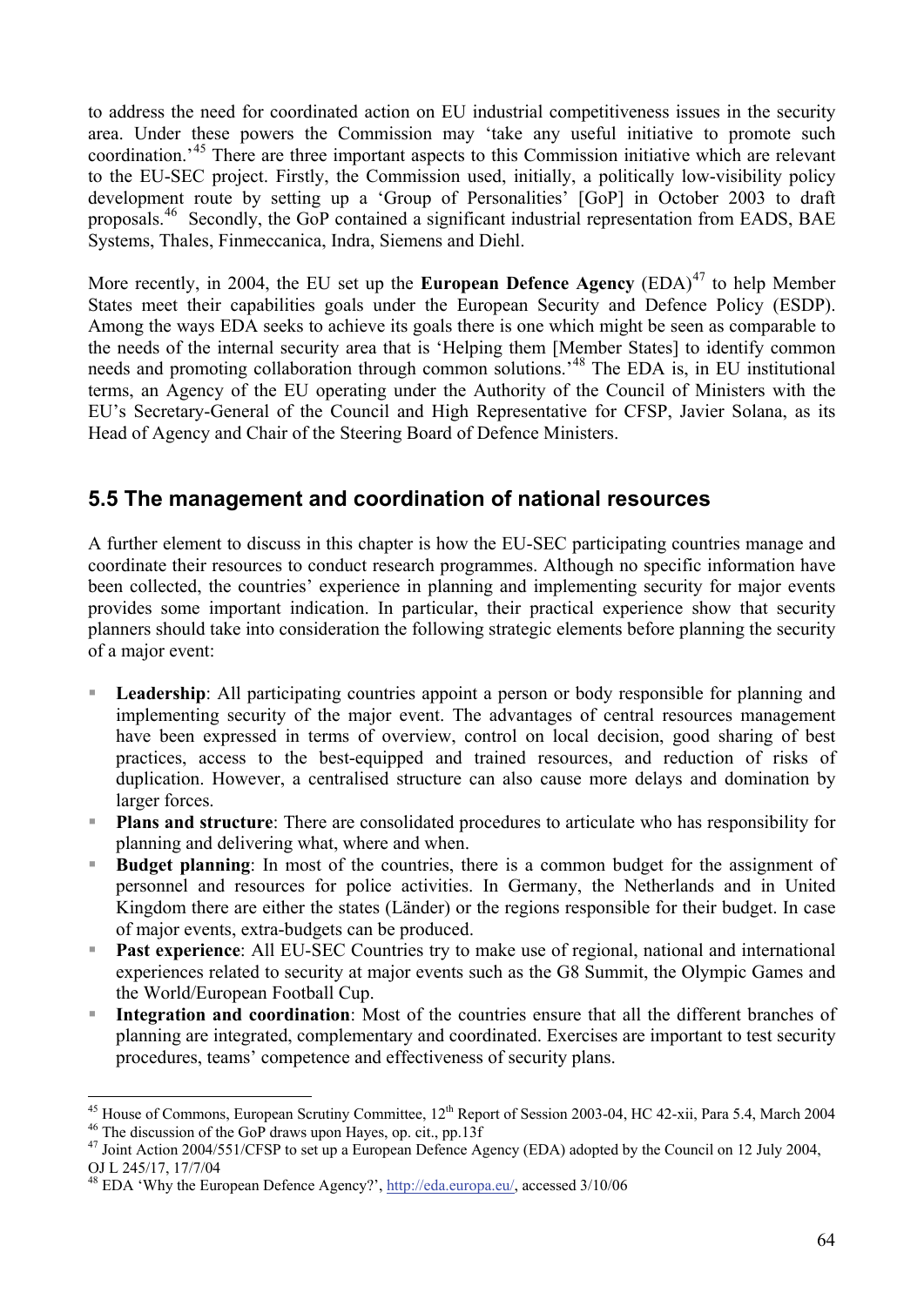to address the need for coordinated action on EU industrial competitiveness issues in the security area. Under these powers the Commission may 'take any useful initiative to promote such coordination.'[45] There are three important aspects to this Commission initiative which are relevant to the EU-SEC project. Firstly, the Commission used, initially, a politically low-visibility policy development route by setting up a 'Group of Personalities' [GoP] in October 2003 to draft proposals.[46] Secondly, the GoP contained a significant industrial representation from EADS, BAE Systems, Thales, Finmeccanica, Indra, Siemens and Diehl.

More recently, in 2004, the EU set up the **European Defence Agency** (EDA)[47] to help Member States meet their capabilities goals under the European Security and Defence Policy (ESDP). Among the ways EDA seeks to achieve its goals there is one which might be seen as comparable to the needs of the internal security area that is 'Helping them [Member States] to identify common needs and promoting collaboration through common solutions.'[48] The EDA is, in EU institutional terms, an Agency of the EU operating under the Authority of the Council of Ministers with the EU's Secretary-General of the Council and High Representative for CFSP, Javier Solana, as its Head of Agency and Chair of the Steering Board of Defence Ministers.

## 5.5 The management and coordination of national resources

A further element to discuss in this chapter is how the EU-SEC participating countries manage and coordinate their resources to conduct research programmes. Although no specific information have been collected, the countries' experience in planning and implementing security for major events provides some important indication. In particular, their practical experience show that security planners should take into consideration the following strategic elements before planning the security of a major event:

- **Leadership**: All participating countries appoint a person or body responsible for planning and implementing security of the major event. The advantages of central resources management have been expressed in terms of overview, control on local decision, good sharing of best practices, access to the best-equipped and trained resources, and reduction of risks of duplication. However, a centralised structure can also cause more delays and domination by larger forces.
- **Plans and structure**: There are consolidated procedures to articulate who has responsibility for planning and delivering what, where and when.
- **Budget planning**: In most of the countries, there is a common budget for the assignment of personnel and resources for police activities. In Germany, the Netherlands and in United Kingdom there are either the states (Länder) or the regions responsible for their budget. In case of major events, extra-budgets can be produced.
- **Past experience**: All EU-SEC Countries try to make use of regional, national and international experiences related to security at major events such as the G8 Summit, the Olympic Games and the World/European Football Cup.
- **Integration and coordination**: Most of the countries ensure that all the different branches of planning are integrated, complementary and coordinated. Exercises are important to test security procedures, teams' competence and effectiveness of security plans.

---

[45] House of Commons, European Scrutiny Committee, 12th Report of Session 2003-04, HC 42-xii, Para 5.4, March 2004

[46] The discussion of the GoP draws upon Hayes, op. cit., pp.13f

[47] Joint Action 2004/551/CFSP to set up a European Defence Agency (EDA) adopted by the Council on 12 July 2004, OJ L 245/17, 17/7/04

[48] EDA 'Why the European Defence Agency?', http://eda.europa.eu/, accessed 3/10/06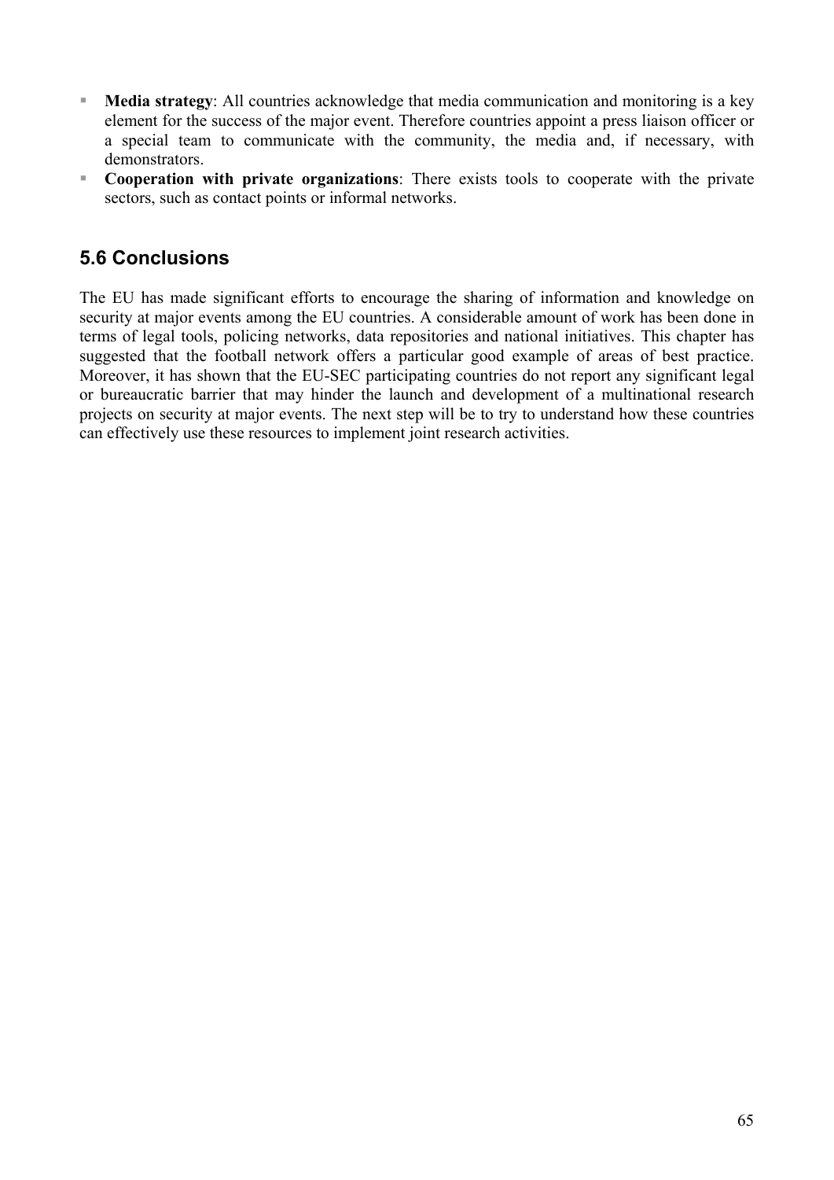- **Media strategy**: All countries acknowledge that media communication and monitoring is a key element for the success of the major event. Therefore countries appoint a press liaison officer or a special team to communicate with the community, the media and, if necessary, with demonstrators.
- **Cooperation with private organizations**: There exists tools to cooperate with the private sectors, such as contact points or informal networks.

## 5.6 Conclusions

The EU has made significant efforts to encourage the sharing of information and knowledge on security at major events among the EU countries. A considerable amount of work has been done in terms of legal tools, policing networks, data repositories and national initiatives. This chapter has suggested that the football network offers a particular good example of areas of best practice. Moreover, it has shown that the EU-SEC participating countries do not report any significant legal or bureaucratic barrier that may hinder the launch and development of a multinational research projects on security at major events. The next step will be to try to understand how these countries can effectively use these resources to implement joint research activities.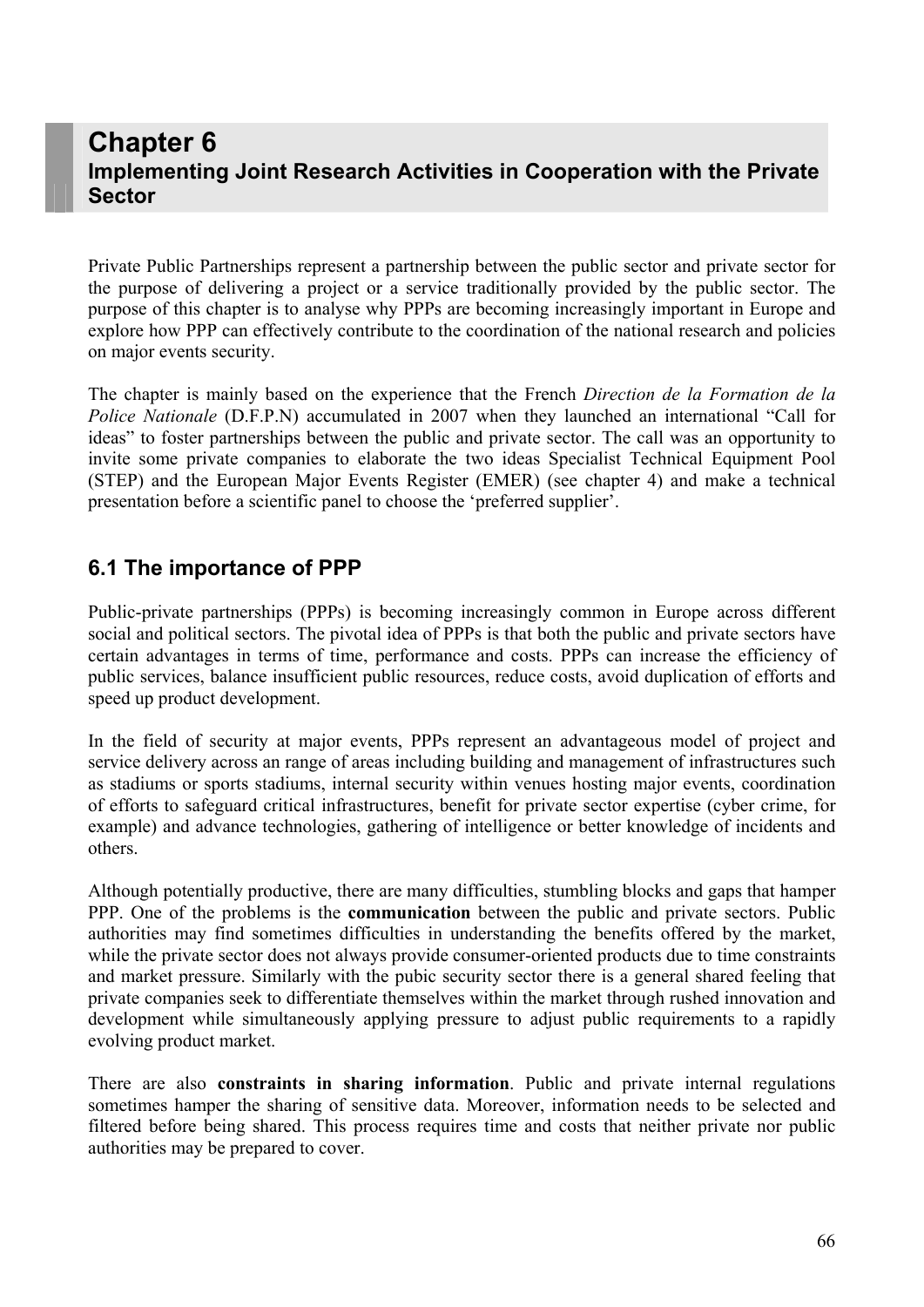# Chapter 6
## Implementing Joint Research Activities in Cooperation with the Private Sector

Private Public Partnerships represent a partnership between the public sector and private sector for the purpose of delivering a project or a service traditionally provided by the public sector. The purpose of this chapter is to analyse why PPPs are becoming increasingly important in Europe and explore how PPP can effectively contribute to the coordination of the national research and policies on major events security.

The chapter is mainly based on the experience that the French *Direction de la Formation de la Police Nationale* (D.F.P.N) accumulated in 2007 when they launched an international "Call for ideas" to foster partnerships between the public and private sector. The call was an opportunity to invite some private companies to elaborate the two ideas Specialist Technical Equipment Pool (STEP) and the European Major Events Register (EMER) (see chapter 4) and make a technical presentation before a scientific panel to choose the 'preferred supplier'.

## 6.1 The importance of PPP

Public-private partnerships (PPPs) is becoming increasingly common in Europe across different social and political sectors. The pivotal idea of PPPs is that both the public and private sectors have certain advantages in terms of time, performance and costs. PPPs can increase the efficiency of public services, balance insufficient public resources, reduce costs, avoid duplication of efforts and speed up product development.

In the field of security at major events, PPPs represent an advantageous model of project and service delivery across an range of areas including building and management of infrastructures such as stadiums or sports stadiums, internal security within venues hosting major events, coordination of efforts to safeguard critical infrastructures, benefit for private sector expertise (cyber crime, for example) and advance technologies, gathering of intelligence or better knowledge of incidents and others.

Although potentially productive, there are many difficulties, stumbling blocks and gaps that hamper PPP. One of the problems is the **communication** between the public and private sectors. Public authorities may find sometimes difficulties in understanding the benefits offered by the market, while the private sector does not always provide consumer-oriented products due to time constraints and market pressure. Similarly with the pubic security sector there is a general shared feeling that private companies seek to differentiate themselves within the market through rushed innovation and development while simultaneously applying pressure to adjust public requirements to a rapidly evolving product market.

There are also **constraints in sharing information**. Public and private internal regulations sometimes hamper the sharing of sensitive data. Moreover, information needs to be selected and filtered before being shared. This process requires time and costs that neither private nor public authorities may be prepared to cover.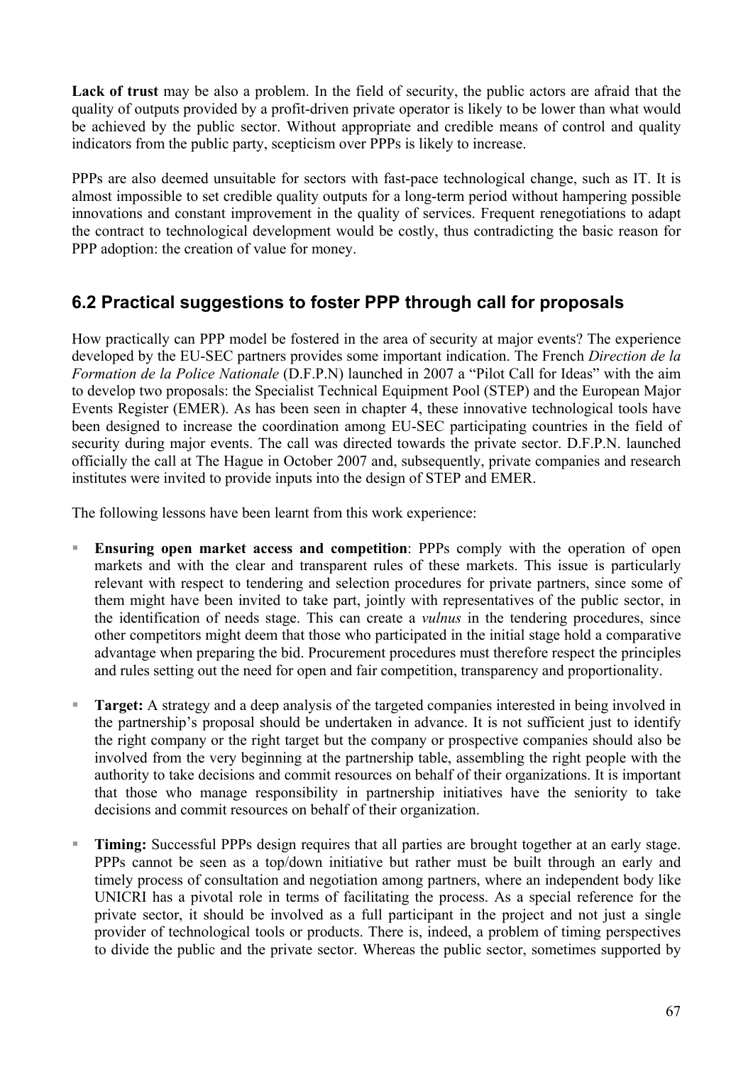**Lack of trust** may be also a problem. In the field of security, the public actors are afraid that the quality of outputs provided by a profit-driven private operator is likely to be lower than what would be achieved by the public sector. Without appropriate and credible means of control and quality indicators from the public party, scepticism over PPPs is likely to increase.

PPPs are also deemed unsuitable for sectors with fast-pace technological change, such as IT. It is almost impossible to set credible quality outputs for a long-term period without hampering possible innovations and constant improvement in the quality of services. Frequent renegotiations to adapt the contract to technological development would be costly, thus contradicting the basic reason for PPP adoption: the creation of value for money.

## 6.2 Practical suggestions to foster PPP through call for proposals

How practically can PPP model be fostered in the area of security at major events? The experience developed by the EU-SEC partners provides some important indication. The French *Direction de la Formation de la Police Nationale* (D.F.P.N) launched in 2007 a "Pilot Call for Ideas" with the aim to develop two proposals: the Specialist Technical Equipment Pool (STEP) and the European Major Events Register (EMER). As has been seen in chapter 4, these innovative technological tools have been designed to increase the coordination among EU-SEC participating countries in the field of security during major events. The call was directed towards the private sector. D.F.P.N. launched officially the call at The Hague in October 2007 and, subsequently, private companies and research institutes were invited to provide inputs into the design of STEP and EMER.

The following lessons have been learnt from this work experience:

- **Ensuring open market access and competition**: PPPs comply with the operation of open markets and with the clear and transparent rules of these markets. This issue is particularly relevant with respect to tendering and selection procedures for private partners, since some of them might have been invited to take part, jointly with representatives of the public sector, in the identification of needs stage. This can create a *vulnus* in the tendering procedures, since other competitors might deem that those who participated in the initial stage hold a comparative advantage when preparing the bid. Procurement procedures must therefore respect the principles and rules setting out the need for open and fair competition, transparency and proportionality.

- **Target:** A strategy and a deep analysis of the targeted companies interested in being involved in the partnership's proposal should be undertaken in advance. It is not sufficient just to identify the right company or the right target but the company or prospective companies should also be involved from the very beginning at the partnership table, assembling the right people with the authority to take decisions and commit resources on behalf of their organizations. It is important that those who manage responsibility in partnership initiatives have the seniority to take decisions and commit resources on behalf of their organization.

- **Timing:** Successful PPPs design requires that all parties are brought together at an early stage. PPPs cannot be seen as a top/down initiative but rather must be built through an early and timely process of consultation and negotiation among partners, where an independent body like UNICRI has a pivotal role in terms of facilitating the process. As a special reference for the private sector, it should be involved as a full participant in the project and not just a single provider of technological tools or products. There is, indeed, a problem of timing perspectives to divide the public and the private sector. Whereas the public sector, sometimes supported by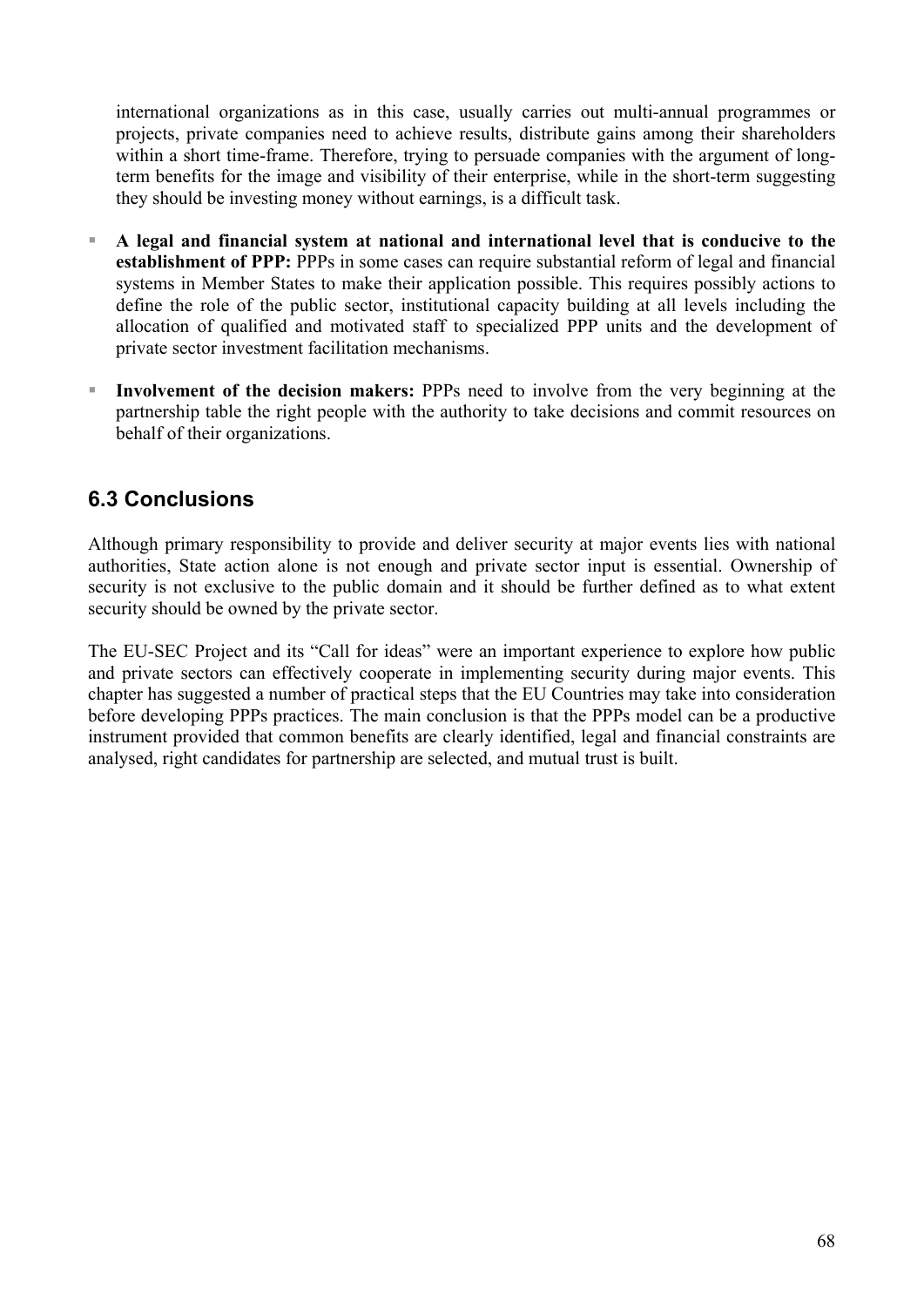international organizations as in this case, usually carries out multi-annual programmes or projects, private companies need to achieve results, distribute gains among their shareholders within a short time-frame. Therefore, trying to persuade companies with the argument of long-term benefits for the image and visibility of their enterprise, while in the short-term suggesting they should be investing money without earnings, is a difficult task.

- **A legal and financial system at national and international level that is conducive to the establishment of PPP:** PPPs in some cases can require substantial reform of legal and financial systems in Member States to make their application possible. This requires possibly actions to define the role of the public sector, institutional capacity building at all levels including the allocation of qualified and motivated staff to specialized PPP units and the development of private sector investment facilitation mechanisms.
- **Involvement of the decision makers:** PPPs need to involve from the very beginning at the partnership table the right people with the authority to take decisions and commit resources on behalf of their organizations.

## 6.3 Conclusions

Although primary responsibility to provide and deliver security at major events lies with national authorities, State action alone is not enough and private sector input is essential. Ownership of security is not exclusive to the public domain and it should be further defined as to what extent security should be owned by the private sector.

The EU-SEC Project and its "Call for ideas" were an important experience to explore how public and private sectors can effectively cooperate in implementing security during major events. This chapter has suggested a number of practical steps that the EU Countries may take into consideration before developing PPPs practices. The main conclusion is that the PPPs model can be a productive instrument provided that common benefits are clearly identified, legal and financial constraints are analysed, right candidates for partnership are selected, and mutual trust is built.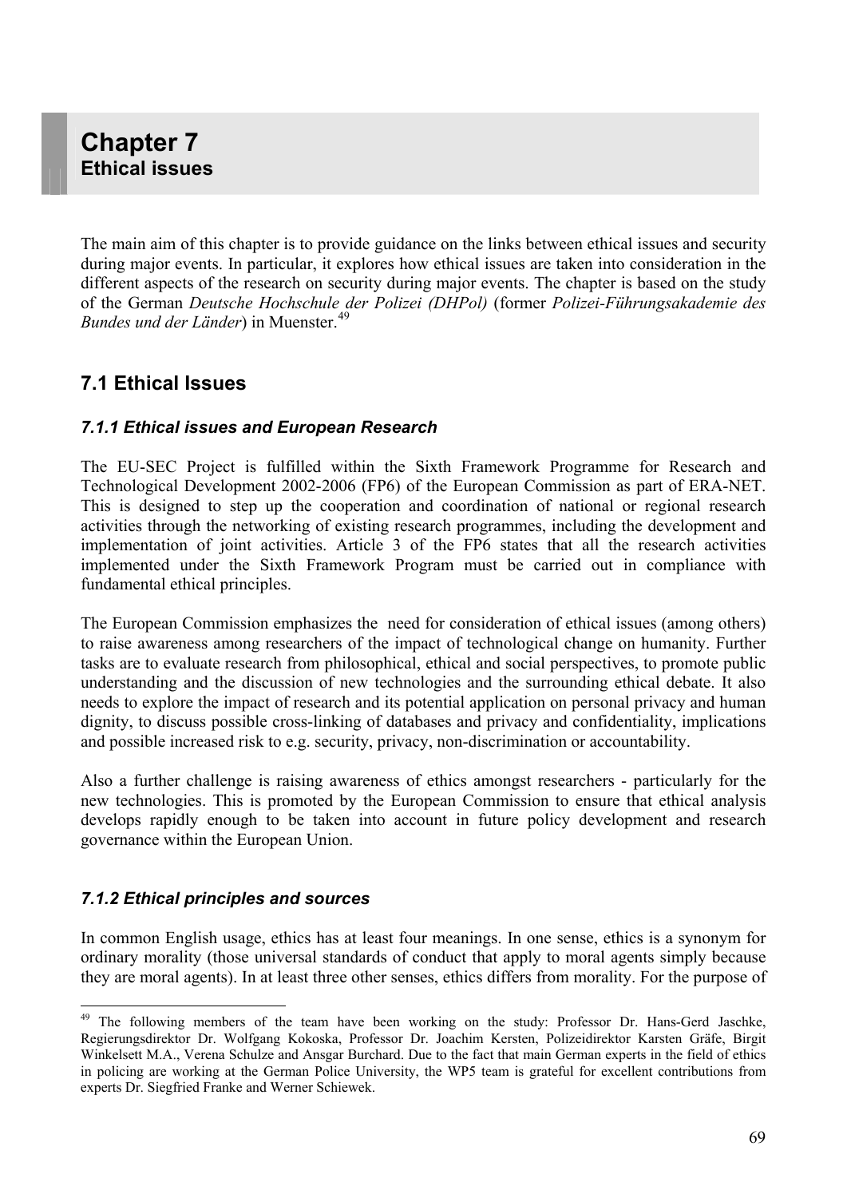# Chapter 7
## Ethical issues

The main aim of this chapter is to provide guidance on the links between ethical issues and security during major events. In particular, it explores how ethical issues are taken into consideration in the different aspects of the research on security during major events. The chapter is based on the study of the German *Deutsche Hochschule der Polizei (DHPol)* (former *Polizei-Führungsakademie des Bundes und der Länder*) in Muenster.[49]

## 7.1 Ethical Issues

### *7.1.1 Ethical issues and European Research*

The EU-SEC Project is fulfilled within the Sixth Framework Programme for Research and Technological Development 2002-2006 (FP6) of the European Commission as part of ERA-NET. This is designed to step up the cooperation and coordination of national or regional research activities through the networking of existing research programmes, including the development and implementation of joint activities. Article 3 of the FP6 states that all the research activities implemented under the Sixth Framework Program must be carried out in compliance with fundamental ethical principles.

The European Commission emphasizes the need for consideration of ethical issues (among others) to raise awareness among researchers of the impact of technological change on humanity. Further tasks are to evaluate research from philosophical, ethical and social perspectives, to promote public understanding and the discussion of new technologies and the surrounding ethical debate. It also needs to explore the impact of research and its potential application on personal privacy and human dignity, to discuss possible cross-linking of databases and privacy and confidentiality, implications and possible increased risk to e.g. security, privacy, non-discrimination or accountability.

Also a further challenge is raising awareness of ethics amongst researchers - particularly for the new technologies. This is promoted by the European Commission to ensure that ethical analysis develops rapidly enough to be taken into account in future policy development and research governance within the European Union.

### *7.1.2 Ethical principles and sources*

In common English usage, ethics has at least four meanings. In one sense, ethics is a synonym for ordinary morality (those universal standards of conduct that apply to moral agents simply because they are moral agents). In at least three other senses, ethics differs from morality. For the purpose of

---

[49] The following members of the team have been working on the study: Professor Dr. Hans-Gerd Jaschke, Regierungsdirektor Dr. Wolfgang Kokoska, Professor Dr. Joachim Kersten, Polizeidirektor Karsten Gräfe, Birgit Winkelsett M.A., Verena Schulze and Ansgar Burchard. Due to the fact that main German experts in the field of ethics in policing are working at the German Police University, the WP5 team is grateful for excellent contributions from experts Dr. Siegfried Franke and Werner Schiewek.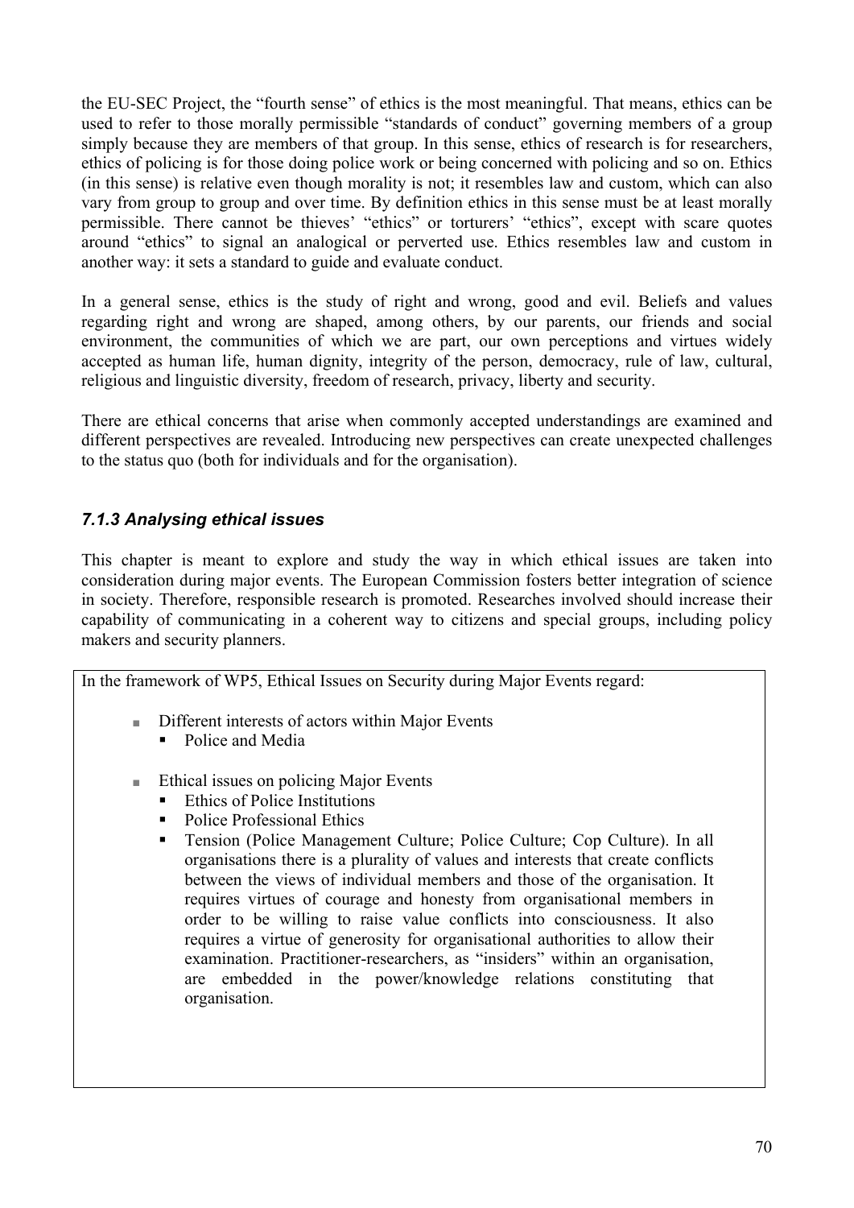the EU-SEC Project, the "fourth sense" of ethics is the most meaningful. That means, ethics can be used to refer to those morally permissible "standards of conduct" governing members of a group simply because they are members of that group. In this sense, ethics of research is for researchers, ethics of policing is for those doing police work or being concerned with policing and so on. Ethics (in this sense) is relative even though morality is not; it resembles law and custom, which can also vary from group to group and over time. By definition ethics in this sense must be at least morally permissible. There cannot be thieves' "ethics" or torturers' "ethics", except with scare quotes around "ethics" to signal an analogical or perverted use. Ethics resembles law and custom in another way: it sets a standard to guide and evaluate conduct.

In a general sense, ethics is the study of right and wrong, good and evil. Beliefs and values regarding right and wrong are shaped, among others, by our parents, our friends and social environment, the communities of which we are part, our own perceptions and virtues widely accepted as human life, human dignity, integrity of the person, democracy, rule of law, cultural, religious and linguistic diversity, freedom of research, privacy, liberty and security.

There are ethical concerns that arise when commonly accepted understandings are examined and different perspectives are revealed. Introducing new perspectives can create unexpected challenges to the status quo (both for individuals and for the organisation).

### *7.1.3 Analysing ethical issues*

This chapter is meant to explore and study the way in which ethical issues are taken into consideration during major events. The European Commission fosters better integration of science in society. Therefore, responsible research is promoted. Researches involved should increase their capability of communicating in a coherent way to citizens and special groups, including policy makers and security planners.

In the framework of WP5, Ethical Issues on Security during Major Events regard:

- Different interests of actors within Major Events
  - Police and Media
- Ethical issues on policing Major Events
  - Ethics of Police Institutions
  - Police Professional Ethics
  - Tension (Police Management Culture; Police Culture; Cop Culture). In all organisations there is a plurality of values and interests that create conflicts between the views of individual members and those of the organisation. It requires virtues of courage and honesty from organisational members in order to be willing to raise value conflicts into consciousness. It also requires a virtue of generosity for organisational authorities to allow their examination. Practitioner-researchers, as "insiders" within an organisation, are embedded in the power/knowledge relations constituting that organisation.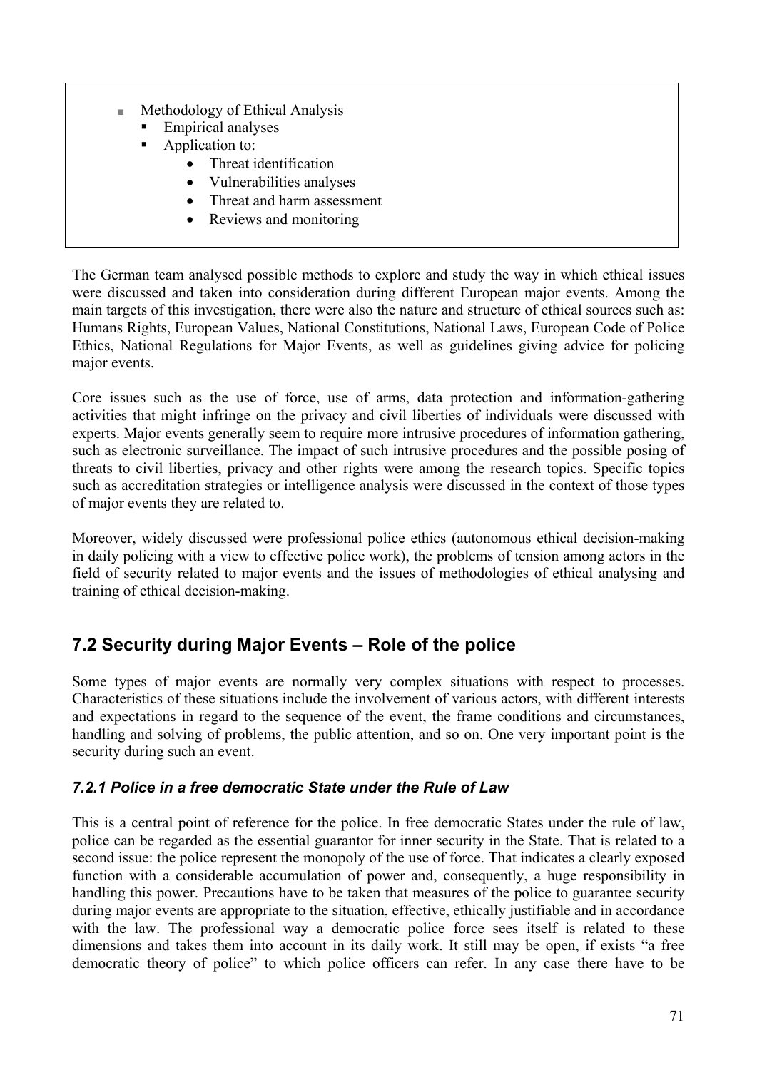- Methodology of Ethical Analysis
  - Empirical analyses
  - Application to:
    - Threat identification
    - Vulnerabilities analyses
    - Threat and harm assessment
    - Reviews and monitoring

The German team analysed possible methods to explore and study the way in which ethical issues were discussed and taken into consideration during different European major events. Among the main targets of this investigation, there were also the nature and structure of ethical sources such as: Humans Rights, European Values, National Constitutions, National Laws, European Code of Police Ethics, National Regulations for Major Events, as well as guidelines giving advice for policing major events.

Core issues such as the use of force, use of arms, data protection and information-gathering activities that might infringe on the privacy and civil liberties of individuals were discussed with experts. Major events generally seem to require more intrusive procedures of information gathering, such as electronic surveillance. The impact of such intrusive procedures and the possible posing of threats to civil liberties, privacy and other rights were among the research topics. Specific topics such as accreditation strategies or intelligence analysis were discussed in the context of those types of major events they are related to.

Moreover, widely discussed were professional police ethics (autonomous ethical decision-making in daily policing with a view to effective police work), the problems of tension among actors in the field of security related to major events and the issues of methodologies of ethical analysing and training of ethical decision-making.

## 7.2 Security during Major Events – Role of the police

Some types of major events are normally very complex situations with respect to processes. Characteristics of these situations include the involvement of various actors, with different interests and expectations in regard to the sequence of the event, the frame conditions and circumstances, handling and solving of problems, the public attention, and so on. One very important point is the security during such an event.

### *7.2.1 Police in a free democratic State under the Rule of Law*

This is a central point of reference for the police. In free democratic States under the rule of law, police can be regarded as the essential guarantor for inner security in the State. That is related to a second issue: the police represent the monopoly of the use of force. That indicates a clearly exposed function with a considerable accumulation of power and, consequently, a huge responsibility in handling this power. Precautions have to be taken that measures of the police to guarantee security during major events are appropriate to the situation, effective, ethically justifiable and in accordance with the law. The professional way a democratic police force sees itself is related to these dimensions and takes them into account in its daily work. It still may be open, if exists "a free democratic theory of police" to which police officers can refer. In any case there have to be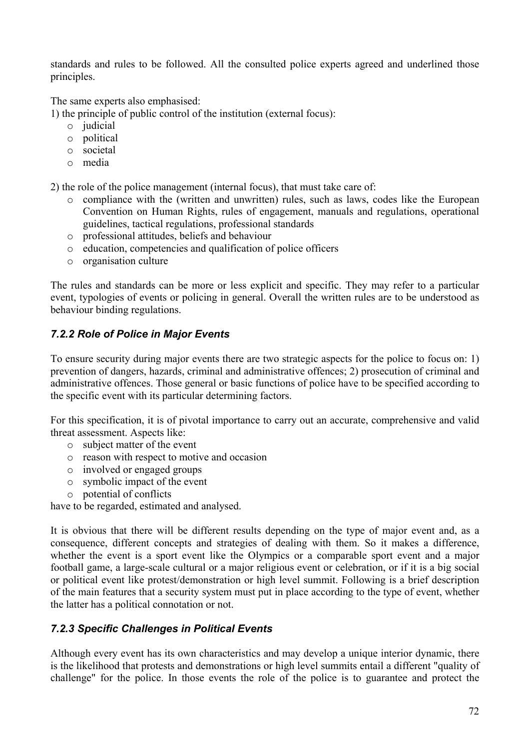standards and rules to be followed. All the consulted police experts agreed and underlined those principles.

The same experts also emphasised:

1) the principle of public control of the institution (external focus):
   - judicial
   - political
   - societal
   - media

2) the role of the police management (internal focus), that must take care of:
   - compliance with the (written and unwritten) rules, such as laws, codes like the European Convention on Human Rights, rules of engagement, manuals and regulations, operational guidelines, tactical regulations, professional standards
   - professional attitudes, beliefs and behaviour
   - education, competencies and qualification of police officers
   - organisation culture

The rules and standards can be more or less explicit and specific. They may refer to a particular event, typologies of events or policing in general. Overall the written rules are to be understood as behaviour binding regulations.

### *7.2.2 Role of Police in Major Events*

To ensure security during major events there are two strategic aspects for the police to focus on: 1) prevention of dangers, hazards, criminal and administrative offences; 2) prosecution of criminal and administrative offences. Those general or basic functions of police have to be specified according to the specific event with its particular determining factors.

For this specification, it is of pivotal importance to carry out an accurate, comprehensive and valid threat assessment. Aspects like:

- subject matter of the event
- reason with respect to motive and occasion
- involved or engaged groups
- symbolic impact of the event
- potential of conflicts

have to be regarded, estimated and analysed.

It is obvious that there will be different results depending on the type of major event and, as a consequence, different concepts and strategies of dealing with them. So it makes a difference, whether the event is a sport event like the Olympics or a comparable sport event and a major football game, a large-scale cultural or a major religious event or celebration, or if it is a big social or political event like protest/demonstration or high level summit. Following is a brief description of the main features that a security system must put in place according to the type of event, whether the latter has a political connotation or not.

### *7.2.3 Specific Challenges in Political Events*

Although every event has its own characteristics and may develop a unique interior dynamic, there is the likelihood that protests and demonstrations or high level summits entail a different "quality of challenge" for the police. In those events the role of the police is to guarantee and protect the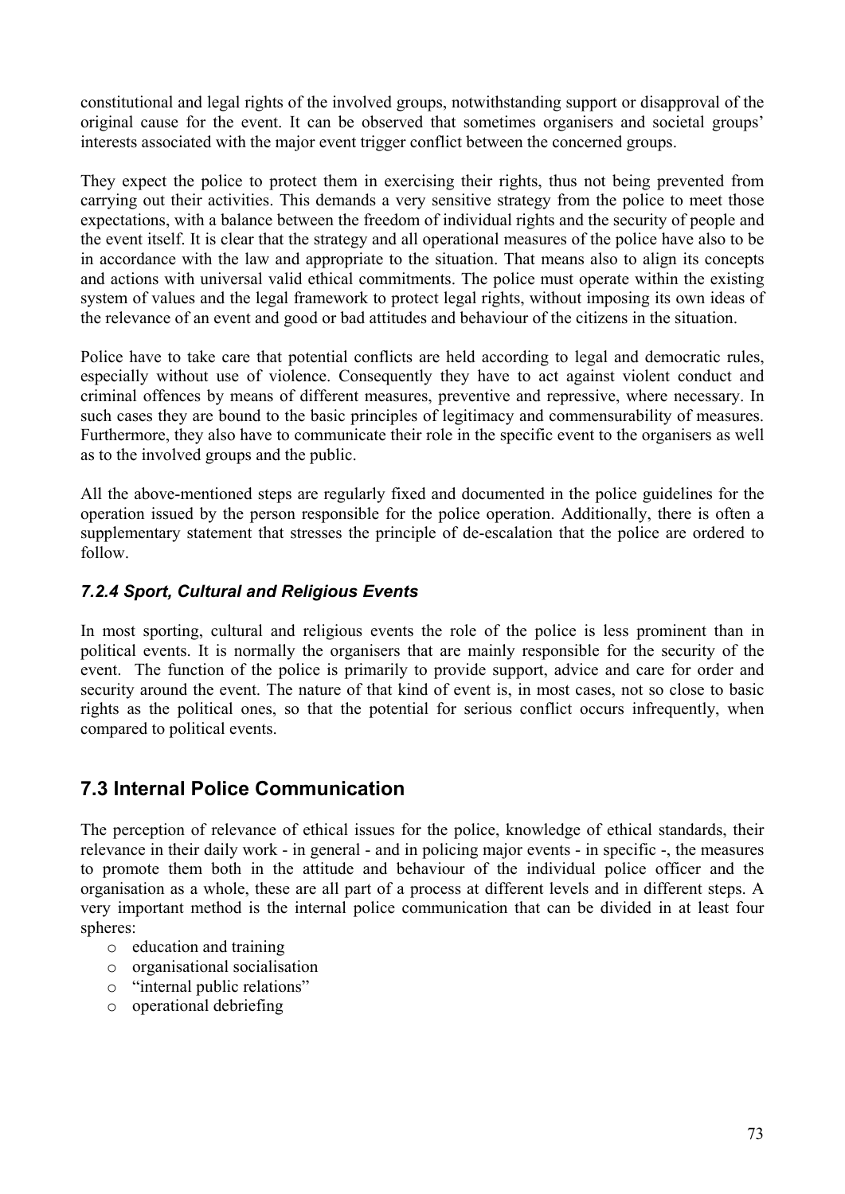constitutional and legal rights of the involved groups, notwithstanding support or disapproval of the original cause for the event. It can be observed that sometimes organisers and societal groups' interests associated with the major event trigger conflict between the concerned groups.

They expect the police to protect them in exercising their rights, thus not being prevented from carrying out their activities. This demands a very sensitive strategy from the police to meet those expectations, with a balance between the freedom of individual rights and the security of people and the event itself. It is clear that the strategy and all operational measures of the police have also to be in accordance with the law and appropriate to the situation. That means also to align its concepts and actions with universal valid ethical commitments. The police must operate within the existing system of values and the legal framework to protect legal rights, without imposing its own ideas of the relevance of an event and good or bad attitudes and behaviour of the citizens in the situation.

Police have to take care that potential conflicts are held according to legal and democratic rules, especially without use of violence. Consequently they have to act against violent conduct and criminal offences by means of different measures, preventive and repressive, where necessary. In such cases they are bound to the basic principles of legitimacy and commensurability of measures. Furthermore, they also have to communicate their role in the specific event to the organisers as well as to the involved groups and the public.

All the above-mentioned steps are regularly fixed and documented in the police guidelines for the operation issued by the person responsible for the police operation. Additionally, there is often a supplementary statement that stresses the principle of de-escalation that the police are ordered to follow.

### *7.2.4 Sport, Cultural and Religious Events*

In most sporting, cultural and religious events the role of the police is less prominent than in political events. It is normally the organisers that are mainly responsible for the security of the event. The function of the police is primarily to provide support, advice and care for order and security around the event. The nature of that kind of event is, in most cases, not so close to basic rights as the political ones, so that the potential for serious conflict occurs infrequently, when compared to political events.

## 7.3 Internal Police Communication

The perception of relevance of ethical issues for the police, knowledge of ethical standards, their relevance in their daily work - in general - and in policing major events - in specific -, the measures to promote them both in the attitude and behaviour of the individual police officer and the organisation as a whole, these are all part of a process at different levels and in different steps. A very important method is the internal police communication that can be divided in at least four spheres:

- education and training
- organisational socialisation
- "internal public relations"
- operational debriefing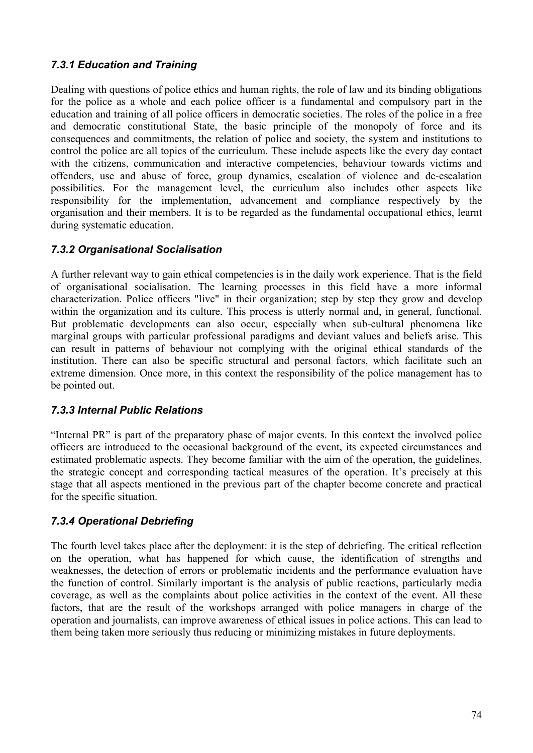### *7.3.1 Education and Training*

Dealing with questions of police ethics and human rights, the role of law and its binding obligations for the police as a whole and each police officer is a fundamental and compulsory part in the education and training of all police officers in democratic societies. The roles of the police in a free and democratic constitutional State, the basic principle of the monopoly of force and its consequences and commitments, the relation of police and society, the system and institutions to control the police are all topics of the curriculum. These include aspects like the every day contact with the citizens, communication and interactive competencies, behaviour towards victims and offenders, use and abuse of force, group dynamics, escalation of violence and de-escalation possibilities. For the management level, the curriculum also includes other aspects like responsibility for the implementation, advancement and compliance respectively by the organisation and their members. It is to be regarded as the fundamental occupational ethics, learnt during systematic education.

### *7.3.2 Organisational Socialisation*

A further relevant way to gain ethical competencies is in the daily work experience. That is the field of organisational socialisation. The learning processes in this field have a more informal characterization. Police officers "live" in their organization; step by step they grow and develop within the organization and its culture. This process is utterly normal and, in general, functional. But problematic developments can also occur, especially when sub-cultural phenomena like marginal groups with particular professional paradigms and deviant values and beliefs arise. This can result in patterns of behaviour not complying with the original ethical standards of the institution. There can also be specific structural and personal factors, which facilitate such an extreme dimension. Once more, in this context the responsibility of the police management has to be pointed out.

### *7.3.3 Internal Public Relations*

"Internal PR" is part of the preparatory phase of major events. In this context the involved police officers are introduced to the occasional background of the event, its expected circumstances and estimated problematic aspects. They become familiar with the aim of the operation, the guidelines, the strategic concept and corresponding tactical measures of the operation. It's precisely at this stage that all aspects mentioned in the previous part of the chapter become concrete and practical for the specific situation.

### *7.3.4 Operational Debriefing*

The fourth level takes place after the deployment: it is the step of debriefing. The critical reflection on the operation, what has happened for which cause, the identification of strengths and weaknesses, the detection of errors or problematic incidents and the performance evaluation have the function of control. Similarly important is the analysis of public reactions, particularly media coverage, as well as the complaints about police activities in the context of the event. All these factors, that are the result of the workshops arranged with police managers in charge of the operation and journalists, can improve awareness of ethical issues in police actions. This can lead to them being taken more seriously thus reducing or minimizing mistakes in future deployments.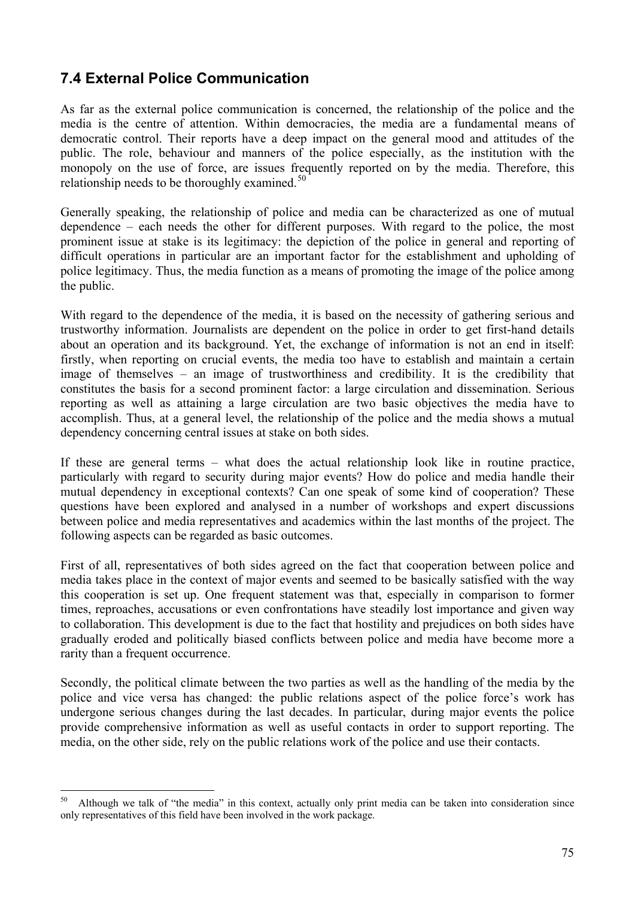## 7.4 External Police Communication

As far as the external police communication is concerned, the relationship of the police and the media is the centre of attention. Within democracies, the media are a fundamental means of democratic control. Their reports have a deep impact on the general mood and attitudes of the public. The role, behaviour and manners of the police especially, as the institution with the monopoly on the use of force, are issues frequently reported on by the media. Therefore, this relationship needs to be thoroughly examined.[50]

Generally speaking, the relationship of police and media can be characterized as one of mutual dependence – each needs the other for different purposes. With regard to the police, the most prominent issue at stake is its legitimacy: the depiction of the police in general and reporting of difficult operations in particular are an important factor for the establishment and upholding of police legitimacy. Thus, the media function as a means of promoting the image of the police among the public.

With regard to the dependence of the media, it is based on the necessity of gathering serious and trustworthy information. Journalists are dependent on the police in order to get first-hand details about an operation and its background. Yet, the exchange of information is not an end in itself: firstly, when reporting on crucial events, the media too have to establish and maintain a certain image of themselves – an image of trustworthiness and credibility. It is the credibility that constitutes the basis for a second prominent factor: a large circulation and dissemination. Serious reporting as well as attaining a large circulation are two basic objectives the media have to accomplish. Thus, at a general level, the relationship of the police and the media shows a mutual dependency concerning central issues at stake on both sides.

If these are general terms – what does the actual relationship look like in routine practice, particularly with regard to security during major events? How do police and media handle their mutual dependency in exceptional contexts? Can one speak of some kind of cooperation? These questions have been explored and analysed in a number of workshops and expert discussions between police and media representatives and academics within the last months of the project. The following aspects can be regarded as basic outcomes.

First of all, representatives of both sides agreed on the fact that cooperation between police and media takes place in the context of major events and seemed to be basically satisfied with the way this cooperation is set up. One frequent statement was that, especially in comparison to former times, reproaches, accusations or even confrontations have steadily lost importance and given way to collaboration. This development is due to the fact that hostility and prejudices on both sides have gradually eroded and politically biased conflicts between police and media have become more a rarity than a frequent occurrence.

Secondly, the political climate between the two parties as well as the handling of the media by the police and vice versa has changed: the public relations aspect of the police force's work has undergone serious changes during the last decades. In particular, during major events the police provide comprehensive information as well as useful contacts in order to support reporting. The media, on the other side, rely on the public relations work of the police and use their contacts.

[50] Although we talk of "the media" in this context, actually only print media can be taken into consideration since only representatives of this field have been involved in the work package.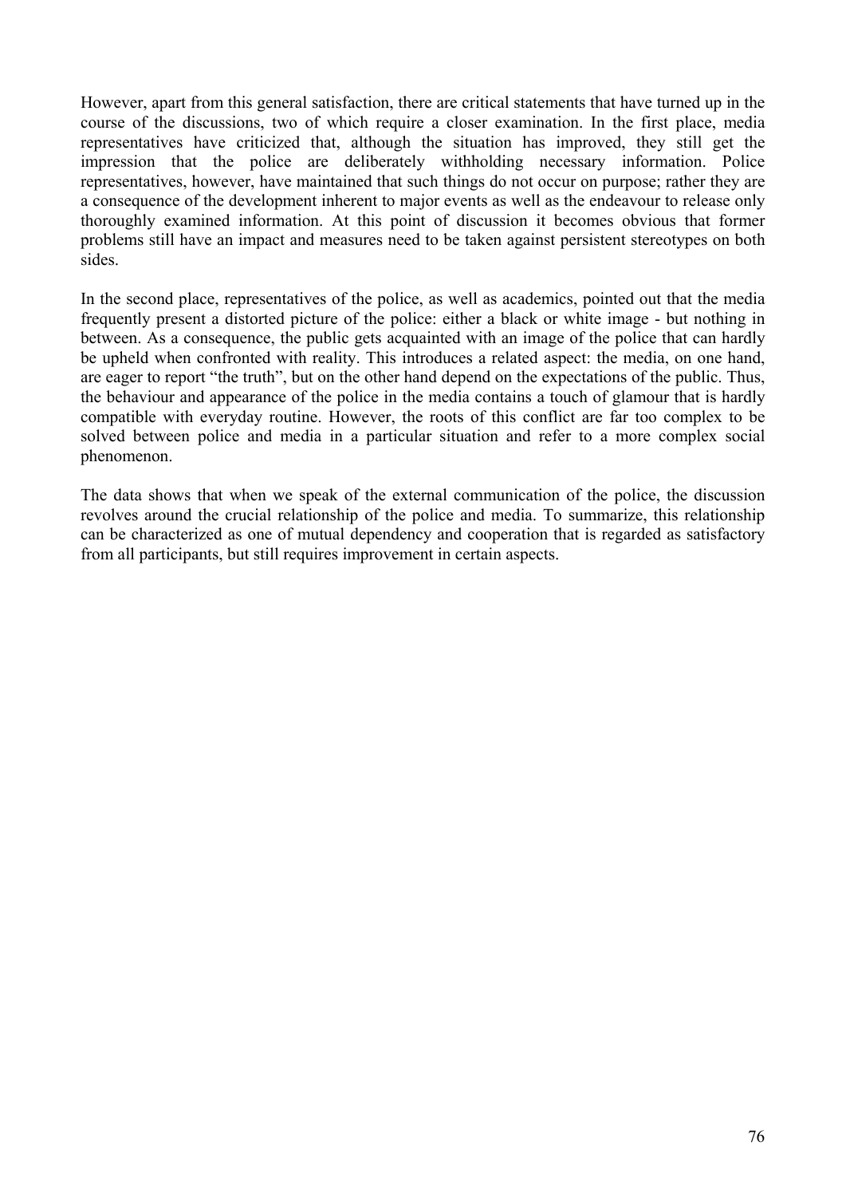However, apart from this general satisfaction, there are critical statements that have turned up in the course of the discussions, two of which require a closer examination. In the first place, media representatives have criticized that, although the situation has improved, they still get the impression that the police are deliberately withholding necessary information. Police representatives, however, have maintained that such things do not occur on purpose; rather they are a consequence of the development inherent to major events as well as the endeavour to release only thoroughly examined information. At this point of discussion it becomes obvious that former problems still have an impact and measures need to be taken against persistent stereotypes on both sides.

In the second place, representatives of the police, as well as academics, pointed out that the media frequently present a distorted picture of the police: either a black or white image - but nothing in between. As a consequence, the public gets acquainted with an image of the police that can hardly be upheld when confronted with reality. This introduces a related aspect: the media, on one hand, are eager to report "the truth", but on the other hand depend on the expectations of the public. Thus, the behaviour and appearance of the police in the media contains a touch of glamour that is hardly compatible with everyday routine. However, the roots of this conflict are far too complex to be solved between police and media in a particular situation and refer to a more complex social phenomenon.

The data shows that when we speak of the external communication of the police, the discussion revolves around the crucial relationship of the police and media. To summarize, this relationship can be characterized as one of mutual dependency and cooperation that is regarded as satisfactory from all participants, but still requires improvement in certain aspects.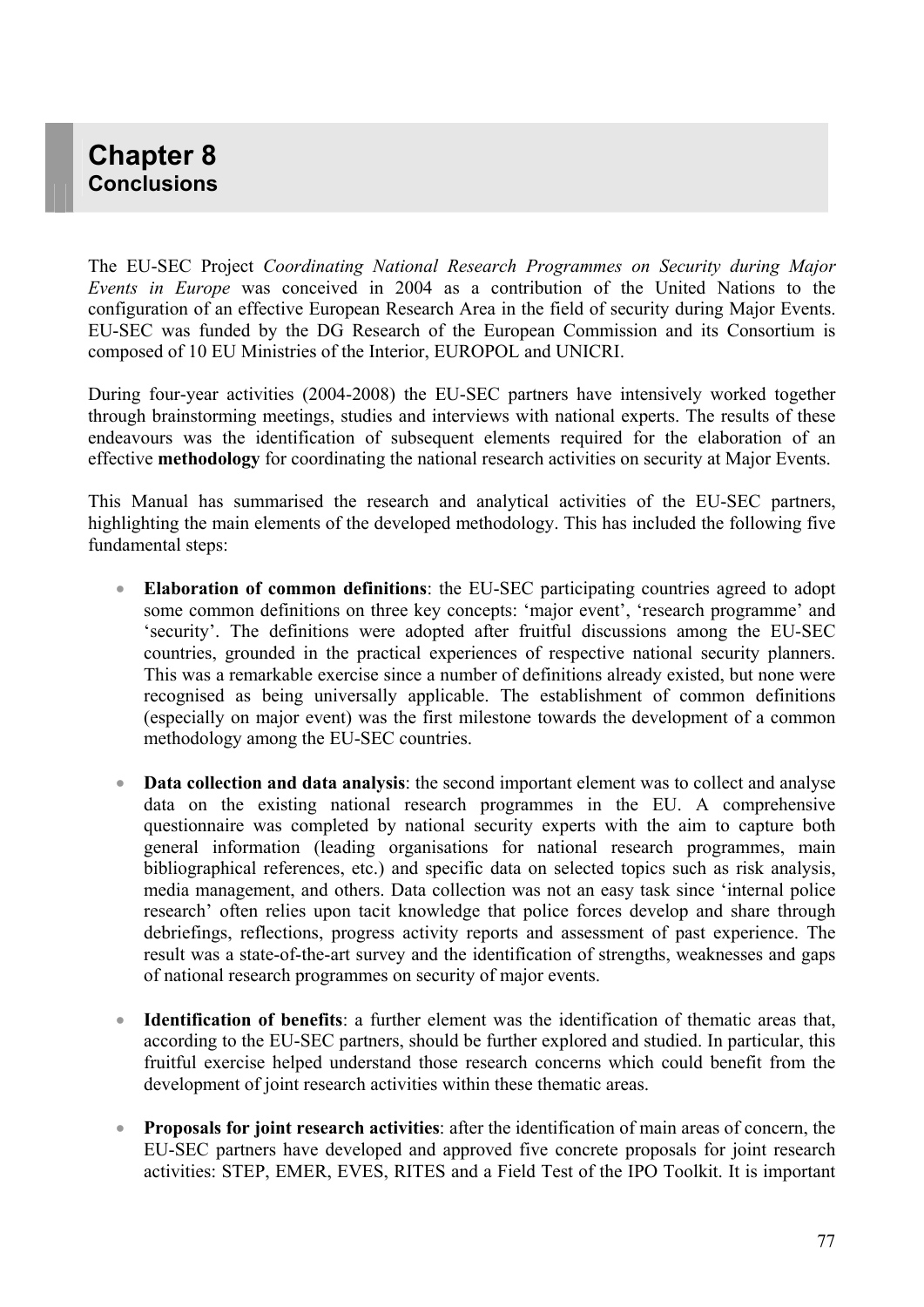# Chapter 8
## Conclusions

The EU-SEC Project *Coordinating National Research Programmes on Security during Major Events in Europe* was conceived in 2004 as a contribution of the United Nations to the configuration of an effective European Research Area in the field of security during Major Events. EU-SEC was funded by the DG Research of the European Commission and its Consortium is composed of 10 EU Ministries of the Interior, EUROPOL and UNICRI.

During four-year activities (2004-2008) the EU-SEC partners have intensively worked together through brainstorming meetings, studies and interviews with national experts. The results of these endeavours was the identification of subsequent elements required for the elaboration of an effective **methodology** for coordinating the national research activities on security at Major Events.

This Manual has summarised the research and analytical activities of the EU-SEC partners, highlighting the main elements of the developed methodology. This has included the following five fundamental steps:

- **Elaboration of common definitions**: the EU-SEC participating countries agreed to adopt some common definitions on three key concepts: 'major event', 'research programme' and 'security'. The definitions were adopted after fruitful discussions among the EU-SEC countries, grounded in the practical experiences of respective national security planners. This was a remarkable exercise since a number of definitions already existed, but none were recognised as being universally applicable. The establishment of common definitions (especially on major event) was the first milestone towards the development of a common methodology among the EU-SEC countries.

- **Data collection and data analysis**: the second important element was to collect and analyse data on the existing national research programmes in the EU. A comprehensive questionnaire was completed by national security experts with the aim to capture both general information (leading organisations for national research programmes, main bibliographical references, etc.) and specific data on selected topics such as risk analysis, media management, and others. Data collection was not an easy task since 'internal police research' often relies upon tacit knowledge that police forces develop and share through debriefings, reflections, progress activity reports and assessment of past experience. The result was a state-of-the-art survey and the identification of strengths, weaknesses and gaps of national research programmes on security of major events.

- **Identification of benefits**: a further element was the identification of thematic areas that, according to the EU-SEC partners, should be further explored and studied. In particular, this fruitful exercise helped understand those research concerns which could benefit from the development of joint research activities within these thematic areas.

- **Proposals for joint research activities**: after the identification of main areas of concern, the EU-SEC partners have developed and approved five concrete proposals for joint research activities: STEP, EMER, EVES, RITES and a Field Test of the IPO Toolkit. It is important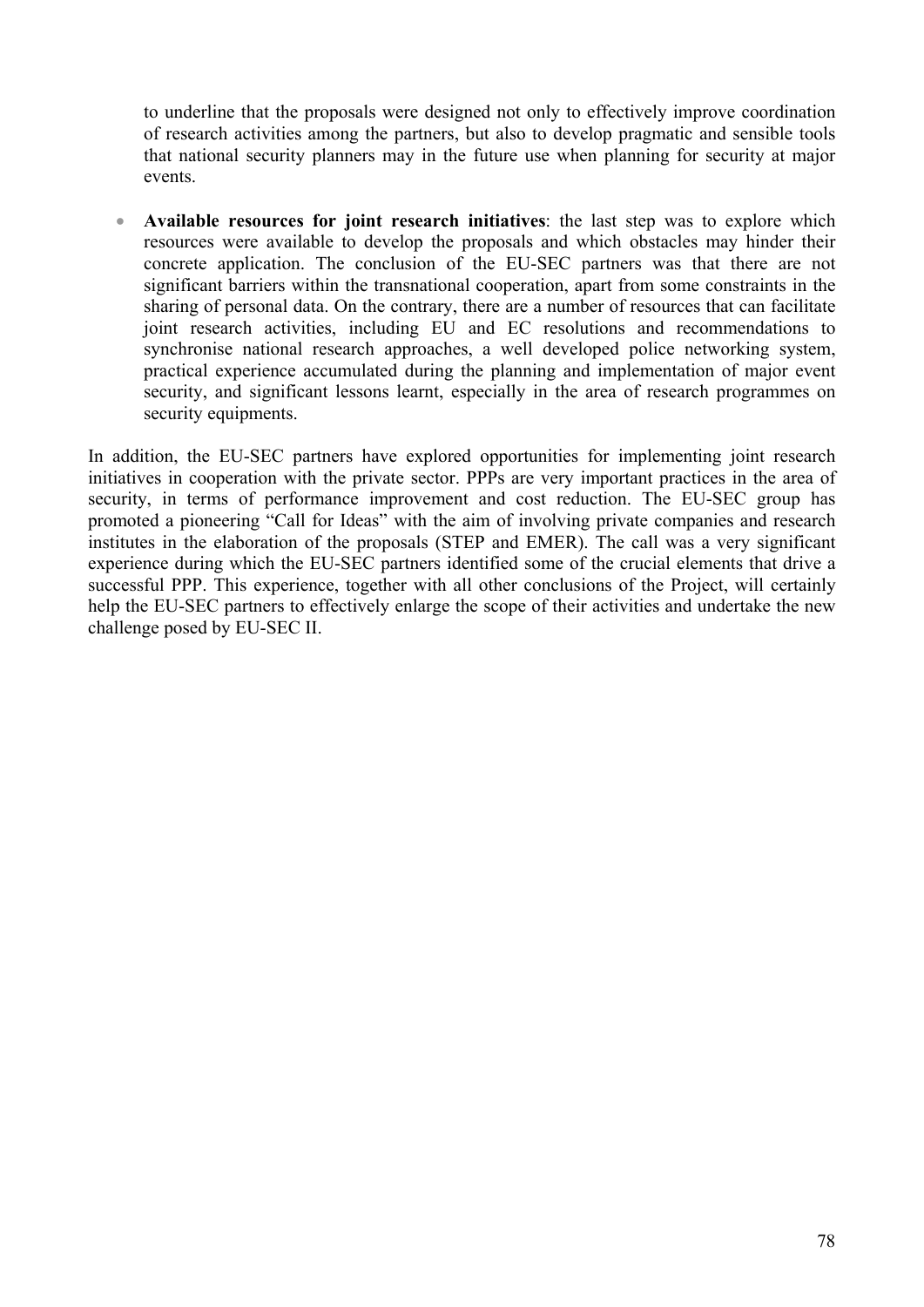to underline that the proposals were designed not only to effectively improve coordination of research activities among the partners, but also to develop pragmatic and sensible tools that national security planners may in the future use when planning for security at major events.

- **Available resources for joint research initiatives**: the last step was to explore which resources were available to develop the proposals and which obstacles may hinder their concrete application. The conclusion of the EU-SEC partners was that there are not significant barriers within the transnational cooperation, apart from some constraints in the sharing of personal data. On the contrary, there are a number of resources that can facilitate joint research activities, including EU and EC resolutions and recommendations to synchronise national research approaches, a well developed police networking system, practical experience accumulated during the planning and implementation of major event security, and significant lessons learnt, especially in the area of research programmes on security equipments.

In addition, the EU-SEC partners have explored opportunities for implementing joint research initiatives in cooperation with the private sector. PPPs are very important practices in the area of security, in terms of performance improvement and cost reduction. The EU-SEC group has promoted a pioneering "Call for Ideas" with the aim of involving private companies and research institutes in the elaboration of the proposals (STEP and EMER). The call was a very significant experience during which the EU-SEC partners identified some of the crucial elements that drive a successful PPP. This experience, together with all other conclusions of the Project, will certainly help the EU-SEC partners to effectively enlarge the scope of their activities and undertake the new challenge posed by EU-SEC II.